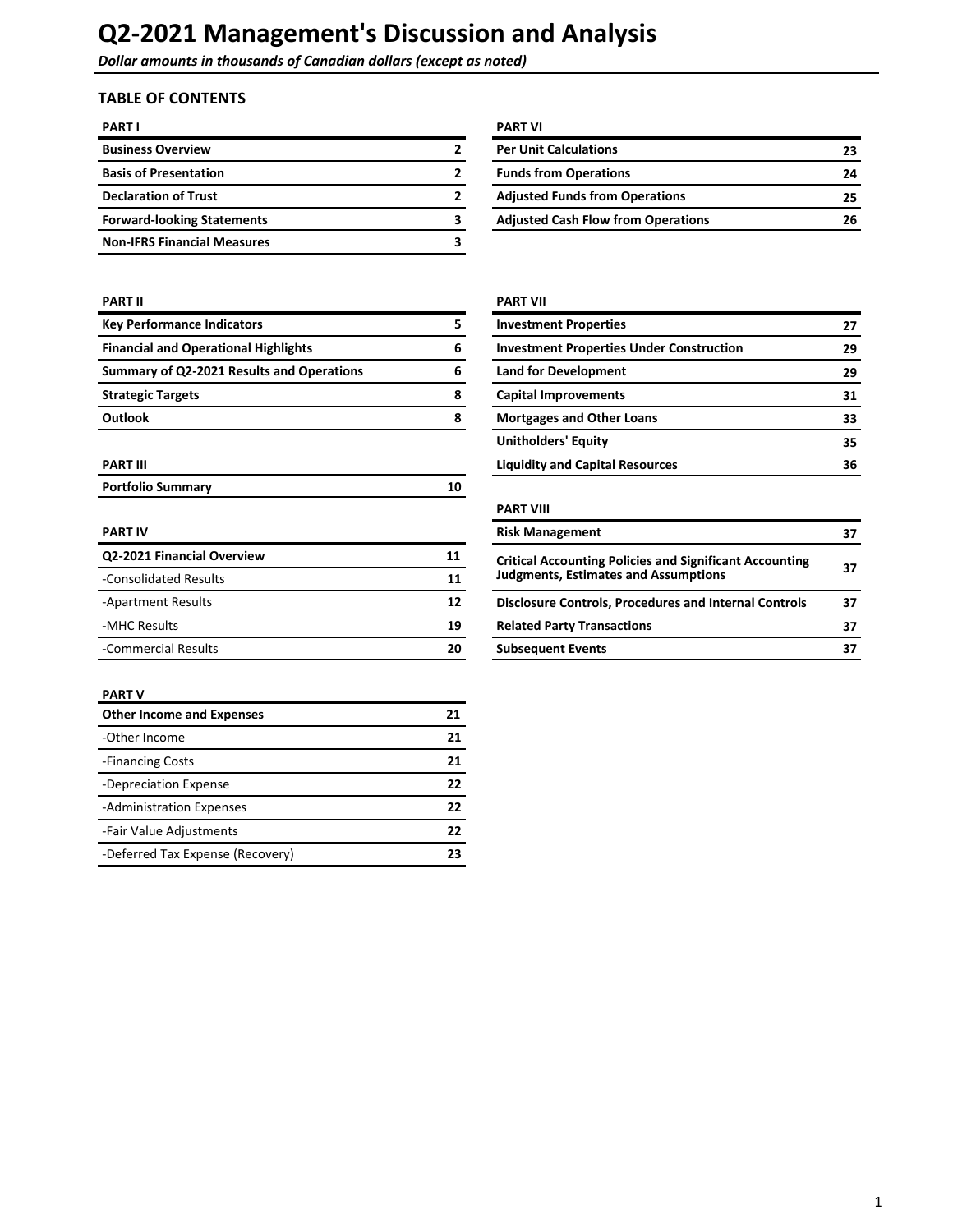# Q2-2021 Management's Discussion and Analysis

***Dollar amounts in thousands of Canadian dollars (except as noted)***

## TABLE OF CONTENTS

| PART I | |
|---|---|
| **Business Overview** | **2** |
| **Basis of Presentation** | **2** |
| **Declaration of Trust** | **2** |
| **Forward-looking Statements** | **3** |
| **Non-IFRS Financial Measures** | **3** |

| PART II | |
|---|---|
| **Key Performance Indicators** | **5** |
| **Financial and Operational Highlights** | **6** |
| **Summary of Q2-2021 Results and Operations** | **6** |
| **Strategic Targets** | **8** |
| **Outlook** | **8** |

| PART III | |
|---|---|
| **Portfolio Summary** | **10** |

| PART IV | |
|---|---|
| **Q2-2021 Financial Overview** | **11** |
| -Consolidated Results | 11 |
| -Apartment Results | 12 |
| -MHC Results | 19 |
| -Commercial Results | 20 |

| PART V | |
|---|---|
| **Other Income and Expenses** | **21** |
| -Other Income | 21 |
| -Financing Costs | 21 |
| -Depreciation Expense | 22 |
| -Administration Expenses | 22 |
| -Fair Value Adjustments | 22 |
| -Deferred Tax Expense (Recovery) | 23 |

| PART VI | |
|---|---|
| **Per Unit Calculations** | **23** |
| **Funds from Operations** | **24** |
| **Adjusted Funds from Operations** | **25** |
| **Adjusted Cash Flow from Operations** | **26** |

| PART VII | |
|---|---|
| **Investment Properties** | **27** |
| **Investment Properties Under Construction** | **29** |
| **Land for Development** | **29** |
| **Capital Improvements** | **31** |
| **Mortgages and Other Loans** | **33** |
| **Unitholders' Equity** | **35** |
| **Liquidity and Capital Resources** | **36** |

| PART VIII | |
|---|---|
| **Risk Management** | **37** |
| **Critical Accounting Policies and Significant Accounting Judgments, Estimates and Assumptions** | **37** |
| **Disclosure Controls, Procedures and Internal Controls** | **37** |
| **Related Party Transactions** | **37** |
| **Subsequent Events** | **37** |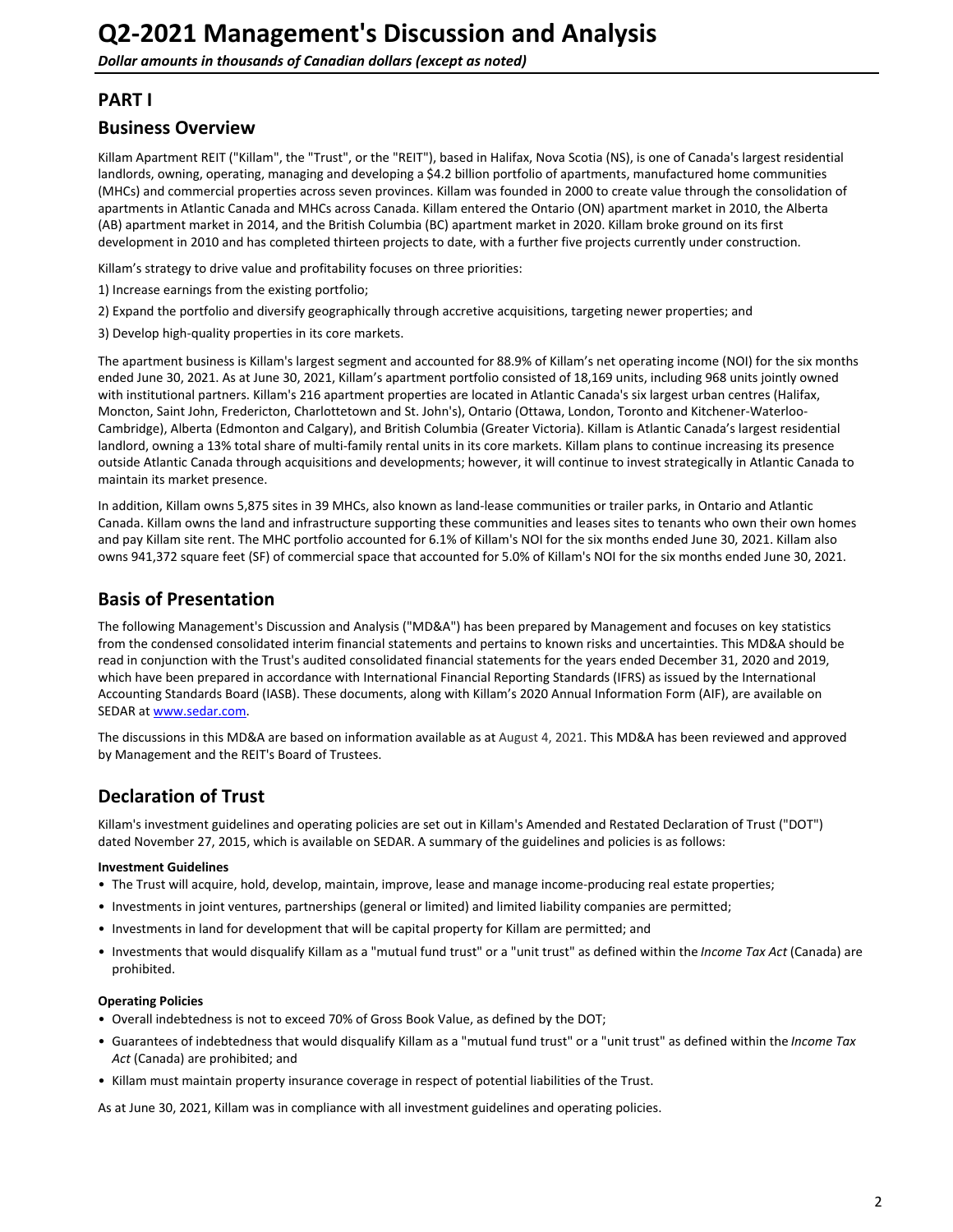# Q2-2021 Management's Discussion and Analysis

*Dollar amounts in thousands of Canadian dollars (except as noted)*

## PART I

## Business Overview

Killam Apartment REIT ("Killam", the "Trust", or the "REIT"), based in Halifax, Nova Scotia (NS), is one of Canada's largest residential landlords, owning, operating, managing and developing a $4.2 billion portfolio of apartments, manufactured home communities (MHCs) and commercial properties across seven provinces. Killam was founded in 2000 to create value through the consolidation of apartments in Atlantic Canada and MHCs across Canada. Killam entered the Ontario (ON) apartment market in 2010, the Alberta (AB) apartment market in 2014, and the British Columbia (BC) apartment market in 2020. Killam broke ground on its first development in 2010 and has completed thirteen projects to date, with a further five projects currently under construction.

Killam's strategy to drive value and profitability focuses on three priorities:

1) Increase earnings from the existing portfolio;

2) Expand the portfolio and diversify geographically through accretive acquisitions, targeting newer properties; and

3) Develop high-quality properties in its core markets.

The apartment business is Killam's largest segment and accounted for 88.9% of Killam's net operating income (NOI) for the six months ended June 30, 2021. As at June 30, 2021, Killam's apartment portfolio consisted of 18,169 units, including 968 units jointly owned with institutional partners. Killam's 216 apartment properties are located in Atlantic Canada's six largest urban centres (Halifax, Moncton, Saint John, Fredericton, Charlottetown and St. John's), Ontario (Ottawa, London, Toronto and Kitchener-Waterloo-Cambridge), Alberta (Edmonton and Calgary), and British Columbia (Greater Victoria). Killam is Atlantic Canada's largest residential landlord, owning a 13% total share of multi-family rental units in its core markets. Killam plans to continue increasing its presence outside Atlantic Canada through acquisitions and developments; however, it will continue to invest strategically in Atlantic Canada to maintain its market presence.

In addition, Killam owns 5,875 sites in 39 MHCs, also known as land-lease communities or trailer parks, in Ontario and Atlantic Canada. Killam owns the land and infrastructure supporting these communities and leases sites to tenants who own their own homes and pay Killam site rent. The MHC portfolio accounted for 6.1% of Killam's NOI for the six months ended June 30, 2021. Killam also owns 941,372 square feet (SF) of commercial space that accounted for 5.0% of Killam's NOI for the six months ended June 30, 2021.

## Basis of Presentation

The following Management's Discussion and Analysis ("MD&A") has been prepared by Management and focuses on key statistics from the condensed consolidated interim financial statements and pertains to known risks and uncertainties. This MD&A should be read in conjunction with the Trust's audited consolidated financial statements for the years ended December 31, 2020 and 2019, which have been prepared in accordance with International Financial Reporting Standards (IFRS) as issued by the International Accounting Standards Board (IASB). These documents, along with Killam's 2020 Annual Information Form (AIF), are available on SEDAR at www.sedar.com.

The discussions in this MD&A are based on information available as at August 4, 2021. This MD&A has been reviewed and approved by Management and the REIT's Board of Trustees.

## Declaration of Trust

Killam's investment guidelines and operating policies are set out in Killam's Amended and Restated Declaration of Trust ("DOT") dated November 27, 2015, which is available on SEDAR. A summary of the guidelines and policies is as follows:

**Investment Guidelines**

- The Trust will acquire, hold, develop, maintain, improve, lease and manage income-producing real estate properties;
- Investments in joint ventures, partnerships (general or limited) and limited liability companies are permitted;
- Investments in land for development that will be capital property for Killam are permitted; and
- Investments that would disqualify Killam as a "mutual fund trust" or a "unit trust" as defined within the *Income Tax Act* (Canada) are prohibited.

**Operating Policies**

- Overall indebtedness is not to exceed 70% of Gross Book Value, as defined by the DOT;
- Guarantees of indebtedness that would disqualify Killam as a "mutual fund trust" or a "unit trust" as defined within the *Income Tax Act* (Canada) are prohibited; and
- Killam must maintain property insurance coverage in respect of potential liabilities of the Trust.

As at June 30, 2021, Killam was in compliance with all investment guidelines and operating policies.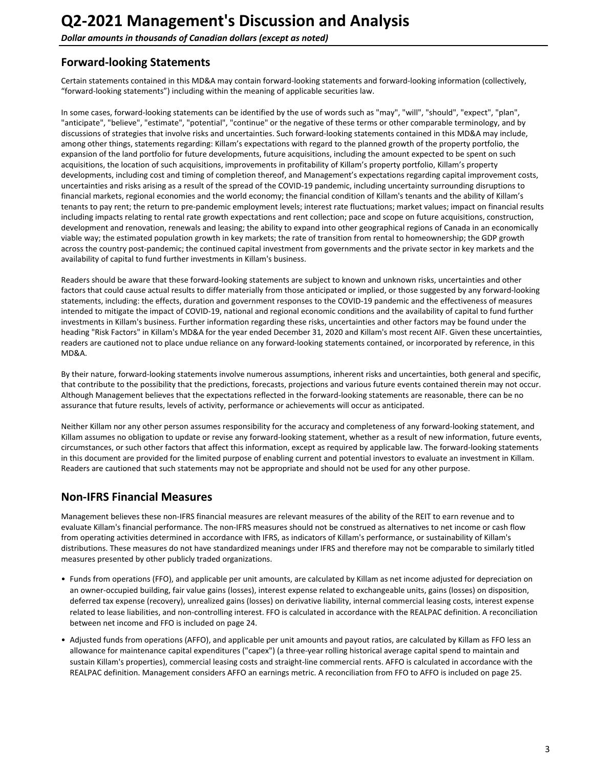# Q2-2021 Management's Discussion and Analysis

***Dollar amounts in thousands of Canadian dollars (except as noted)***

## Forward-looking Statements

Certain statements contained in this MD&A may contain forward-looking statements and forward-looking information (collectively, "forward-looking statements") including within the meaning of applicable securities law.

In some cases, forward-looking statements can be identified by the use of words such as "may", "will", "should", "expect", "plan", "anticipate", "believe", "estimate", "potential", "continue" or the negative of these terms or other comparable terminology, and by discussions of strategies that involve risks and uncertainties. Such forward-looking statements contained in this MD&A may include, among other things, statements regarding: Killam's expectations with regard to the planned growth of the property portfolio, the expansion of the land portfolio for future developments, future acquisitions, including the amount expected to be spent on such acquisitions, the location of such acquisitions, improvements in profitability of Killam's property portfolio, Killam's property developments, including cost and timing of completion thereof, and Management's expectations regarding capital improvement costs, uncertainties and risks arising as a result of the spread of the COVID-19 pandemic, including uncertainty surrounding disruptions to financial markets, regional economies and the world economy; the financial condition of Killam's tenants and the ability of Killam's tenants to pay rent; the return to pre-pandemic employment levels; interest rate fluctuations; market values; impact on financial results including impacts relating to rental rate growth expectations and rent collection; pace and scope on future acquisitions, construction, development and renovation, renewals and leasing; the ability to expand into other geographical regions of Canada in an economically viable way; the estimated population growth in key markets; the rate of transition from rental to homeownership; the GDP growth across the country post-pandemic; the continued capital investment from governments and the private sector in key markets and the availability of capital to fund further investments in Killam's business.

Readers should be aware that these forward-looking statements are subject to known and unknown risks, uncertainties and other factors that could cause actual results to differ materially from those anticipated or implied, or those suggested by any forward-looking statements, including: the effects, duration and government responses to the COVID-19 pandemic and the effectiveness of measures intended to mitigate the impact of COVID-19, national and regional economic conditions and the availability of capital to fund further investments in Killam's business. Further information regarding these risks, uncertainties and other factors may be found under the heading "Risk Factors" in Killam's MD&A for the year ended December 31, 2020 and Killam's most recent AIF. Given these uncertainties, readers are cautioned not to place undue reliance on any forward-looking statements contained, or incorporated by reference, in this MD&A.

By their nature, forward-looking statements involve numerous assumptions, inherent risks and uncertainties, both general and specific, that contribute to the possibility that the predictions, forecasts, projections and various future events contained therein may not occur. Although Management believes that the expectations reflected in the forward-looking statements are reasonable, there can be no assurance that future results, levels of activity, performance or achievements will occur as anticipated.

Neither Killam nor any other person assumes responsibility for the accuracy and completeness of any forward-looking statement, and Killam assumes no obligation to update or revise any forward-looking statement, whether as a result of new information, future events, circumstances, or such other factors that affect this information, except as required by applicable law. The forward-looking statements in this document are provided for the limited purpose of enabling current and potential investors to evaluate an investment in Killam. Readers are cautioned that such statements may not be appropriate and should not be used for any other purpose.

## Non-IFRS Financial Measures

Management believes these non-IFRS financial measures are relevant measures of the ability of the REIT to earn revenue and to evaluate Killam's financial performance. The non-IFRS measures should not be construed as alternatives to net income or cash flow from operating activities determined in accordance with IFRS, as indicators of Killam's performance, or sustainability of Killam's distributions. These measures do not have standardized meanings under IFRS and therefore may not be comparable to similarly titled measures presented by other publicly traded organizations.

- Funds from operations (FFO), and applicable per unit amounts, are calculated by Killam as net income adjusted for depreciation on an owner-occupied building, fair value gains (losses), interest expense related to exchangeable units, gains (losses) on disposition, deferred tax expense (recovery), unrealized gains (losses) on derivative liability, internal commercial leasing costs, interest expense related to lease liabilities, and non-controlling interest. FFO is calculated in accordance with the REALPAC definition. A reconciliation between net income and FFO is included on page 24.
- Adjusted funds from operations (AFFO), and applicable per unit amounts and payout ratios, are calculated by Killam as FFO less an allowance for maintenance capital expenditures ("capex") (a three-year rolling historical average capital spend to maintain and sustain Killam's properties), commercial leasing costs and straight-line commercial rents. AFFO is calculated in accordance with the REALPAC definition. Management considers AFFO an earnings metric. A reconciliation from FFO to AFFO is included on page 25.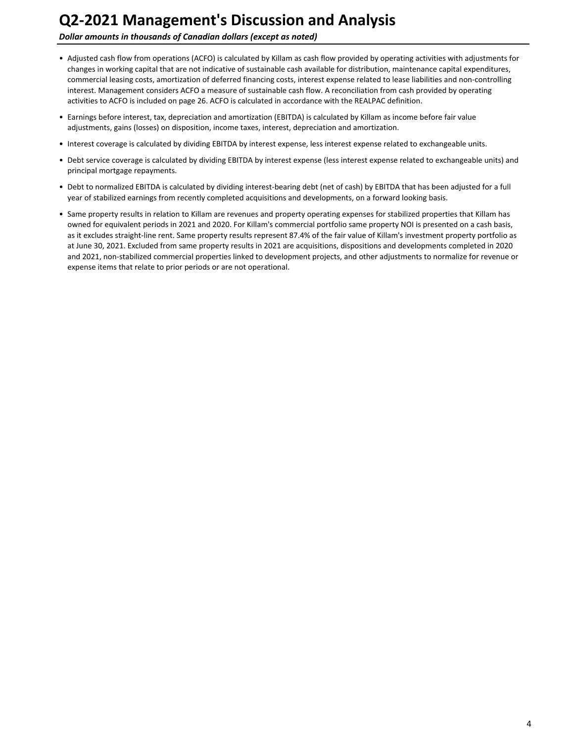- Adjusted cash flow from operations (ACFO) is calculated by Killam as cash flow provided by operating activities with adjustments for changes in working capital that are not indicative of sustainable cash available for distribution, maintenance capital expenditures, commercial leasing costs, amortization of deferred financing costs, interest expense related to lease liabilities and non-controlling interest. Management considers ACFO a measure of sustainable cash flow. A reconciliation from cash provided by operating activities to ACFO is included on page 26. ACFO is calculated in accordance with the REALPAC definition.
- Earnings before interest, tax, depreciation and amortization (EBITDA) is calculated by Killam as income before fair value adjustments, gains (losses) on disposition, income taxes, interest, depreciation and amortization.
- Interest coverage is calculated by dividing EBITDA by interest expense, less interest expense related to exchangeable units.
- Debt service coverage is calculated by dividing EBITDA by interest expense (less interest expense related to exchangeable units) and principal mortgage repayments.
- Debt to normalized EBITDA is calculated by dividing interest-bearing debt (net of cash) by EBITDA that has been adjusted for a full year of stabilized earnings from recently completed acquisitions and developments, on a forward looking basis.
- Same property results in relation to Killam are revenues and property operating expenses for stabilized properties that Killam has owned for equivalent periods in 2021 and 2020. For Killam's commercial portfolio same property NOI is presented on a cash basis, as it excludes straight-line rent. Same property results represent 87.4% of the fair value of Killam's investment property portfolio as at June 30, 2021. Excluded from same property results in 2021 are acquisitions, dispositions and developments completed in 2020 and 2021, non-stabilized commercial properties linked to development projects, and other adjustments to normalize for revenue or expense items that relate to prior periods or are not operational.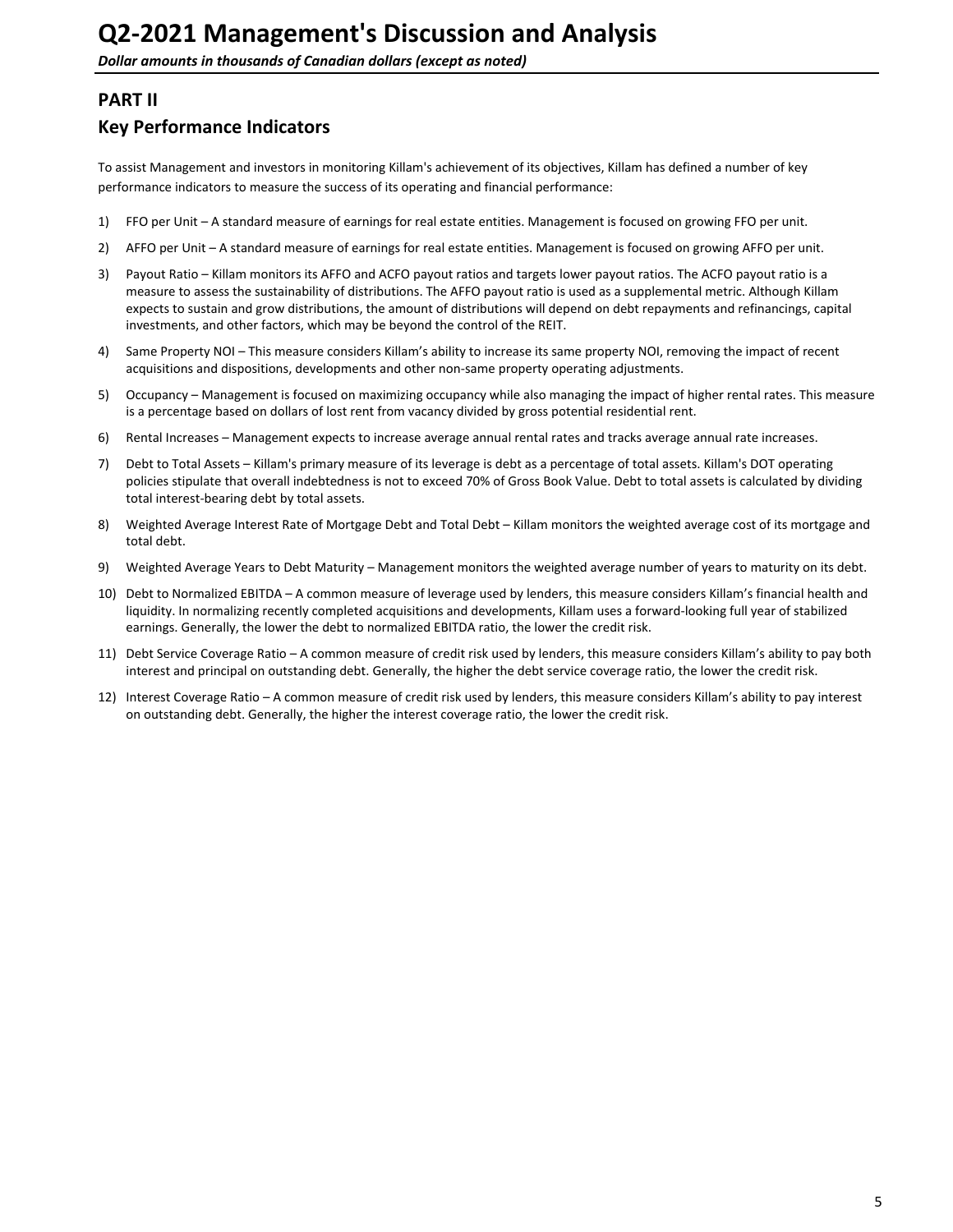## PART II

## Key Performance Indicators

To assist Management and investors in monitoring Killam's achievement of its objectives, Killam has defined a number of key performance indicators to measure the success of its operating and financial performance:

1) FFO per Unit – A standard measure of earnings for real estate entities. Management is focused on growing FFO per unit.
2) AFFO per Unit – A standard measure of earnings for real estate entities. Management is focused on growing AFFO per unit.
3) Payout Ratio – Killam monitors its AFFO and ACFO payout ratios and targets lower payout ratios. The ACFO payout ratio is a measure to assess the sustainability of distributions. The AFFO payout ratio is used as a supplemental metric. Although Killam expects to sustain and grow distributions, the amount of distributions will depend on debt repayments and refinancings, capital investments, and other factors, which may be beyond the control of the REIT.
4) Same Property NOI – This measure considers Killam's ability to increase its same property NOI, removing the impact of recent acquisitions and dispositions, developments and other non-same property operating adjustments.
5) Occupancy – Management is focused on maximizing occupancy while also managing the impact of higher rental rates. This measure is a percentage based on dollars of lost rent from vacancy divided by gross potential residential rent.
6) Rental Increases – Management expects to increase average annual rental rates and tracks average annual rate increases.
7) Debt to Total Assets – Killam's primary measure of its leverage is debt as a percentage of total assets. Killam's DOT operating policies stipulate that overall indebtedness is not to exceed 70% of Gross Book Value. Debt to total assets is calculated by dividing total interest-bearing debt by total assets.
8) Weighted Average Interest Rate of Mortgage Debt and Total Debt – Killam monitors the weighted average cost of its mortgage and total debt.
9) Weighted Average Years to Debt Maturity – Management monitors the weighted average number of years to maturity on its debt.
10) Debt to Normalized EBITDA – A common measure of leverage used by lenders, this measure considers Killam's financial health and liquidity. In normalizing recently completed acquisitions and developments, Killam uses a forward-looking full year of stabilized earnings. Generally, the lower the debt to normalized EBITDA ratio, the lower the credit risk.
11) Debt Service Coverage Ratio – A common measure of credit risk used by lenders, this measure considers Killam's ability to pay both interest and principal on outstanding debt. Generally, the higher the debt service coverage ratio, the lower the credit risk.
12) Interest Coverage Ratio – A common measure of credit risk used by lenders, this measure considers Killam's ability to pay interest on outstanding debt. Generally, the higher the interest coverage ratio, the lower the credit risk.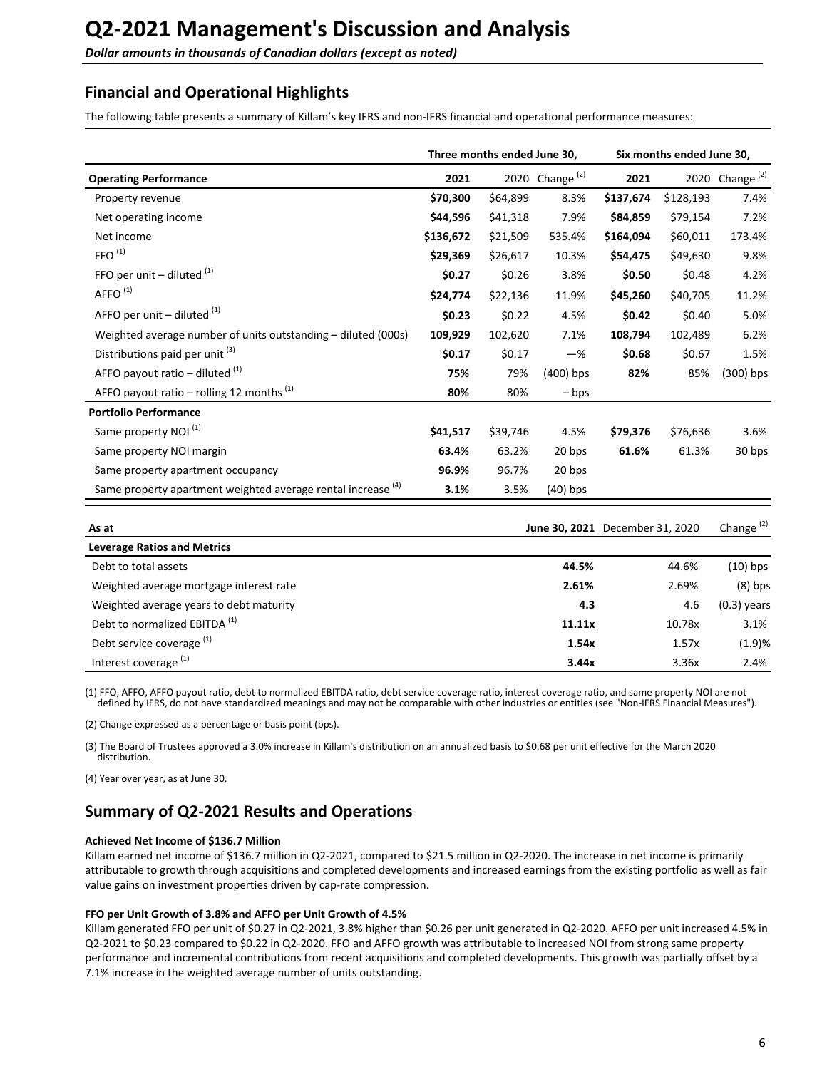# Q2-2021 Management's Discussion and Analysis

*Dollar amounts in thousands of Canadian dollars (except as noted)*

## Financial and Operational Highlights

The following table presents a summary of Killam's key IFRS and non-IFRS financial and operational performance measures:

| | Three months ended June 30, | | | Six months ended June 30, | | |
|---|---|---|---|---|---|---|
| **Operating Performance** | **2021** | 2020 | Change [2] | **2021** | 2020 | Change [2] |
| Property revenue | **$70,300** | $64,899 | 8.3% | **$137,674** | $128,193 | 7.4% |
| Net operating income | **$44,596** | $41,318 | 7.9% | **$84,859** | $79,154 | 7.2% |
| Net income | **$136,672** | $21,509 | 535.4% | **$164,094** | $60,011 | 173.4% |
| FFO [1] | **$29,369** | $26,617 | 10.3% | **$54,475** | $49,630 | 9.8% |
| FFO per unit – diluted [1] | **$0.27** | $0.26 | 3.8% | **$0.50** | $0.48 | 4.2% |
| AFFO [1] | **$24,774** | $22,136 | 11.9% | **$45,260** | $40,705 | 11.2% |
| AFFO per unit – diluted [1] | **$0.23** | $0.22 | 4.5% | **$0.42** | $0.40 | 5.0% |
| Weighted average number of units outstanding – diluted (000s) | **109,929** | 102,620 | 7.1% | **108,794** | 102,489 | 6.2% |
| Distributions paid per unit [3] | **$0.17** | $0.17 | —% | **$0.68** | $0.67 | 1.5% |
| AFFO payout ratio – diluted [1] | **75%** | 79% | (400) bps | **82%** | 85% | (300) bps |
| AFFO payout ratio – rolling 12 months [1] | **80%** | 80% | – bps | | | |
| **Portfolio Performance** | | | | | | |
| Same property NOI [1] | **$41,517** | $39,746 | 4.5% | **$79,376** | $76,636 | 3.6% |
| Same property NOI margin | **63.4%** | 63.2% | 20 bps | **61.6%** | 61.3% | 30 bps |
| Same property apartment occupancy | **96.9%** | 96.7% | 20 bps | | | |
| Same property apartment weighted average rental increase [4] | **3.1%** | 3.5% | (40) bps | | | |

| As at | **June 30, 2021** | December 31, 2020 | Change [2] |
|---|---|---|---|
| **Leverage Ratios and Metrics** | | | |
| Debt to total assets | **44.5%** | 44.6% | (10) bps |
| Weighted average mortgage interest rate | **2.61%** | 2.69% | (8) bps |
| Weighted average years to debt maturity | **4.3** | 4.6 | (0.3) years |
| Debt to normalized EBITDA [1] | **11.11x** | 10.78x | 3.1% |
| Debt service coverage [1] | **1.54x** | 1.57x | (1.9)% |
| Interest coverage [1] | **3.44x** | 3.36x | 2.4% |

(1) FFO, AFFO, AFFO payout ratio, debt to normalized EBITDA ratio, debt service coverage ratio, interest coverage ratio, and same property NOI are not defined by IFRS, do not have standardized meanings and may not be comparable with other industries or entities (see "Non-IFRS Financial Measures").

(2) Change expressed as a percentage or basis point (bps).

(3) The Board of Trustees approved a 3.0% increase in Killam's distribution on an annualized basis to $0.68 per unit effective for the March 2020 distribution.

(4) Year over year, as at June 30.

## Summary of Q2-2021 Results and Operations

#### Achieved Net Income of $136.7 Million

Killam earned net income of $136.7 million in Q2-2021, compared to $21.5 million in Q2-2020. The increase in net income is primarily attributable to growth through acquisitions and completed developments and increased earnings from the existing portfolio as well as fair value gains on investment properties driven by cap-rate compression.

#### FFO per Unit Growth of 3.8% and AFFO per Unit Growth of 4.5%

Killam generated FFO per unit of $0.27 in Q2-2021, 3.8% higher than $0.26 per unit generated in Q2-2020. AFFO per unit increased 4.5% in Q2-2021 to $0.23 compared to $0.22 in Q2-2020. FFO and AFFO growth was attributable to increased NOI from strong same property performance and incremental contributions from recent acquisitions and completed developments. This growth was partially offset by a 7.1% increase in the weighted average number of units outstanding.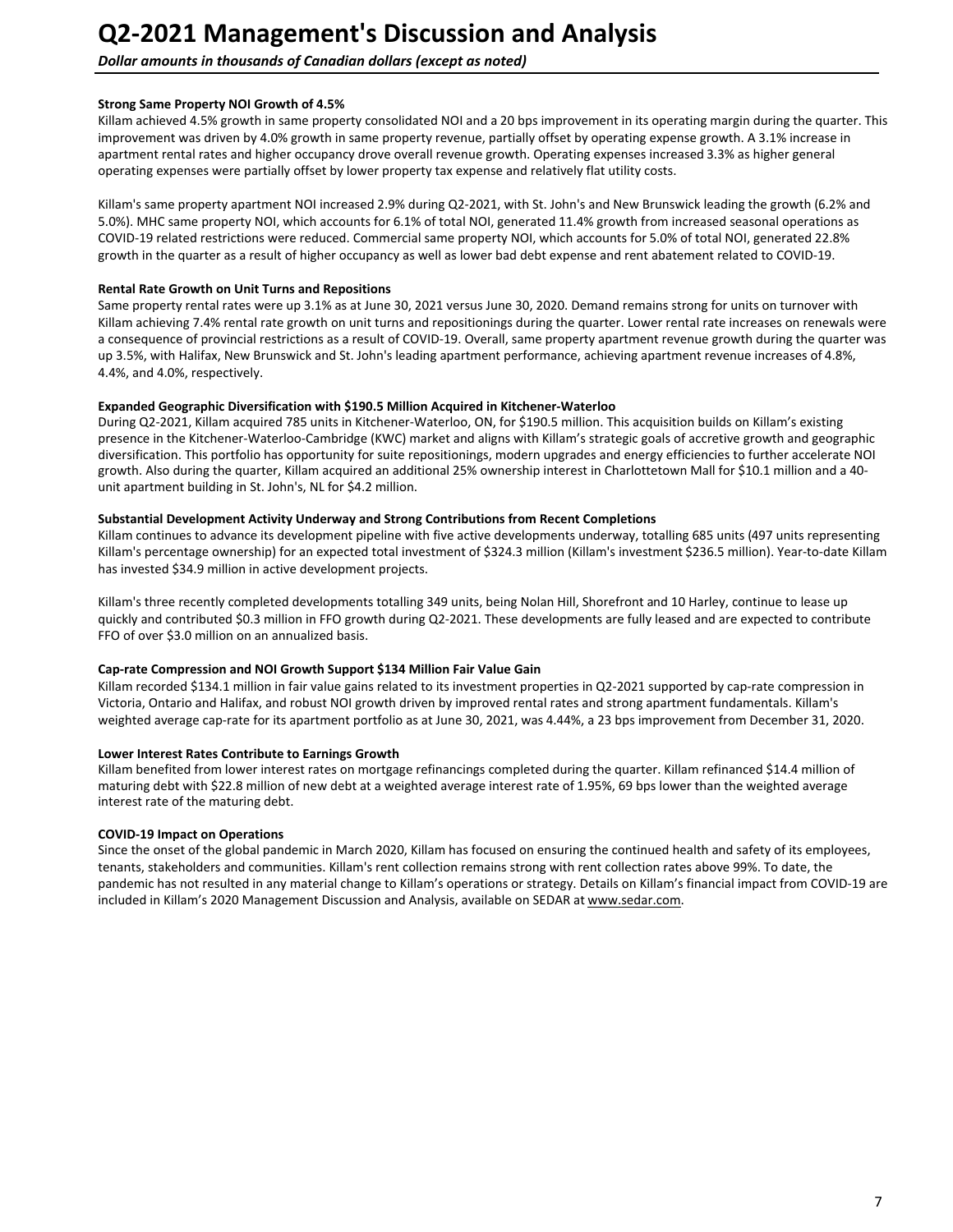**Strong Same Property NOI Growth of 4.5%**

Killam achieved 4.5% growth in same property consolidated NOI and a 20 bps improvement in its operating margin during the quarter. This improvement was driven by 4.0% growth in same property revenue, partially offset by operating expense growth. A 3.1% increase in apartment rental rates and higher occupancy drove overall revenue growth. Operating expenses increased 3.3% as higher general operating expenses were partially offset by lower property tax expense and relatively flat utility costs.

Killam's same property apartment NOI increased 2.9% during Q2-2021, with St. John's and New Brunswick leading the growth (6.2% and 5.0%). MHC same property NOI, which accounts for 6.1% of total NOI, generated 11.4% growth from increased seasonal operations as COVID-19 related restrictions were reduced. Commercial same property NOI, which accounts for 5.0% of total NOI, generated 22.8% growth in the quarter as a result of higher occupancy as well as lower bad debt expense and rent abatement related to COVID-19.

**Rental Rate Growth on Unit Turns and Repositions**

Same property rental rates were up 3.1% as at June 30, 2021 versus June 30, 2020. Demand remains strong for units on turnover with Killam achieving 7.4% rental rate growth on unit turns and repositionings during the quarter. Lower rental rate increases on renewals were a consequence of provincial restrictions as a result of COVID-19. Overall, same property apartment revenue growth during the quarter was up 3.5%, with Halifax, New Brunswick and St. John's leading apartment performance, achieving apartment revenue increases of 4.8%, 4.4%, and 4.0%, respectively.

**Expanded Geographic Diversification with $190.5 Million Acquired in Kitchener-Waterloo**

During Q2-2021, Killam acquired 785 units in Kitchener-Waterloo, ON, for $190.5 million. This acquisition builds on Killam's existing presence in the Kitchener-Waterloo-Cambridge (KWC) market and aligns with Killam's strategic goals of accretive growth and geographic diversification. This portfolio has opportunity for suite repositionings, modern upgrades and energy efficiencies to further accelerate NOI growth. Also during the quarter, Killam acquired an additional 25% ownership interest in Charlottetown Mall for $10.1 million and a 40-unit apartment building in St. John's, NL for $4.2 million.

**Substantial Development Activity Underway and Strong Contributions from Recent Completions**

Killam continues to advance its development pipeline with five active developments underway, totalling 685 units (497 units representing Killam's percentage ownership) for an expected total investment of $324.3 million (Killam's investment $236.5 million). Year-to-date Killam has invested $34.9 million in active development projects.

Killam's three recently completed developments totalling 349 units, being Nolan Hill, Shorefront and 10 Harley, continue to lease up quickly and contributed $0.3 million in FFO growth during Q2-2021. These developments are fully leased and are expected to contribute FFO of over $3.0 million on an annualized basis.

**Cap-rate Compression and NOI Growth Support $134 Million Fair Value Gain**

Killam recorded $134.1 million in fair value gains related to its investment properties in Q2-2021 supported by cap-rate compression in Victoria, Ontario and Halifax, and robust NOI growth driven by improved rental rates and strong apartment fundamentals. Killam's weighted average cap-rate for its apartment portfolio as at June 30, 2021, was 4.44%, a 23 bps improvement from December 31, 2020.

**Lower Interest Rates Contribute to Earnings Growth**

Killam benefited from lower interest rates on mortgage refinancings completed during the quarter. Killam refinanced $14.4 million of maturing debt with $22.8 million of new debt at a weighted average interest rate of 1.95%, 69 bps lower than the weighted average interest rate of the maturing debt.

**COVID-19 Impact on Operations**

Since the onset of the global pandemic in March 2020, Killam has focused on ensuring the continued health and safety of its employees, tenants, stakeholders and communities. Killam's rent collection remains strong with rent collection rates above 99%. To date, the pandemic has not resulted in any material change to Killam's operations or strategy. Details on Killam's financial impact from COVID-19 are included in Killam's 2020 Management Discussion and Analysis, available on SEDAR at www.sedar.com.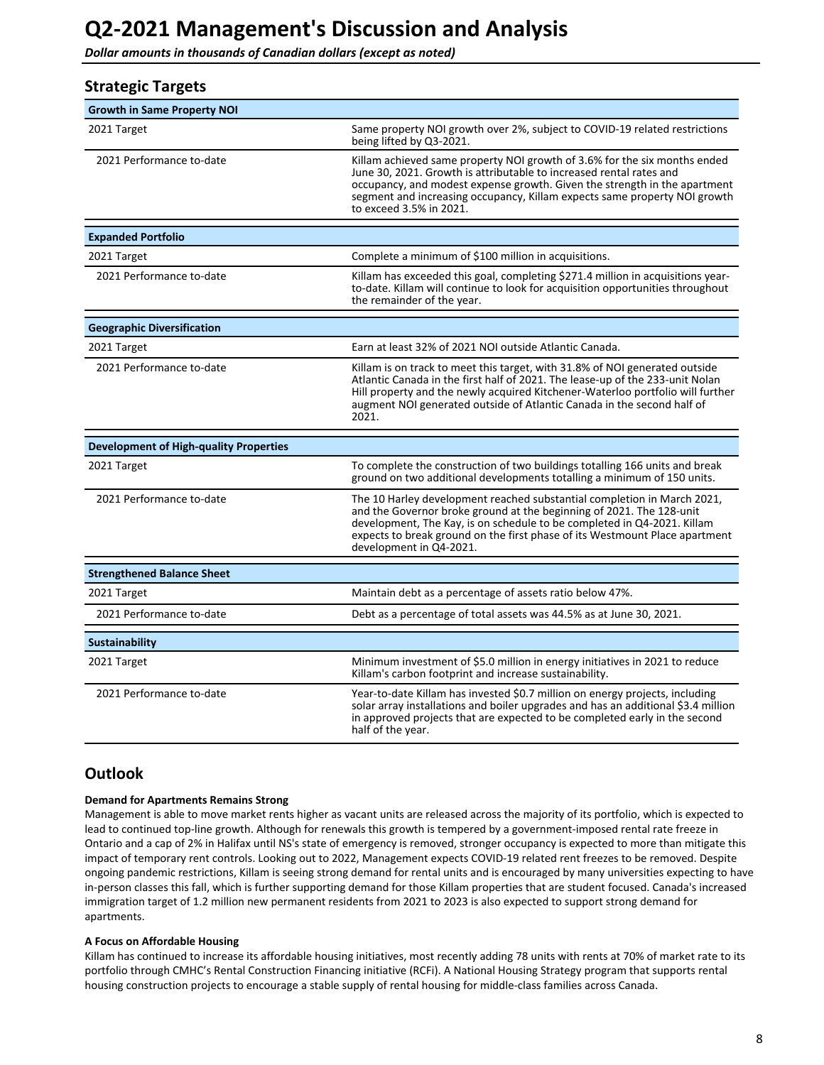# Q2-2021 Management's Discussion and Analysis

*Dollar amounts in thousands of Canadian dollars (except as noted)*

## Strategic Targets

| **Growth in Same Property NOI** | |
|---|---|
| 2021 Target | Same property NOI growth over 2%, subject to COVID-19 related restrictions being lifted by Q3-2021. |
| 2021 Performance to-date | Killam achieved same property NOI growth of 3.6% for the six months ended June 30, 2021. Growth is attributable to increased rental rates and occupancy, and modest expense growth. Given the strength in the apartment segment and increasing occupancy, Killam expects same property NOI growth to exceed 3.5% in 2021. |

| **Expanded Portfolio** | |
|---|---|
| 2021 Target | Complete a minimum of $100 million in acquisitions. |
| 2021 Performance to-date | Killam has exceeded this goal, completing $271.4 million in acquisitions year-to-date. Killam will continue to look for acquisition opportunities throughout the remainder of the year. |

| **Geographic Diversification** | |
|---|---|
| 2021 Target | Earn at least 32% of 2021 NOI outside Atlantic Canada. |
| 2021 Performance to-date | Killam is on track to meet this target, with 31.8% of NOI generated outside Atlantic Canada in the first half of 2021. The lease-up of the 233-unit Nolan Hill property and the newly acquired Kitchener-Waterloo portfolio will further augment NOI generated outside of Atlantic Canada in the second half of 2021. |

| **Development of High-quality Properties** | |
|---|---|
| 2021 Target | To complete the construction of two buildings totalling 166 units and break ground on two additional developments totalling a minimum of 150 units. |
| 2021 Performance to-date | The 10 Harley development reached substantial completion in March 2021, and the Governor broke ground at the beginning of 2021. The 128-unit development, The Kay, is on schedule to be completed in Q4-2021. Killam expects to break ground on the first phase of its Westmount Place apartment development in Q4-2021. |

| **Strengthened Balance Sheet** | |
|---|---|
| 2021 Target | Maintain debt as a percentage of assets ratio below 47%. |
| 2021 Performance to-date | Debt as a percentage of total assets was 44.5% as at June 30, 2021. |

| **Sustainability** | |
|---|---|
| 2021 Target | Minimum investment of $5.0 million in energy initiatives in 2021 to reduce Killam's carbon footprint and increase sustainability. |
| 2021 Performance to-date | Year-to-date Killam has invested $0.7 million on energy projects, including solar array installations and boiler upgrades and has an additional $3.4 million in approved projects that are expected to be completed early in the second half of the year. |

## Outlook

**Demand for Apartments Remains Strong**

Management is able to move market rents higher as vacant units are released across the majority of its portfolio, which is expected to lead to continued top-line growth. Although for renewals this growth is tempered by a government-imposed rental rate freeze in Ontario and a cap of 2% in Halifax until NS's state of emergency is removed, stronger occupancy is expected to more than mitigate this impact of temporary rent controls. Looking out to 2022, Management expects COVID-19 related rent freezes to be removed. Despite ongoing pandemic restrictions, Killam is seeing strong demand for rental units and is encouraged by many universities expecting to have in-person classes this fall, which is further supporting demand for those Killam properties that are student focused. Canada's increased immigration target of 1.2 million new permanent residents from 2021 to 2023 is also expected to support strong demand for apartments.

**A Focus on Affordable Housing**

Killam has continued to increase its affordable housing initiatives, most recently adding 78 units with rents at 70% of market rate to its portfolio through CMHC's Rental Construction Financing initiative (RCFi). A National Housing Strategy program that supports rental housing construction projects to encourage a stable supply of rental housing for middle-class families across Canada.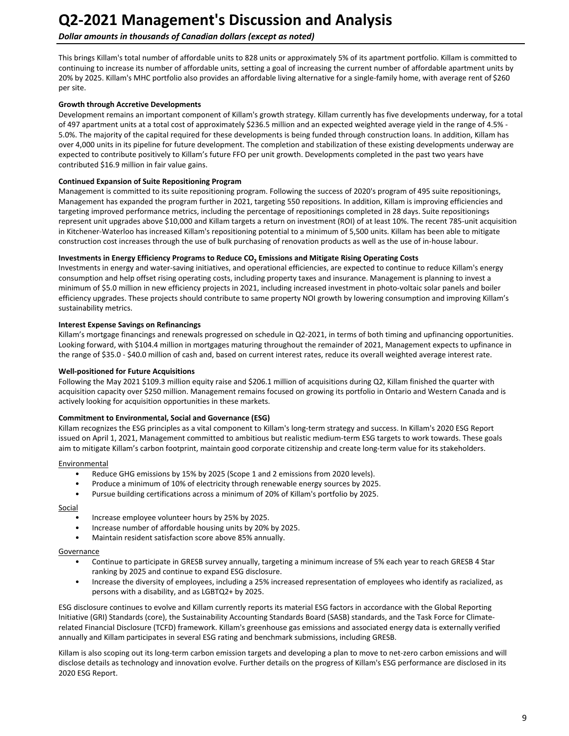This brings Killam's total number of affordable units to 828 units or approximately 5% of its apartment portfolio. Killam is committed to continuing to increase its number of affordable units, setting a goal of increasing the current number of affordable apartment units by 20% by 2025. Killam's MHC portfolio also provides an affordable living alternative for a single-family home, with average rent of $260 per site.

**Growth through Accretive Developments**

Development remains an important component of Killam's growth strategy. Killam currently has five developments underway, for a total of 497 apartment units at a total cost of approximately $236.5 million and an expected weighted average yield in the range of 4.5% - 5.0%. The majority of the capital required for these developments is being funded through construction loans. In addition, Killam has over 4,000 units in its pipeline for future development. The completion and stabilization of these existing developments underway are expected to contribute positively to Killam's future FFO per unit growth. Developments completed in the past two years have contributed $16.9 million in fair value gains.

**Continued Expansion of Suite Repositioning Program**

Management is committed to its suite repositioning program. Following the success of 2020's program of 495 suite repositionings, Management has expanded the program further in 2021, targeting 550 repositions. In addition, Killam is improving efficiencies and targeting improved performance metrics, including the percentage of repositionings completed in 28 days. Suite repositionings represent unit upgrades above $10,000 and Killam targets a return on investment (ROI) of at least 10%. The recent 785-unit acquisition in Kitchener-Waterloo has increased Killam's repositioning potential to a minimum of 5,500 units. Killam has been able to mitigate construction cost increases through the use of bulk purchasing of renovation products as well as the use of in-house labour.

**Investments in Energy Efficiency Programs to Reduce $CO_2$ Emissions and Mitigate Rising Operating Costs**

Investments in energy and water-saving initiatives, and operational efficiencies, are expected to continue to reduce Killam's energy consumption and help offset rising operating costs, including property taxes and insurance. Management is planning to invest a minimum of $5.0 million in new efficiency projects in 2021, including increased investment in photo-voltaic solar panels and boiler efficiency upgrades. These projects should contribute to same property NOI growth by lowering consumption and improving Killam's sustainability metrics.

**Interest Expense Savings on Refinancings**

Killam's mortgage financings and renewals progressed on schedule in Q2-2021, in terms of both timing and upfinancing opportunities. Looking forward, with $104.4 million in mortgages maturing throughout the remainder of 2021, Management expects to upfinance in the range of $35.0 - $40.0 million of cash and, based on current interest rates, reduce its overall weighted average interest rate.

**Well-positioned for Future Acquisitions**

Following the May 2021 $109.3 million equity raise and $206.1 million of acquisitions during Q2, Killam finished the quarter with acquisition capacity over $250 million. Management remains focused on growing its portfolio in Ontario and Western Canada and is actively looking for acquisition opportunities in these markets.

**Commitment to Environmental, Social and Governance (ESG)**

Killam recognizes the ESG principles as a vital component to Killam's long-term strategy and success. In Killam's 2020 ESG Report issued on April 1, 2021, Management committed to ambitious but realistic medium-term ESG targets to work towards. These goals aim to mitigate Killam's carbon footprint, maintain good corporate citizenship and create long-term value for its stakeholders.

Environmental

- Reduce GHG emissions by 15% by 2025 (Scope 1 and 2 emissions from 2020 levels).
- Produce a minimum of 10% of electricity through renewable energy sources by 2025.
- Pursue building certifications across a minimum of 20% of Killam's portfolio by 2025.

Social

- Increase employee volunteer hours by 25% by 2025.
- Increase number of affordable housing units by 20% by 2025.
- Maintain resident satisfaction score above 85% annually.

Governance

- Continue to participate in GRESB survey annually, targeting a minimum increase of 5% each year to reach GRESB 4 Star ranking by 2025 and continue to expand ESG disclosure.
- Increase the diversity of employees, including a 25% increased representation of employees who identify as racialized, as persons with a disability, and as LGBTQ2+ by 2025.

ESG disclosure continues to evolve and Killam currently reports its material ESG factors in accordance with the Global Reporting Initiative (GRI) Standards (core), the Sustainability Accounting Standards Board (SASB) standards, and the Task Force for Climate-related Financial Disclosure (TCFD) framework. Killam's greenhouse gas emissions and associated energy data is externally verified annually and Killam participates in several ESG rating and benchmark submissions, including GRESB.

Killam is also scoping out its long-term carbon emission targets and developing a plan to move to net-zero carbon emissions and will disclose details as technology and innovation evolve. Further details on the progress of Killam's ESG performance are disclosed in its 2020 ESG Report.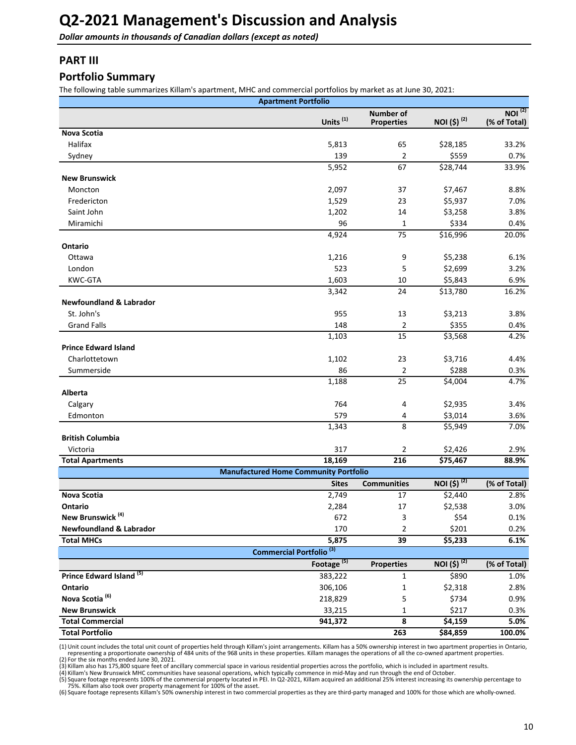# Q2-2021 Management's Discussion and Analysis

***Dollar amounts in thousands of Canadian dollars (except as noted)***

## PART III

## Portfolio Summary

The following table summarizes Killam's apartment, MHC and commercial portfolios by market as at June 30, 2021:

| Apartment Portfolio | | | | |
|---|---|---|---|---|
| | Units [1] | Number of Properties | NOI ($) [2] | NOI [2] (% of Total) |
| **Nova Scotia** | | | | |
| Halifax | 5,813 | 65 | $28,185 | 33.2% |
| Sydney | 139 | 2 | $559 | 0.7% |
| | 5,952 | 67 | $28,744 | 33.9% |
| **New Brunswick** | | | | |
| Moncton | 2,097 | 37 | $7,467 | 8.8% |
| Fredericton | 1,529 | 23 | $5,937 | 7.0% |
| Saint John | 1,202 | 14 | $3,258 | 3.8% |
| Miramichi | 96 | 1 | $334 | 0.4% |
| | 4,924 | 75 | $16,996 | 20.0% |
| **Ontario** | | | | |
| Ottawa | 1,216 | 9 | $5,238 | 6.1% |
| London | 523 | 5 | $2,699 | 3.2% |
| KWC-GTA | 1,603 | 10 | $5,843 | 6.9% |
| | 3,342 | 24 | $13,780 | 16.2% |
| **Newfoundland & Labrador** | | | | |
| St. John's | 955 | 13 | $3,213 | 3.8% |
| Grand Falls | 148 | 2 | $355 | 0.4% |
| | 1,103 | 15 | $3,568 | 4.2% |
| **Prince Edward Island** | | | | |
| Charlottetown | 1,102 | 23 | $3,716 | 4.4% |
| Summerside | 86 | 2 | $288 | 0.3% |
| | 1,188 | 25 | $4,004 | 4.7% |
| **Alberta** | | | | |
| Calgary | 764 | 4 | $2,935 | 3.4% |
| Edmonton | 579 | 4 | $3,014 | 3.6% |
| | 1,343 | 8 | $5,949 | 7.0% |
| **British Columbia** | | | | |
| Victoria | 317 | 2 | $2,426 | 2.9% |
| **Total Apartments** | **18,169** | **216** | **$75,467** | **88.9%** |
| **Manufactured Home Community Portfolio** | | | | |
| | Sites | Communities | NOI ($) [2] | (% of Total) |
| **Nova Scotia** | 2,749 | 17 | $2,440 | 2.8% |
| **Ontario** | 2,284 | 17 | $2,538 | 3.0% |
| **New Brunswick** [4] | 672 | 3 | $54 | 0.1% |
| **Newfoundland & Labrador** | 170 | 2 | $201 | 0.2% |
| **Total MHCs** | **5,875** | **39** | **$5,233** | **6.1%** |
| **Commercial Portfolio** [3] | | | | |
| | Footage [5] | Properties | NOI ($) [2] | (% of Total) |
| **Prince Edward Island** [5] | 383,222 | 1 | $890 | 1.0% |
| **Ontario** | 306,106 | 1 | $2,318 | 2.8% |
| **Nova Scotia** [6] | 218,829 | 5 | $734 | 0.9% |
| **New Brunswick** | 33,215 | 1 | $217 | 0.3% |
| **Total Commercial** | **941,372** | **8** | **$4,159** | **5.0%** |
| **Total Portfolio** | | **263** | **$84,859** | **100.0%** |

(1) Unit count includes the total unit count of properties held through Killam's joint arrangements. Killam has a 50% ownership interest in two apartment properties in Ontario, representing a proportionate ownership of 484 units of the 968 units in these properties. Killam manages the operations of all the co-owned apartment properties.
(2) For the six months ended June 30, 2021.
(3) Killam also has 175,800 square feet of ancillary commercial space in various residential properties across the portfolio, which is included in apartment results.
(4) Killam's New Brunswick MHC communities have seasonal operations, which typically commence in mid-May and run through the end of October.
(5) Square footage represents 100% of the commercial property located in PEI. In Q2-2021, Killam acquired an additional 25% interest increasing its ownership percentage to 75%. Killam also took over property management for 100% of the asset.
(6) Square footage represents Killam's 50% ownership interest in two commercial properties as they are third-party managed and 100% for those which are wholly-owned.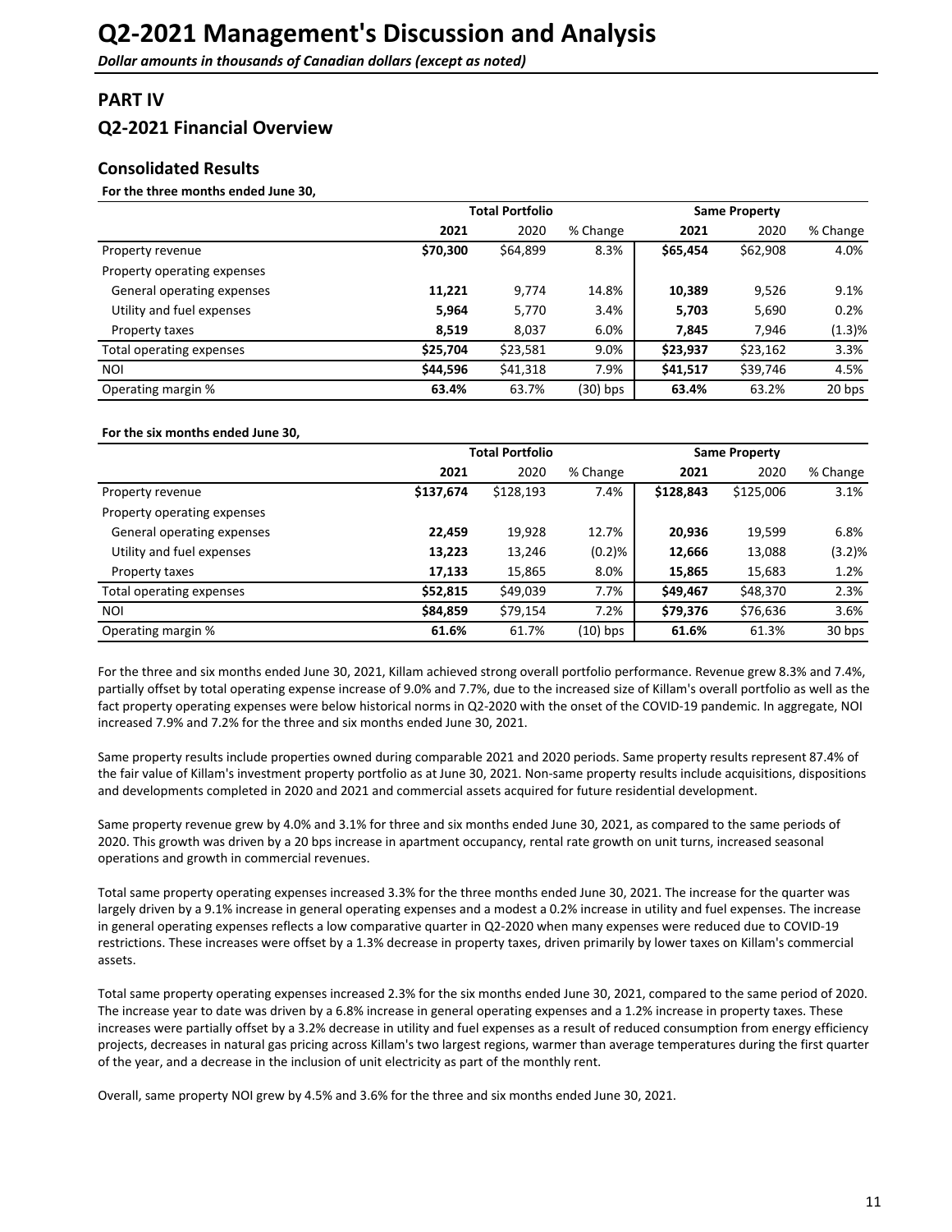# Q2-2021 Management's Discussion and Analysis

*Dollar amounts in thousands of Canadian dollars (except as noted)*

## PART IV

## Q2-2021 Financial Overview

### Consolidated Results

**For the three months ended June 30,**

| | Total Portfolio | | | Same Property | | |
|---|---|---|---|---|---|---|
| | **2021** | 2020 | % Change | **2021** | 2020 | % Change |
| Property revenue | **$70,300** | $64,899 | 8.3% | **$65,454** | $62,908 | 4.0% |
| Property operating expenses | | | | | | |
| General operating expenses | **11,221** | 9,774 | 14.8% | **10,389** | 9,526 | 9.1% |
| Utility and fuel expenses | **5,964** | 5,770 | 3.4% | **5,703** | 5,690 | 0.2% |
| Property taxes | **8,519** | 8,037 | 6.0% | **7,845** | 7,946 | (1.3)% |
| Total operating expenses | **$25,704** | $23,581 | 9.0% | **$23,937** | $23,162 | 3.3% |
| NOI | **$44,596** | $41,318 | 7.9% | **$41,517** | $39,746 | 4.5% |
| Operating margin % | **63.4%** | 63.7% | (30) bps | **63.4%** | 63.2% | 20 bps |

**For the six months ended June 30,**

| | Total Portfolio | | | Same Property | | |
|---|---|---|---|---|---|---|
| | **2021** | 2020 | % Change | **2021** | 2020 | % Change |
| Property revenue | **$137,674** | $128,193 | 7.4% | **$128,843** | $125,006 | 3.1% |
| Property operating expenses | | | | | | |
| General operating expenses | **22,459** | 19,928 | 12.7% | **20,936** | 19,599 | 6.8% |
| Utility and fuel expenses | **13,223** | 13,246 | (0.2)% | **12,666** | 13,088 | (3.2)% |
| Property taxes | **17,133** | 15,865 | 8.0% | **15,865** | 15,683 | 1.2% |
| Total operating expenses | **$52,815** | $49,039 | 7.7% | **$49,467** | $48,370 | 2.3% |
| NOI | **$84,859** | $79,154 | 7.2% | **$79,376** | $76,636 | 3.6% |
| Operating margin % | **61.6%** | 61.7% | (10) bps | **61.6%** | 61.3% | 30 bps |

For the three and six months ended June 30, 2021, Killam achieved strong overall portfolio performance. Revenue grew 8.3% and 7.4%, partially offset by total operating expense increase of 9.0% and 7.7%, due to the increased size of Killam's overall portfolio as well as the fact property operating expenses were below historical norms in Q2-2020 with the onset of the COVID-19 pandemic. In aggregate, NOI increased 7.9% and 7.2% for the three and six months ended June 30, 2021.

Same property results include properties owned during comparable 2021 and 2020 periods. Same property results represent 87.4% of the fair value of Killam's investment property portfolio as at June 30, 2021. Non-same property results include acquisitions, dispositions and developments completed in 2020 and 2021 and commercial assets acquired for future residential development.

Same property revenue grew by 4.0% and 3.1% for three and six months ended June 30, 2021, as compared to the same periods of 2020. This growth was driven by a 20 bps increase in apartment occupancy, rental rate growth on unit turns, increased seasonal operations and growth in commercial revenues.

Total same property operating expenses increased 3.3% for the three months ended June 30, 2021. The increase for the quarter was largely driven by a 9.1% increase in general operating expenses and a modest a 0.2% increase in utility and fuel expenses. The increase in general operating expenses reflects a low comparative quarter in Q2-2020 when many expenses were reduced due to COVID-19 restrictions. These increases were offset by a 1.3% decrease in property taxes, driven primarily by lower taxes on Killam's commercial assets.

Total same property operating expenses increased 2.3% for the six months ended June 30, 2021, compared to the same period of 2020. The increase year to date was driven by a 6.8% increase in general operating expenses and a 1.2% increase in property taxes. These increases were partially offset by a 3.2% decrease in utility and fuel expenses as a result of reduced consumption from energy efficiency projects, decreases in natural gas pricing across Killam's two largest regions, warmer than average temperatures during the first quarter of the year, and a decrease in the inclusion of unit electricity as part of the monthly rent.

Overall, same property NOI grew by 4.5% and 3.6% for the three and six months ended June 30, 2021.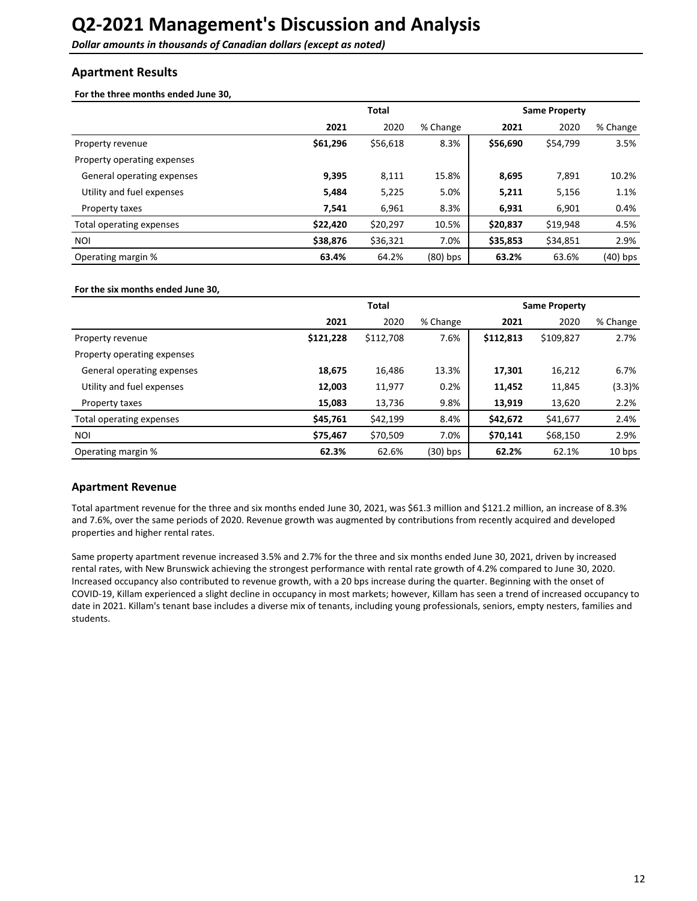# Q2-2021 Management's Discussion and Analysis

***Dollar amounts in thousands of Canadian dollars (except as noted)***

## Apartment Results

**For the three months ended June 30,**

| | Total | | | Same Property | | |
|---|---|---|---|---|---|---|
| | **2021** | 2020 | % Change | **2021** | 2020 | % Change |
| Property revenue | **$61,296** | $56,618 | 8.3% | **$56,690** | $54,799 | 3.5% |
| Property operating expenses | | | | | | |
| General operating expenses | **9,395** | 8,111 | 15.8% | **8,695** | 7,891 | 10.2% |
| Utility and fuel expenses | **5,484** | 5,225 | 5.0% | **5,211** | 5,156 | 1.1% |
| Property taxes | **7,541** | 6,961 | 8.3% | **6,931** | 6,901 | 0.4% |
| Total operating expenses | **$22,420** | $20,297 | 10.5% | **$20,837** | $19,948 | 4.5% |
| NOI | **$38,876** | $36,321 | 7.0% | **$35,853** | $34,851 | 2.9% |
| Operating margin % | **63.4%** | 64.2% | (80) bps | **63.2%** | 63.6% | (40) bps |

**For the six months ended June 30,**

| | Total | | | Same Property | | |
|---|---|---|---|---|---|---|
| | **2021** | 2020 | % Change | **2021** | 2020 | % Change |
| Property revenue | **$121,228** | $112,708 | 7.6% | **$112,813** | $109,827 | 2.7% |
| Property operating expenses | | | | | | |
| General operating expenses | **18,675** | 16,486 | 13.3% | **17,301** | 16,212 | 6.7% |
| Utility and fuel expenses | **12,003** | 11,977 | 0.2% | **11,452** | 11,845 | (3.3)% |
| Property taxes | **15,083** | 13,736 | 9.8% | **13,919** | 13,620 | 2.2% |
| Total operating expenses | **$45,761** | $42,199 | 8.4% | **$42,672** | $41,677 | 2.4% |
| NOI | **$75,467** | $70,509 | 7.0% | **$70,141** | $68,150 | 2.9% |
| Operating margin % | **62.3%** | 62.6% | (30) bps | **62.2%** | 62.1% | 10 bps |

## Apartment Revenue

Total apartment revenue for the three and six months ended June 30, 2021, was $61.3 million and $121.2 million, an increase of 8.3% and 7.6%, over the same periods of 2020. Revenue growth was augmented by contributions from recently acquired and developed properties and higher rental rates.

Same property apartment revenue increased 3.5% and 2.7% for the three and six months ended June 30, 2021, driven by increased rental rates, with New Brunswick achieving the strongest performance with rental rate growth of 4.2% compared to June 30, 2020. Increased occupancy also contributed to revenue growth, with a 20 bps increase during the quarter. Beginning with the onset of COVID-19, Killam experienced a slight decline in occupancy in most markets; however, Killam has seen a trend of increased occupancy to date in 2021. Killam's tenant base includes a diverse mix of tenants, including young professionals, seniors, empty nesters, families and students.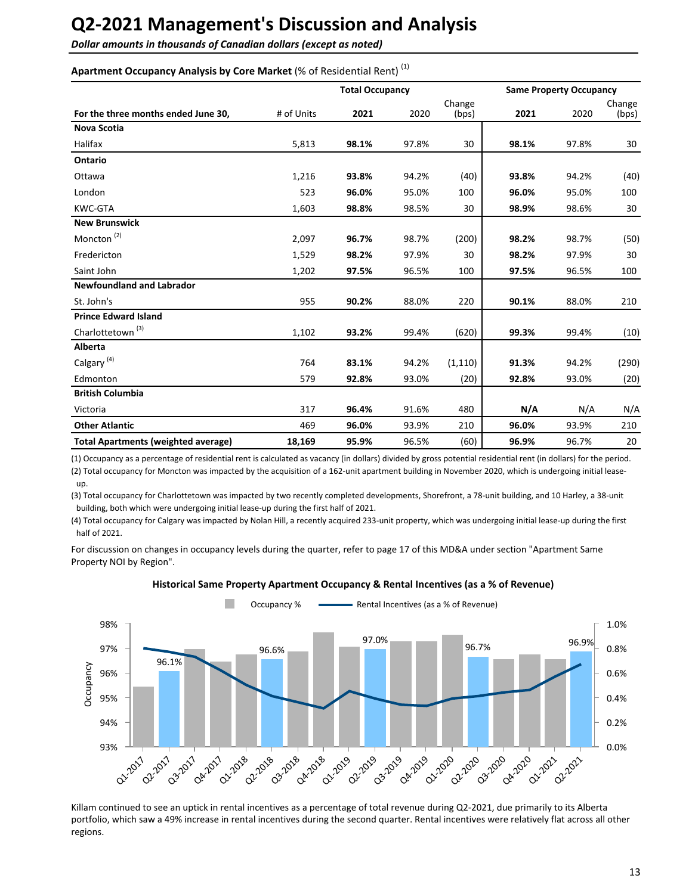# Q2-2021 Management's Discussion and Analysis

*Dollar amounts in thousands of Canadian dollars (except as noted)*

**Apartment Occupancy Analysis by Core Market** (% of Residential Rent) [1]

| For the three months ended June 30, | # of Units | Total Occupancy 2021 | 2020 | Change (bps) | Same Property Occupancy 2021 | 2020 | Change (bps) |
|---|---|---|---|---|---|---|---|
| **Nova Scotia** | | | | | | | |
| Halifax | 5,813 | **98.1%** | 97.8% | 30 | **98.1%** | 97.8% | 30 |
| **Ontario** | | | | | | | |
| Ottawa | 1,216 | **93.8%** | 94.2% | (40) | **93.8%** | 94.2% | (40) |
| London | 523 | **96.0%** | 95.0% | 100 | **96.0%** | 95.0% | 100 |
| KWC-GTA | 1,603 | **98.8%** | 98.5% | 30 | **98.9%** | 98.6% | 30 |
| **New Brunswick** | | | | | | | |
| Moncton [2] | 2,097 | **96.7%** | 98.7% | (200) | **98.2%** | 98.7% | (50) |
| Fredericton | 1,529 | **98.2%** | 97.9% | 30 | **98.2%** | 97.9% | 30 |
| Saint John | 1,202 | **97.5%** | 96.5% | 100 | **97.5%** | 96.5% | 100 |
| **Newfoundland and Labrador** | | | | | | | |
| St. John's | 955 | **90.2%** | 88.0% | 220 | **90.1%** | 88.0% | 210 |
| **Prince Edward Island** | | | | | | | |
| Charlottetown [3] | 1,102 | **93.2%** | 99.4% | (620) | **99.3%** | 99.4% | (10) |
| **Alberta** | | | | | | | |
| Calgary [4] | 764 | **83.1%** | 94.2% | (1,110) | **91.3%** | 94.2% | (290) |
| Edmonton | 579 | **92.8%** | 93.0% | (20) | **92.8%** | 93.0% | (20) |
| **British Columbia** | | | | | | | |
| Victoria | 317 | **96.4%** | 91.6% | 480 | **N/A** | N/A | N/A |
| **Other Atlantic** | 469 | **96.0%** | 93.9% | 210 | **96.0%** | 93.9% | 210 |
| **Total Apartments (weighted average)** | **18,169** | **95.9%** | 96.5% | (60) | **96.9%** | 96.7% | 20 |

(1) Occupancy as a percentage of residential rent is calculated as vacancy (in dollars) divided by gross potential residential rent (in dollars) for the period.

(2) Total occupancy for Moncton was impacted by the acquisition of a 162-unit apartment building in November 2020, which is undergoing initial lease-up.

(3) Total occupancy for Charlottetown was impacted by two recently completed developments, Shorefront, a 78-unit building, and 10 Harley, a 38-unit building, both which were undergoing initial lease-up during the first half of 2021.

(4) Total occupancy for Calgary was impacted by Nolan Hill, a recently acquired 233-unit property, which was undergoing initial lease-up during the first half of 2021.

For discussion on changes in occupancy levels during the quarter, refer to page 17 of this MD&A under section "Apartment Same Property NOI by Region".

**Historical Same Property Apartment Occupancy & Rental Incentives (as a % of Revenue)**

Killam continued to see an uptick in rental incentives as a percentage of total revenue during Q2-2021, due primarily to its Alberta portfolio, which saw a 49% increase in rental incentives during the second quarter. Rental incentives were relatively flat across all other regions.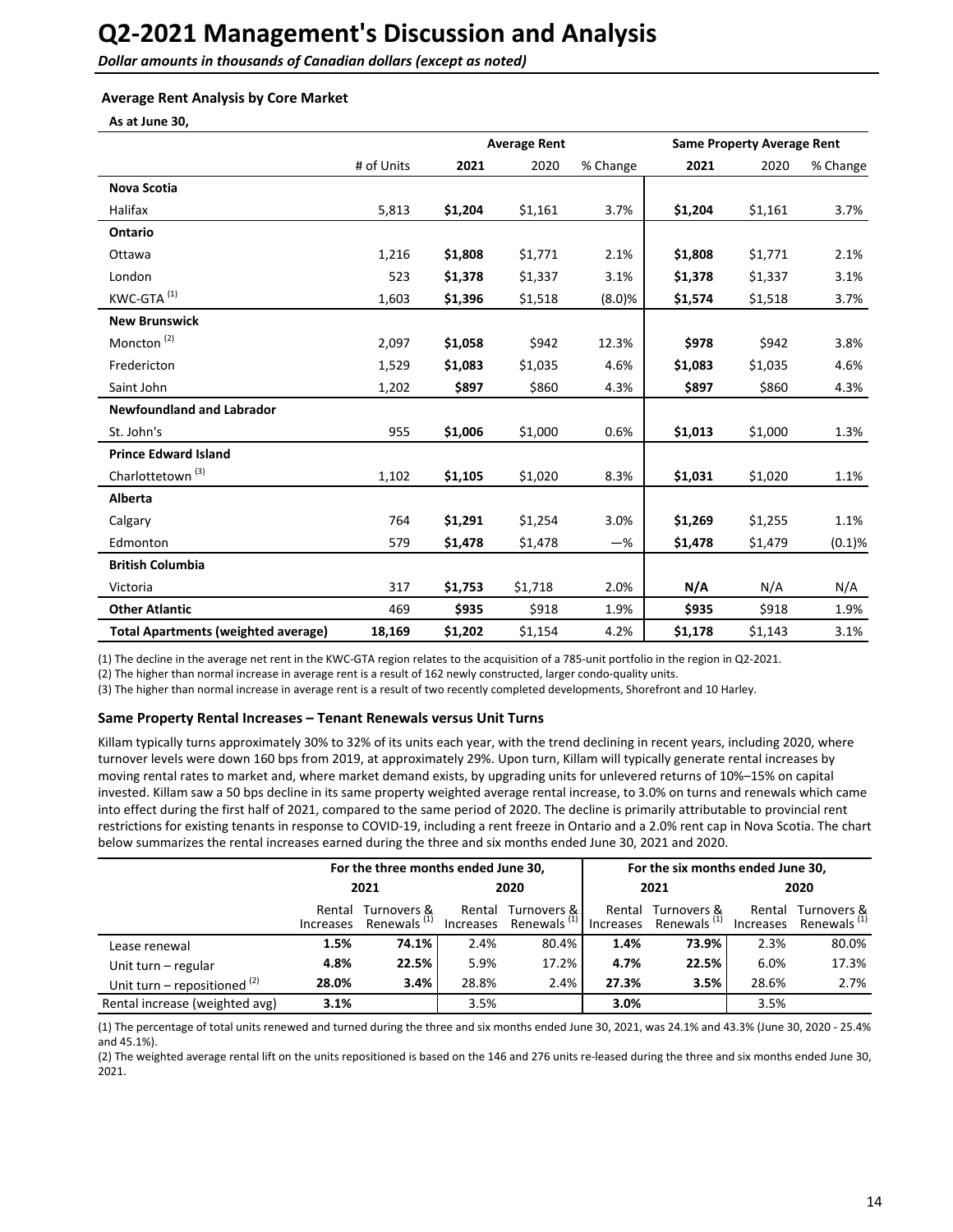# Q2-2021 Management's Discussion and Analysis

*Dollar amounts in thousands of Canadian dollars (except as noted)*

### Average Rent Analysis by Core Market

**As at June 30,**

| | | Average Rent | | | Same Property Average Rent | | |
|---|---|---|---|---|---|---|---|
| | # of Units | **2021** | 2020 | % Change | **2021** | 2020 | % Change |
| **Nova Scotia** | | | | | | | |
| Halifax | 5,813 | **$1,204** | $1,161 | 3.7% | **$1,204** | $1,161 | 3.7% |
| **Ontario** | | | | | | | |
| Ottawa | 1,216 | **$1,808** | $1,771 | 2.1% | **$1,808** | $1,771 | 2.1% |
| London | 523 | **$1,378** | $1,337 | 3.1% | **$1,378** | $1,337 | 3.1% |
| KWC-GTA [(1)] | 1,603 | **$1,396** | $1,518 | (8.0)% | **$1,574** | $1,518 | 3.7% |
| **New Brunswick** | | | | | | | |
| Moncton [(2)] | 2,097 | **$1,058** | $942 | 12.3% | **$978** | $942 | 3.8% |
| Fredericton | 1,529 | **$1,083** | $1,035 | 4.6% | **$1,083** | $1,035 | 4.6% |
| Saint John | 1,202 | **$897** | $860 | 4.3% | **$897** | $860 | 4.3% |
| **Newfoundland and Labrador** | | | | | | | |
| St. John's | 955 | **$1,006** | $1,000 | 0.6% | **$1,013** | $1,000 | 1.3% |
| **Prince Edward Island** | | | | | | | |
| Charlottetown [(3)] | 1,102 | **$1,105** | $1,020 | 8.3% | **$1,031** | $1,020 | 1.1% |
| **Alberta** | | | | | | | |
| Calgary | 764 | **$1,291** | $1,254 | 3.0% | **$1,269** | $1,255 | 1.1% |
| Edmonton | 579 | **$1,478** | $1,478 | —% | **$1,478** | $1,479 | (0.1)% |
| **British Columbia** | | | | | | | |
| Victoria | 317 | **$1,753** | $1,718 | 2.0% | **N/A** | N/A | N/A |
| **Other Atlantic** | 469 | **$935** | $918 | 1.9% | **$935** | $918 | 1.9% |
| **Total Apartments (weighted average)** | **18,169** | **$1,202** | $1,154 | 4.2% | **$1,178** | $1,143 | 3.1% |

(1) The decline in the average net rent in the KWC-GTA region relates to the acquisition of a 785-unit portfolio in the region in Q2-2021.

(2) The higher than normal increase in average rent is a result of 162 newly constructed, larger condo-quality units.

(3) The higher than normal increase in average rent is a result of two recently completed developments, Shorefront and 10 Harley.

### Same Property Rental Increases – Tenant Renewals versus Unit Turns

Killam typically turns approximately 30% to 32% of its units each year, with the trend declining in recent years, including 2020, where turnover levels were down 160 bps from 2019, at approximately 29%. Upon turn, Killam will typically generate rental increases by moving rental rates to market and, where market demand exists, by upgrading units for unlevered returns of 10%–15% on capital invested. Killam saw a 50 bps decline in its same property weighted average rental increase, to 3.0% on turns and renewals which came into effect during the first half of 2021, compared to the same period of 2020. The decline is primarily attributable to provincial rent restrictions for existing tenants in response to COVID-19, including a rent freeze in Ontario and a 2.0% rent cap in Nova Scotia. The chart below summarizes the rental increases earned during the three and six months ended June 30, 2021 and 2020.

| | For the three months ended June 30, | | | | For the six months ended June 30, | | | |
|---|---|---|---|---|---|---|---|---|
| | 2021 | | 2020 | | 2021 | | 2020 | |
| | Rental Increases | Turnovers & Renewals [(1)] | Rental Increases | Turnovers & Renewals [(1)] | Rental Increases | Turnovers & Renewals [(1)] | Rental Increases | Turnovers & Renewals [(1)] |
| Lease renewal | **1.5%** | **74.1%** | 2.4% | 80.4% | **1.4%** | **73.9%** | 2.3% | 80.0% |
| Unit turn – regular | **4.8%** | **22.5%** | 5.9% | 17.2% | **4.7%** | **22.5%** | 6.0% | 17.3% |
| Unit turn – repositioned [(2)] | **28.0%** | **3.4%** | 28.8% | 2.4% | **27.3%** | **3.5%** | 28.6% | 2.7% |
| Rental increase (weighted avg) | **3.1%** | | 3.5% | | **3.0%** | | 3.5% | |

(1) The percentage of total units renewed and turned during the three and six months ended June 30, 2021, was 24.1% and 43.3% (June 30, 2020 - 25.4% and 45.1%).

(2) The weighted average rental lift on the units repositioned is based on the 146 and 276 units re-leased during the three and six months ended June 30, 2021.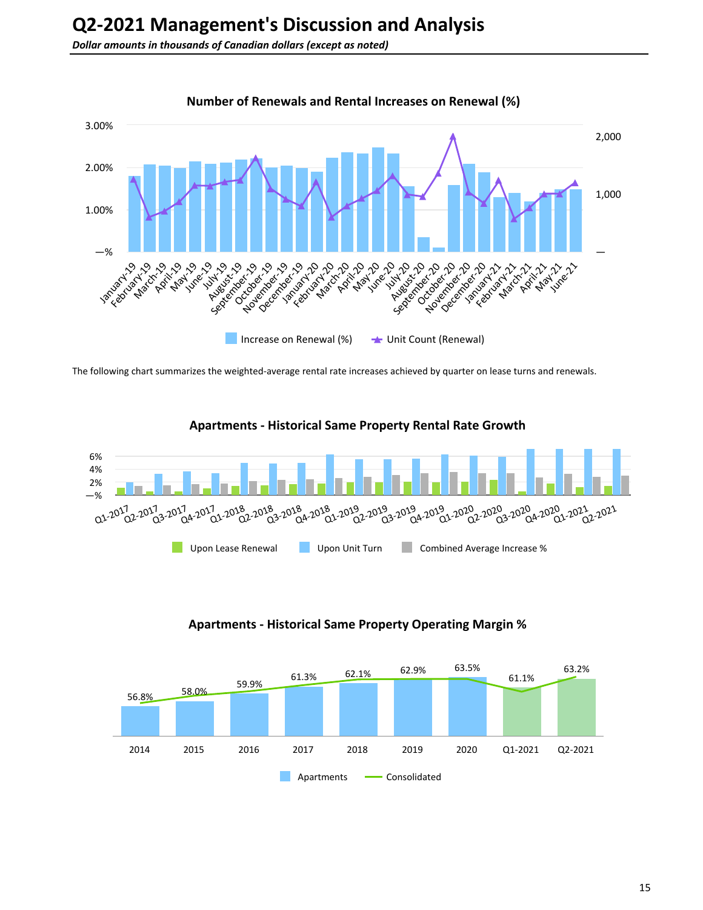# Q2-2021 Management's Discussion and Analysis

***Dollar amounts in thousands of Canadian dollars (except as noted)***

**Number of Renewals and Rental Increases on Renewal (%)**

The following chart summarizes the weighted-average rental rate increases achieved by quarter on lease turns and renewals.

**Apartments - Historical Same Property Rental Rate Growth**

**Apartments - Historical Same Property Operating Margin %**

| | 2014 | 2015 | 2016 | 2017 | 2018 | 2019 | 2020 | Q1-2021 | Q2-2021 |
|---|---|---|---|---|---|---|---|---|---|
| Consolidated | 56.8% | 58.0% | 59.9% | 61.3% | 62.1% | 62.9% | 63.5% | 61.1% | 63.2% |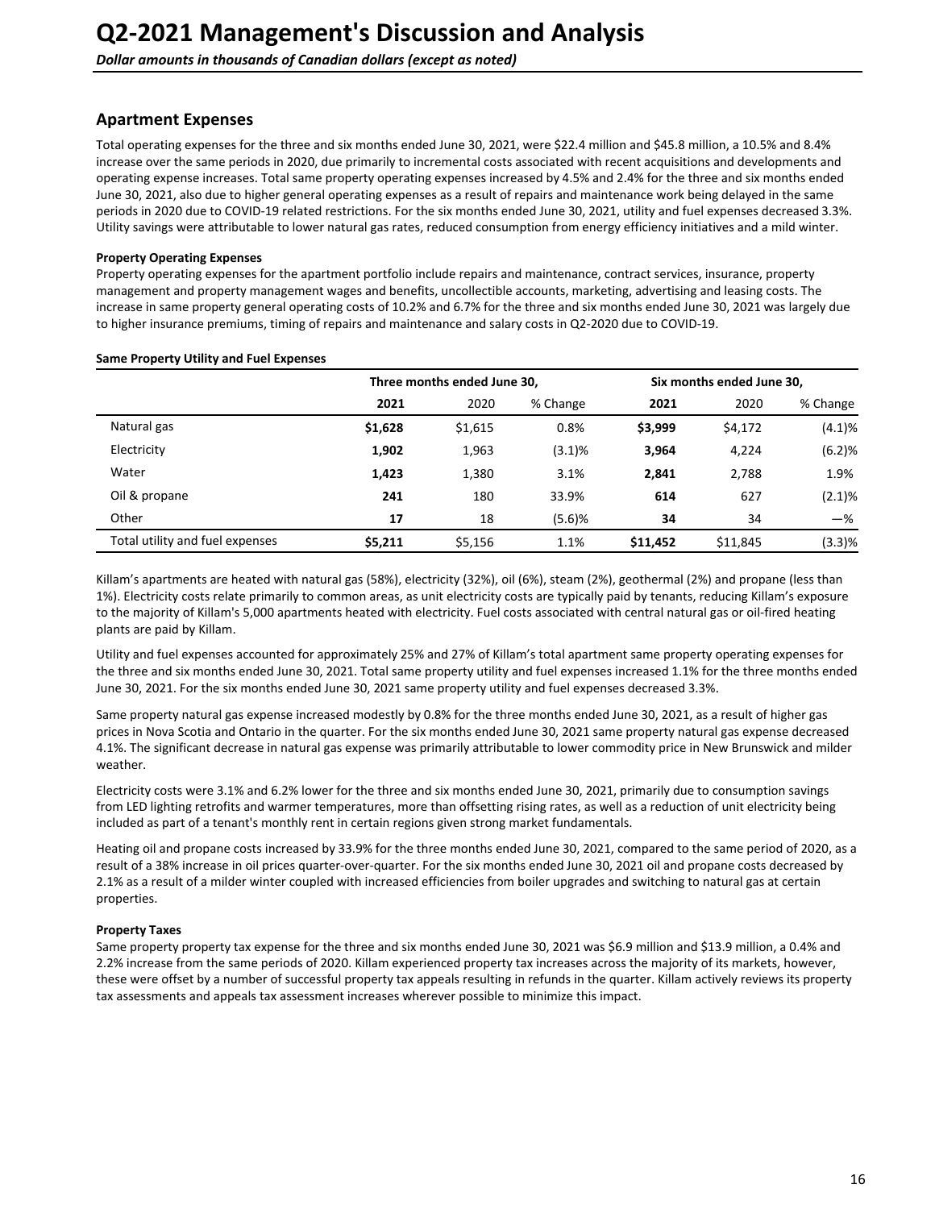## Apartment Expenses

Total operating expenses for the three and six months ended June 30, 2021, were $22.4 million and $45.8 million, a 10.5% and 8.4% increase over the same periods in 2020, due primarily to incremental costs associated with recent acquisitions and developments and operating expense increases. Total same property operating expenses increased by 4.5% and 2.4% for the three and six months ended June 30, 2021, also due to higher general operating expenses as a result of repairs and maintenance work being delayed in the same periods in 2020 due to COVID-19 related restrictions. For the six months ended June 30, 2021, utility and fuel expenses decreased 3.3%. Utility savings were attributable to lower natural gas rates, reduced consumption from energy efficiency initiatives and a mild winter.

**Property Operating Expenses**

Property operating expenses for the apartment portfolio include repairs and maintenance, contract services, insurance, property management and property management wages and benefits, uncollectible accounts, marketing, advertising and leasing costs. The increase in same property general operating costs of 10.2% and 6.7% for the three and six months ended June 30, 2021 was largely due to higher insurance premiums, timing of repairs and maintenance and salary costs in Q2-2020 due to COVID-19.

**Same Property Utility and Fuel Expenses**

| | Three months ended June 30, | | | Six months ended June 30, | | |
|---|---|---|---|---|---|---|
| | **2021** | 2020 | % Change | **2021** | 2020 | % Change |
| Natural gas | **$1,628** | $1,615 | 0.8% | **$3,999** | $4,172 | (4.1)% |
| Electricity | **1,902** | 1,963 | (3.1)% | **3,964** | 4,224 | (6.2)% |
| Water | **1,423** | 1,380 | 3.1% | **2,841** | 2,788 | 1.9% |
| Oil & propane | **241** | 180 | 33.9% | **614** | 627 | (2.1)% |
| Other | **17** | 18 | (5.6)% | **34** | 34 | —% |
| Total utility and fuel expenses | **$5,211** | $5,156 | 1.1% | **$11,452** | $11,845 | (3.3)% |

Killam's apartments are heated with natural gas (58%), electricity (32%), oil (6%), steam (2%), geothermal (2%) and propane (less than 1%). Electricity costs relate primarily to common areas, as unit electricity costs are typically paid by tenants, reducing Killam's exposure to the majority of Killam's 5,000 apartments heated with electricity. Fuel costs associated with central natural gas or oil-fired heating plants are paid by Killam.

Utility and fuel expenses accounted for approximately 25% and 27% of Killam's total apartment same property operating expenses for the three and six months ended June 30, 2021. Total same property utility and fuel expenses increased 1.1% for the three months ended June 30, 2021. For the six months ended June 30, 2021 same property utility and fuel expenses decreased 3.3%.

Same property natural gas expense increased modestly by 0.8% for the three months ended June 30, 2021, as a result of higher gas prices in Nova Scotia and Ontario in the quarter. For the six months ended June 30, 2021 same property natural gas expense decreased 4.1%. The significant decrease in natural gas expense was primarily attributable to lower commodity price in New Brunswick and milder weather.

Electricity costs were 3.1% and 6.2% lower for the three and six months ended June 30, 2021, primarily due to consumption savings from LED lighting retrofits and warmer temperatures, more than offsetting rising rates, as well as a reduction of unit electricity being included as part of a tenant's monthly rent in certain regions given strong market fundamentals.

Heating oil and propane costs increased by 33.9% for the three months ended June 30, 2021, compared to the same period of 2020, as a result of a 38% increase in oil prices quarter-over-quarter. For the six months ended June 30, 2021 oil and propane costs decreased by 2.1% as a result of a milder winter coupled with increased efficiencies from boiler upgrades and switching to natural gas at certain properties.

**Property Taxes**

Same property property tax expense for the three and six months ended June 30, 2021 was $6.9 million and $13.9 million, a 0.4% and 2.2% increase from the same periods of 2020. Killam experienced property tax increases across the majority of its markets, however, these were offset by a number of successful property tax appeals resulting in refunds in the quarter. Killam actively reviews its property tax assessments and appeals tax assessment increases wherever possible to minimize this impact.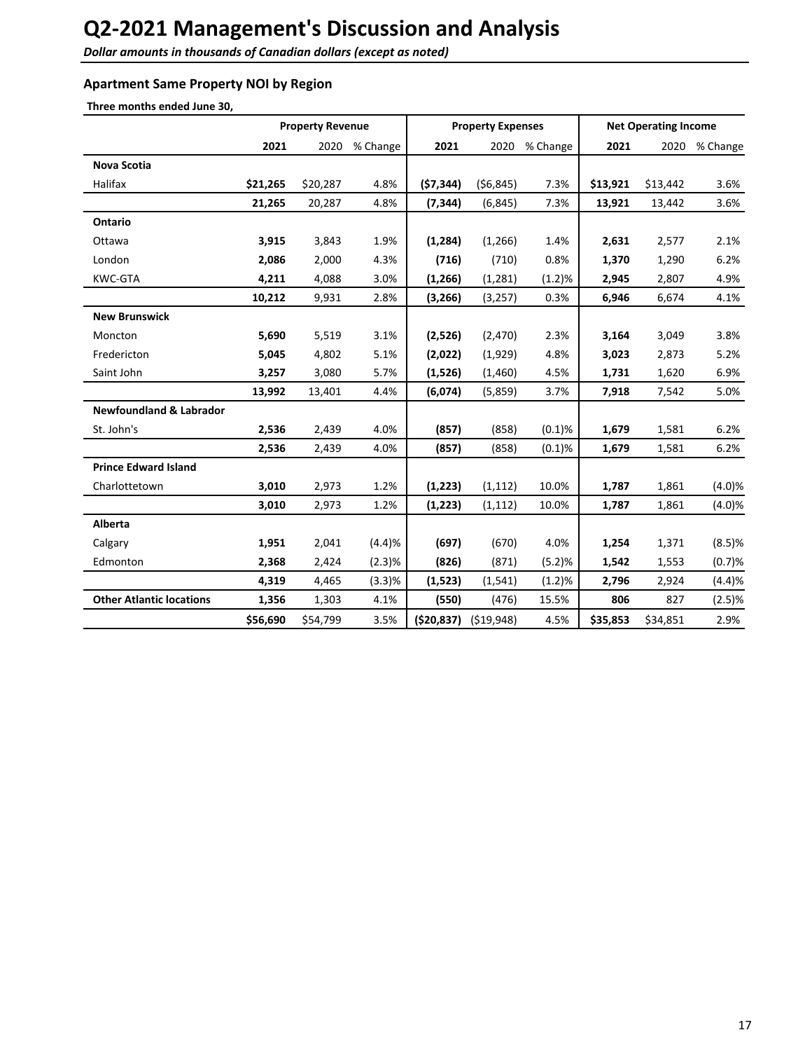# Q2-2021 Management's Discussion and Analysis

***Dollar amounts in thousands of Canadian dollars (except as noted)***

### Apartment Same Property NOI by Region

**Three months ended June 30,**

| | Property Revenue | | | Property Expenses | | | Net Operating Income | | |
|---|---|---|---|---|---|---|---|---|---|
| | **2021** | 2020 | % Change | **2021** | 2020 | % Change | **2021** | 2020 | % Change |
| **Nova Scotia** | | | | | | | | | |
| Halifax | **$21,265** | $20,287 | 4.8% | **($7,344)** | ($6,845) | 7.3% | **$13,921** | $13,442 | 3.6% |
| | **21,265** | 20,287 | 4.8% | **(7,344)** | (6,845) | 7.3% | **13,921** | 13,442 | 3.6% |
| **Ontario** | | | | | | | | | |
| Ottawa | **3,915** | 3,843 | 1.9% | **(1,284)** | (1,266) | 1.4% | **2,631** | 2,577 | 2.1% |
| London | **2,086** | 2,000 | 4.3% | **(716)** | (710) | 0.8% | **1,370** | 1,290 | 6.2% |
| KWC-GTA | **4,211** | 4,088 | 3.0% | **(1,266)** | (1,281) | (1.2)% | **2,945** | 2,807 | 4.9% |
| | **10,212** | 9,931 | 2.8% | **(3,266)** | (3,257) | 0.3% | **6,946** | 6,674 | 4.1% |
| **New Brunswick** | | | | | | | | | |
| Moncton | **5,690** | 5,519 | 3.1% | **(2,526)** | (2,470) | 2.3% | **3,164** | 3,049 | 3.8% |
| Fredericton | **5,045** | 4,802 | 5.1% | **(2,022)** | (1,929) | 4.8% | **3,023** | 2,873 | 5.2% |
| Saint John | **3,257** | 3,080 | 5.7% | **(1,526)** | (1,460) | 4.5% | **1,731** | 1,620 | 6.9% |
| | **13,992** | 13,401 | 4.4% | **(6,074)** | (5,859) | 3.7% | **7,918** | 7,542 | 5.0% |
| **Newfoundland & Labrador** | | | | | | | | | |
| St. John's | **2,536** | 2,439 | 4.0% | **(857)** | (858) | (0.1)% | **1,679** | 1,581 | 6.2% |
| | **2,536** | 2,439 | 4.0% | **(857)** | (858) | (0.1)% | **1,679** | 1,581 | 6.2% |
| **Prince Edward Island** | | | | | | | | | |
| Charlottetown | **3,010** | 2,973 | 1.2% | **(1,223)** | (1,112) | 10.0% | **1,787** | 1,861 | (4.0)% |
| | **3,010** | 2,973 | 1.2% | **(1,223)** | (1,112) | 10.0% | **1,787** | 1,861 | (4.0)% |
| **Alberta** | | | | | | | | | |
| Calgary | **1,951** | 2,041 | (4.4)% | **(697)** | (670) | 4.0% | **1,254** | 1,371 | (8.5)% |
| Edmonton | **2,368** | 2,424 | (2.3)% | **(826)** | (871) | (5.2)% | **1,542** | 1,553 | (0.7)% |
| | **4,319** | 4,465 | (3.3)% | **(1,523)** | (1,541) | (1.2)% | **2,796** | 2,924 | (4.4)% |
| **Other Atlantic locations** | **1,356** | 1,303 | 4.1% | **(550)** | (476) | 15.5% | **806** | 827 | (2.5)% |
| | **$56,690** | $54,799 | 3.5% | **($20,837)** | ($19,948) | 4.5% | **$35,853** | $34,851 | 2.9% |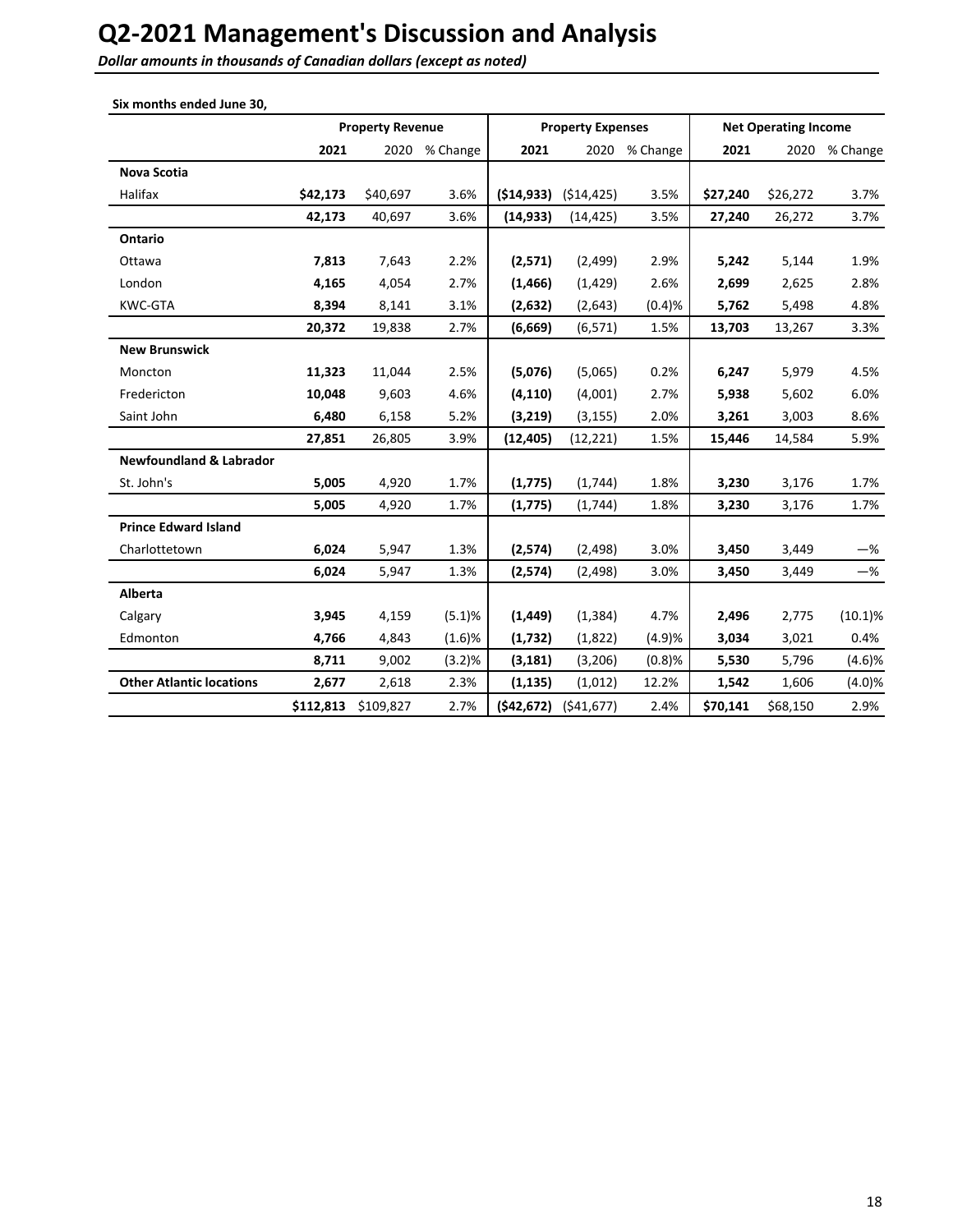# Q2-2021 Management's Discussion and Analysis

***Dollar amounts in thousands of Canadian dollars (except as noted)***

**Six months ended June 30,**

| | Property Revenue | | | Property Expenses | | | Net Operating Income | | |
|---|---|---|---|---|---|---|---|---|---|
| | **2021** | 2020 | % Change | **2021** | 2020 | % Change | **2021** | 2020 | % Change |
| **Nova Scotia** | | | | | | | | | |
| Halifax | **$42,173** | $40,697 | 3.6% | **($14,933)** | ($14,425) | 3.5% | **$27,240** | $26,272 | 3.7% |
| | **42,173** | 40,697 | 3.6% | **(14,933)** | (14,425) | 3.5% | **27,240** | 26,272 | 3.7% |
| **Ontario** | | | | | | | | | |
| Ottawa | **7,813** | 7,643 | 2.2% | **(2,571)** | (2,499) | 2.9% | **5,242** | 5,144 | 1.9% |
| London | **4,165** | 4,054 | 2.7% | **(1,466)** | (1,429) | 2.6% | **2,699** | 2,625 | 2.8% |
| KWC-GTA | **8,394** | 8,141 | 3.1% | **(2,632)** | (2,643) | (0.4)% | **5,762** | 5,498 | 4.8% |
| | **20,372** | 19,838 | 2.7% | **(6,669)** | (6,571) | 1.5% | **13,703** | 13,267 | 3.3% |
| **New Brunswick** | | | | | | | | | |
| Moncton | **11,323** | 11,044 | 2.5% | **(5,076)** | (5,065) | 0.2% | **6,247** | 5,979 | 4.5% |
| Fredericton | **10,048** | 9,603 | 4.6% | **(4,110)** | (4,001) | 2.7% | **5,938** | 5,602 | 6.0% |
| Saint John | **6,480** | 6,158 | 5.2% | **(3,219)** | (3,155) | 2.0% | **3,261** | 3,003 | 8.6% |
| | **27,851** | 26,805 | 3.9% | **(12,405)** | (12,221) | 1.5% | **15,446** | 14,584 | 5.9% |
| **Newfoundland & Labrador** | | | | | | | | | |
| St. John's | **5,005** | 4,920 | 1.7% | **(1,775)** | (1,744) | 1.8% | **3,230** | 3,176 | 1.7% |
| | **5,005** | 4,920 | 1.7% | **(1,775)** | (1,744) | 1.8% | **3,230** | 3,176 | 1.7% |
| **Prince Edward Island** | | | | | | | | | |
| Charlottetown | **6,024** | 5,947 | 1.3% | **(2,574)** | (2,498) | 3.0% | **3,450** | 3,449 | —% |
| | **6,024** | 5,947 | 1.3% | **(2,574)** | (2,498) | 3.0% | **3,450** | 3,449 | —% |
| **Alberta** | | | | | | | | | |
| Calgary | **3,945** | 4,159 | (5.1)% | **(1,449)** | (1,384) | 4.7% | **2,496** | 2,775 | (10.1)% |
| Edmonton | **4,766** | 4,843 | (1.6)% | **(1,732)** | (1,822) | (4.9)% | **3,034** | 3,021 | 0.4% |
| | **8,711** | 9,002 | (3.2)% | **(3,181)** | (3,206) | (0.8)% | **5,530** | 5,796 | (4.6)% |
| **Other Atlantic locations** | **2,677** | 2,618 | 2.3% | **(1,135)** | (1,012) | 12.2% | **1,542** | 1,606 | (4.0)% |
| | **$112,813** | $109,827 | 2.7% | **($42,672)** | ($41,677) | 2.4% | **$70,141** | $68,150 | 2.9% |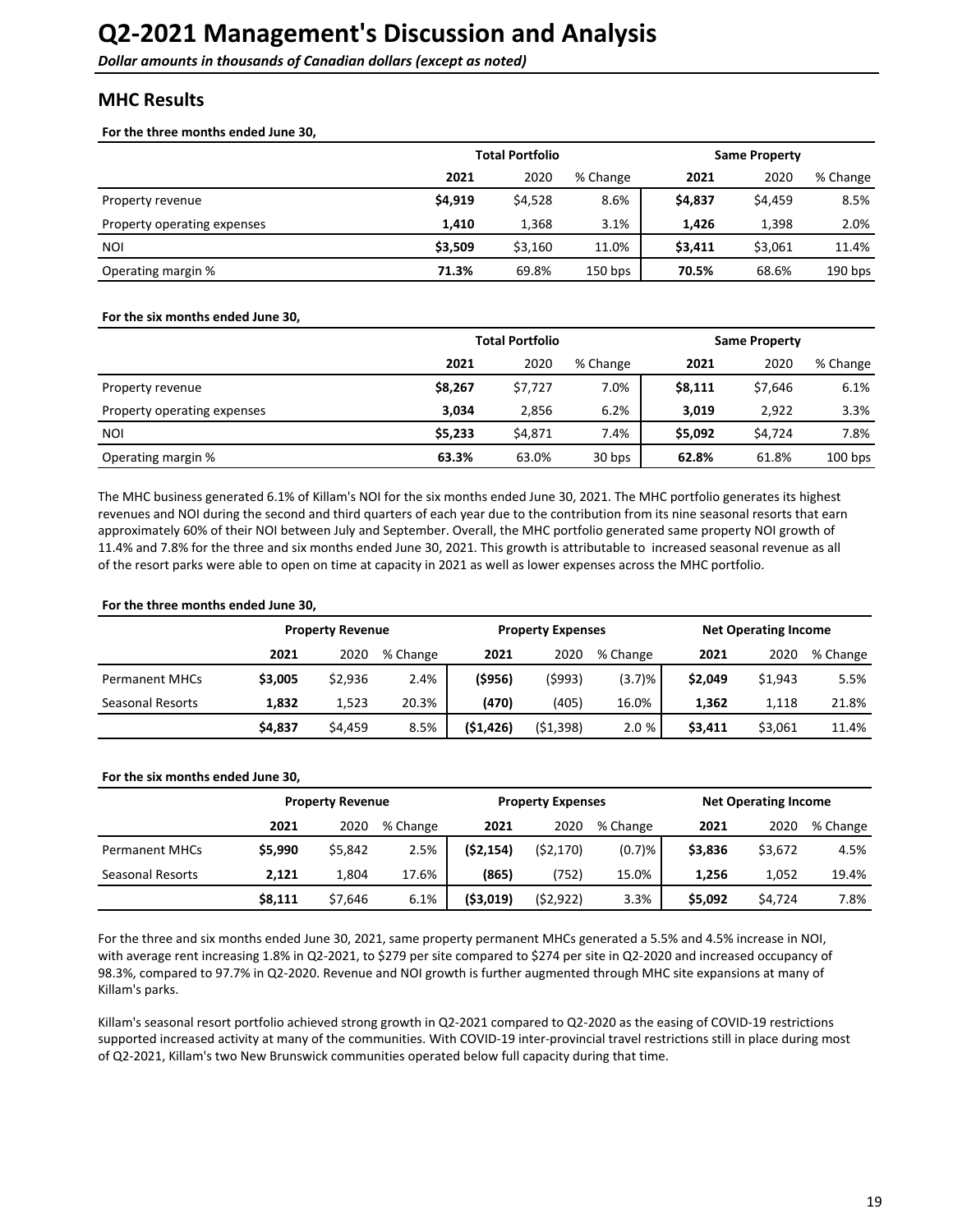# Q2-2021 Management's Discussion and Analysis

***Dollar amounts in thousands of Canadian dollars (except as noted)***

## MHC Results

**For the three months ended June 30,**

| | Total Portfolio | | | Same Property | | |
|---|---|---|---|---|---|---|
| | **2021** | 2020 | % Change | **2021** | 2020 | % Change |
| Property revenue | **$4,919** | $4,528 | 8.6% | **$4,837** | $4,459 | 8.5% |
| Property operating expenses | **1,410** | 1,368 | 3.1% | **1,426** | 1,398 | 2.0% |
| NOI | **$3,509** | $3,160 | 11.0% | **$3,411** | $3,061 | 11.4% |
| Operating margin % | **71.3%** | 69.8% | 150 bps | **70.5%** | 68.6% | 190 bps |

**For the six months ended June 30,**

| | Total Portfolio | | | Same Property | | |
|---|---|---|---|---|---|---|
| | **2021** | 2020 | % Change | **2021** | 2020 | % Change |
| Property revenue | **$8,267** | $7,727 | 7.0% | **$8,111** | $7,646 | 6.1% |
| Property operating expenses | **3,034** | 2,856 | 6.2% | **3,019** | 2,922 | 3.3% |
| NOI | **$5,233** | $4,871 | 7.4% | **$5,092** | $4,724 | 7.8% |
| Operating margin % | **63.3%** | 63.0% | 30 bps | **62.8%** | 61.8% | 100 bps |

The MHC business generated 6.1% of Killam's NOI for the six months ended June 30, 2021. The MHC portfolio generates its highest revenues and NOI during the second and third quarters of each year due to the contribution from its nine seasonal resorts that earn approximately 60% of their NOI between July and September. Overall, the MHC portfolio generated same property NOI growth of 11.4% and 7.8% for the three and six months ended June 30, 2021. This growth is attributable to increased seasonal revenue as all of the resort parks were able to open on time at capacity in 2021 as well as lower expenses across the MHC portfolio.

**For the three months ended June 30,**

| | Property Revenue | | | Property Expenses | | | Net Operating Income | | |
|---|---|---|---|---|---|---|---|---|---|
| | **2021** | 2020 | % Change | **2021** | 2020 | % Change | **2021** | 2020 | % Change |
| Permanent MHCs | **$3,005** | $2,936 | 2.4% | **($956)** | ($993) | (3.7)% | **$2,049** | $1,943 | 5.5% |
| Seasonal Resorts | **1,832** | 1,523 | 20.3% | **(470)** | (405) | 16.0% | **1,362** | 1,118 | 21.8% |
| | **$4,837** | $4,459 | 8.5% | **($1,426)** | ($1,398) | 2.0 % | **$3,411** | $3,061 | 11.4% |

**For the six months ended June 30,**

| | Property Revenue | | | Property Expenses | | | Net Operating Income | | |
|---|---|---|---|---|---|---|---|---|---|
| | **2021** | 2020 | % Change | **2021** | 2020 | % Change | **2021** | 2020 | % Change |
| Permanent MHCs | **$5,990** | $5,842 | 2.5% | **($2,154)** | ($2,170) | (0.7)% | **$3,836** | $3,672 | 4.5% |
| Seasonal Resorts | **2,121** | 1,804 | 17.6% | **(865)** | (752) | 15.0% | **1,256** | 1,052 | 19.4% |
| | **$8,111** | $7,646 | 6.1% | **($3,019)** | ($2,922) | 3.3% | **$5,092** | $4,724 | 7.8% |

For the three and six months ended June 30, 2021, same property permanent MHCs generated a 5.5% and 4.5% increase in NOI, with average rent increasing 1.8% in Q2-2021, to $279 per site compared to $274 per site in Q2-2020 and increased occupancy of 98.3%, compared to 97.7% in Q2-2020. Revenue and NOI growth is further augmented through MHC site expansions at many of Killam's parks.

Killam's seasonal resort portfolio achieved strong growth in Q2-2021 compared to Q2-2020 as the easing of COVID-19 restrictions supported increased activity at many of the communities. With COVID-19 inter-provincial travel restrictions still in place during most of Q2-2021, Killam's two New Brunswick communities operated below full capacity during that time.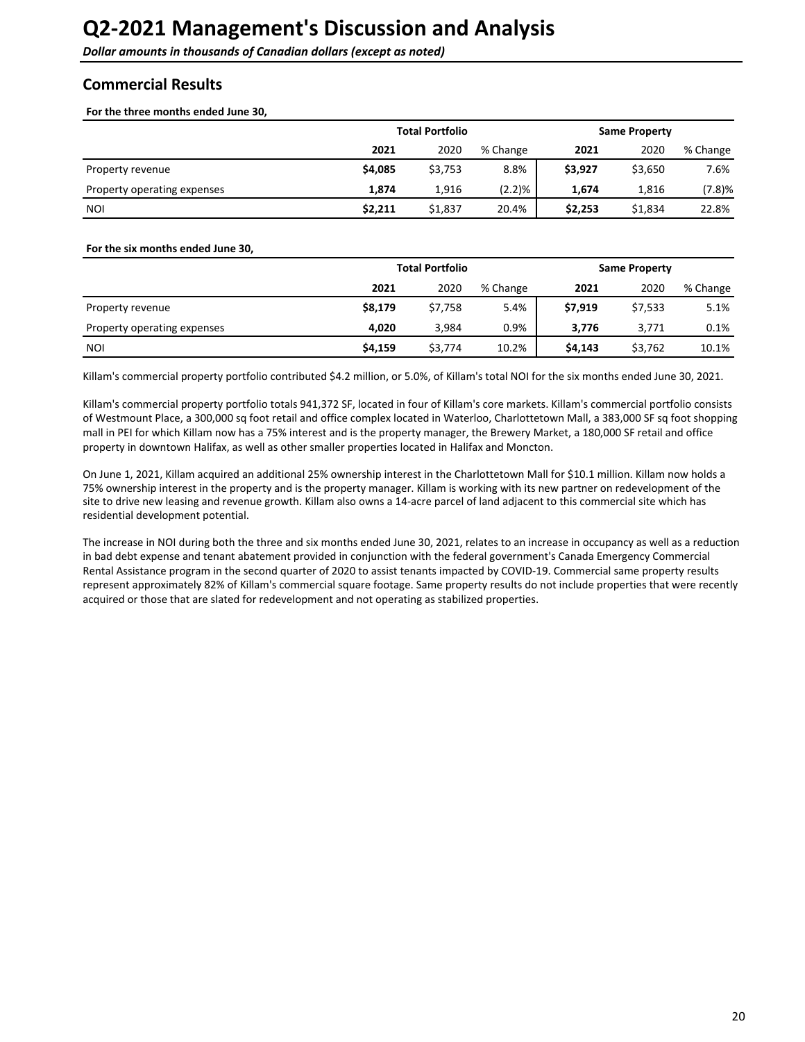# Q2-2021 Management's Discussion and Analysis

***Dollar amounts in thousands of Canadian dollars (except as noted)***

## Commercial Results

**For the three months ended June 30,**

| | Total Portfolio | | | Same Property | | |
|---|---|---|---|---|---|---|
| | **2021** | 2020 | % Change | **2021** | 2020 | % Change |
| Property revenue | **$4,085** | $3,753 | 8.8% | **$3,927** | $3,650 | 7.6% |
| Property operating expenses | **1,874** | 1,916 | (2.2)% | **1,674** | 1,816 | (7.8)% |
| NOI | **$2,211** | $1,837 | 20.4% | **$2,253** | $1,834 | 22.8% |

**For the six months ended June 30,**

| | Total Portfolio | | | Same Property | | |
|---|---|---|---|---|---|---|
| | **2021** | 2020 | % Change | **2021** | 2020 | % Change |
| Property revenue | **$8,179** | $7,758 | 5.4% | **$7,919** | $7,533 | 5.1% |
| Property operating expenses | **4,020** | 3,984 | 0.9% | **3,776** | 3,771 | 0.1% |
| NOI | **$4,159** | $3,774 | 10.2% | **$4,143** | $3,762 | 10.1% |

Killam's commercial property portfolio contributed $4.2 million, or 5.0%, of Killam's total NOI for the six months ended June 30, 2021.

Killam's commercial property portfolio totals 941,372 SF, located in four of Killam's core markets. Killam's commercial portfolio consists of Westmount Place, a 300,000 sq foot retail and office complex located in Waterloo, Charlottetown Mall, a 383,000 SF sq foot shopping mall in PEI for which Killam now has a 75% interest and is the property manager, the Brewery Market, a 180,000 SF retail and office property in downtown Halifax, as well as other smaller properties located in Halifax and Moncton.

On June 1, 2021, Killam acquired an additional 25% ownership interest in the Charlottetown Mall for $10.1 million. Killam now holds a 75% ownership interest in the property and is the property manager. Killam is working with its new partner on redevelopment of the site to drive new leasing and revenue growth. Killam also owns a 14-acre parcel of land adjacent to this commercial site which has residential development potential.

The increase in NOI during both the three and six months ended June 30, 2021, relates to an increase in occupancy as well as a reduction in bad debt expense and tenant abatement provided in conjunction with the federal government's Canada Emergency Commercial Rental Assistance program in the second quarter of 2020 to assist tenants impacted by COVID-19. Commercial same property results represent approximately 82% of Killam's commercial square footage. Same property results do not include properties that were recently acquired or those that are slated for redevelopment and not operating as stabilized properties.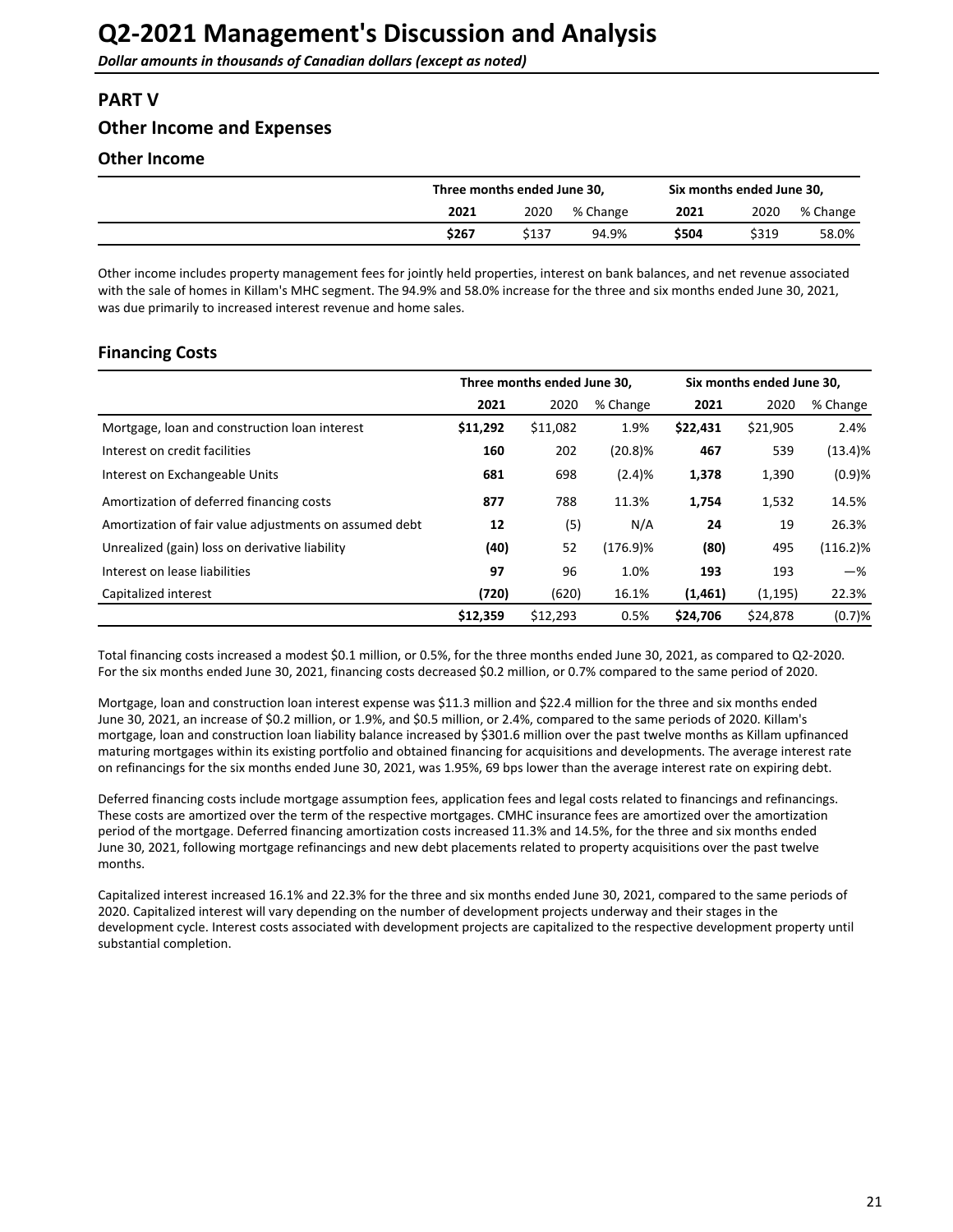# Q2-2021 Management's Discussion and Analysis

***Dollar amounts in thousands of Canadian dollars (except as noted)***

## PART V

## Other Income and Expenses

### Other Income

| | Three months ended June 30, | | | Six months ended June 30, | | |
|---|---|---|---|---|---|---|
| | **2021** | 2020 | % Change | **2021** | 2020 | % Change |
| | **$267** | $137 | 94.9% | **$504** | $319 | 58.0% |

Other income includes property management fees for jointly held properties, interest on bank balances, and net revenue associated with the sale of homes in Killam's MHC segment. The 94.9% and 58.0% increase for the three and six months ended June 30, 2021, was due primarily to increased interest revenue and home sales.

### Financing Costs

| | Three months ended June 30, | | | Six months ended June 30, | | |
|---|---|---|---|---|---|---|
| | **2021** | 2020 | % Change | **2021** | 2020 | % Change |
| Mortgage, loan and construction loan interest | **$11,292** | $11,082 | 1.9% | **$22,431** | $21,905 | 2.4% |
| Interest on credit facilities | **160** | 202 | (20.8)% | **467** | 539 | (13.4)% |
| Interest on Exchangeable Units | **681** | 698 | (2.4)% | **1,378** | 1,390 | (0.9)% |
| Amortization of deferred financing costs | **877** | 788 | 11.3% | **1,754** | 1,532 | 14.5% |
| Amortization of fair value adjustments on assumed debt | **12** | (5) | N/A | **24** | 19 | 26.3% |
| Unrealized (gain) loss on derivative liability | **(40)** | 52 | (176.9)% | **(80)** | 495 | (116.2)% |
| Interest on lease liabilities | **97** | 96 | 1.0% | **193** | 193 | —% |
| Capitalized interest | **(720)** | (620) | 16.1% | **(1,461)** | (1,195) | 22.3% |
| | **$12,359** | $12,293 | 0.5% | **$24,706** | $24,878 | (0.7)% |

Total financing costs increased a modest $0.1 million, or 0.5%, for the three months ended June 30, 2021, as compared to Q2-2020. For the six months ended June 30, 2021, financing costs decreased $0.2 million, or 0.7% compared to the same period of 2020.

Mortgage, loan and construction loan interest expense was $11.3 million and $22.4 million for the three and six months ended June 30, 2021, an increase of $0.2 million, or 1.9%, and $0.5 million, or 2.4%, compared to the same periods of 2020. Killam's mortgage, loan and construction loan liability balance increased by $301.6 million over the past twelve months as Killam upfinanced maturing mortgages within its existing portfolio and obtained financing for acquisitions and developments. The average interest rate on refinancings for the six months ended June 30, 2021, was 1.95%, 69 bps lower than the average interest rate on expiring debt.

Deferred financing costs include mortgage assumption fees, application fees and legal costs related to financings and refinancings. These costs are amortized over the term of the respective mortgages. CMHC insurance fees are amortized over the amortization period of the mortgage. Deferred financing amortization costs increased 11.3% and 14.5%, for the three and six months ended June 30, 2021, following mortgage refinancings and new debt placements related to property acquisitions over the past twelve months.

Capitalized interest increased 16.1% and 22.3% for the three and six months ended June 30, 2021, compared to the same periods of 2020. Capitalized interest will vary depending on the number of development projects underway and their stages in the development cycle. Interest costs associated with development projects are capitalized to the respective development property until substantial completion.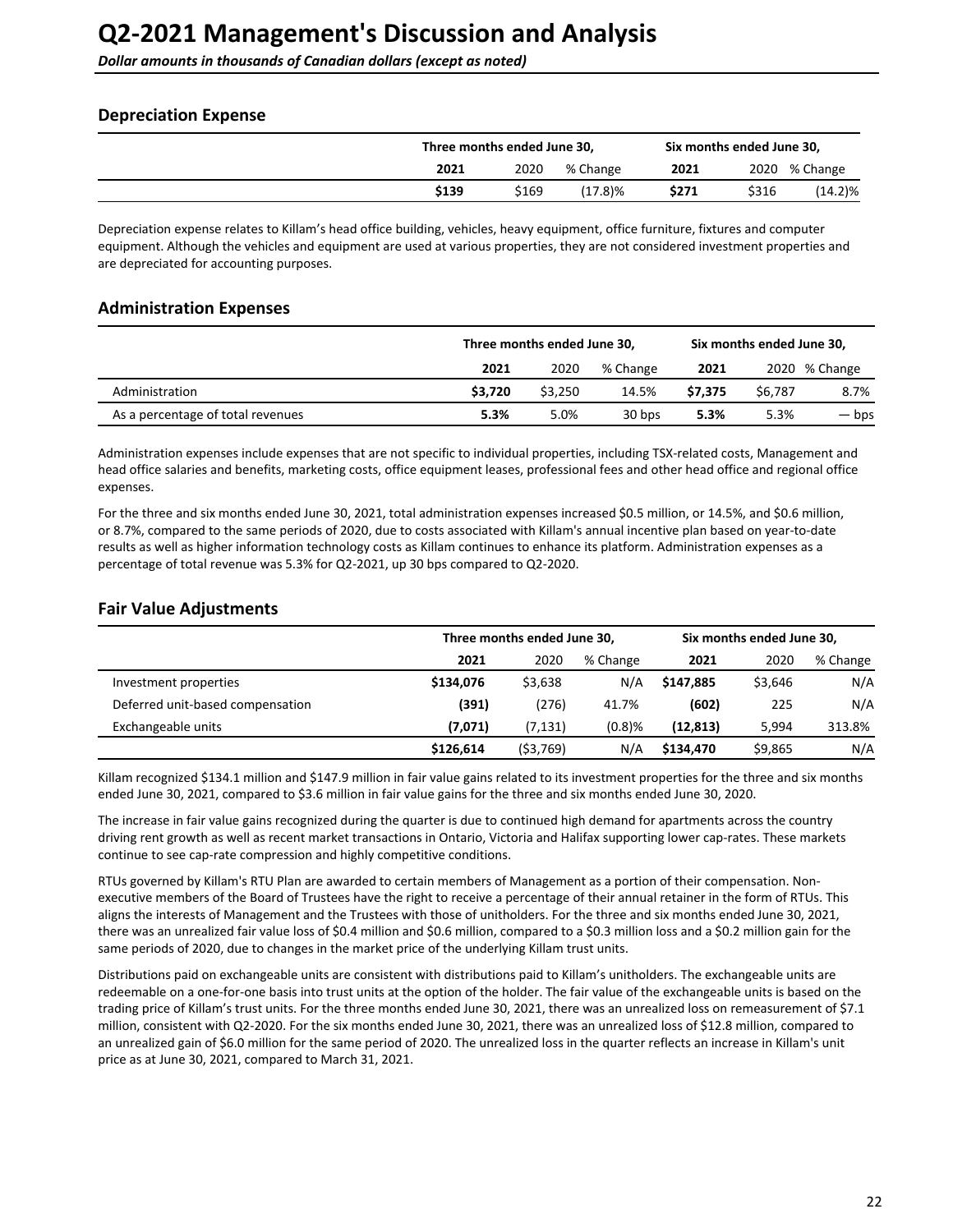## Depreciation Expense

| | Three months ended June 30, | | | Six months ended June 30, | | |
|---|---|---|---|---|---|---|
| | **2021** | 2020 | % Change | **2021** | 2020 | % Change |
| | **$139** | $169 | (17.8)% | **$271** | $316 | (14.2)% |

Depreciation expense relates to Killam's head office building, vehicles, heavy equipment, office furniture, fixtures and computer equipment. Although the vehicles and equipment are used at various properties, they are not considered investment properties and are depreciated for accounting purposes.

## Administration Expenses

| | Three months ended June 30, | | | Six months ended June 30, | | |
|---|---|---|---|---|---|---|
| | **2021** | 2020 | % Change | **2021** | 2020 | % Change |
| Administration | **$3,720** | $3,250 | 14.5% | **$7,375** | $6,787 | 8.7% |
| As a percentage of total revenues | **5.3%** | 5.0% | 30 bps | **5.3%** | 5.3% | — bps |

Administration expenses include expenses that are not specific to individual properties, including TSX-related costs, Management and head office salaries and benefits, marketing costs, office equipment leases, professional fees and other head office and regional office expenses.

For the three and six months ended June 30, 2021, total administration expenses increased $0.5 million, or 14.5%, and $0.6 million, or 8.7%, compared to the same periods of 2020, due to costs associated with Killam's annual incentive plan based on year-to-date results as well as higher information technology costs as Killam continues to enhance its platform. Administration expenses as a percentage of total revenue was 5.3% for Q2-2021, up 30 bps compared to Q2-2020.

## Fair Value Adjustments

| | Three months ended June 30, | | | Six months ended June 30, | | |
|---|---|---|---|---|---|---|
| | **2021** | 2020 | % Change | **2021** | 2020 | % Change |
| Investment properties | **$134,076** | $3,638 | N/A | **$147,885** | $3,646 | N/A |
| Deferred unit-based compensation | **(391)** | (276) | 41.7% | **(602)** | 225 | N/A |
| Exchangeable units | **(7,071)** | (7,131) | (0.8)% | **(12,813)** | 5,994 | 313.8% |
| | **$126,614** | ($3,769) | N/A | **$134,470** | $9,865 | N/A |

Killam recognized $134.1 million and $147.9 million in fair value gains related to its investment properties for the three and six months ended June 30, 2021, compared to $3.6 million in fair value gains for the three and six months ended June 30, 2020.

The increase in fair value gains recognized during the quarter is due to continued high demand for apartments across the country driving rent growth as well as recent market transactions in Ontario, Victoria and Halifax supporting lower cap-rates. These markets continue to see cap-rate compression and highly competitive conditions.

RTUs governed by Killam's RTU Plan are awarded to certain members of Management as a portion of their compensation. Non-executive members of the Board of Trustees have the right to receive a percentage of their annual retainer in the form of RTUs. This aligns the interests of Management and the Trustees with those of unitholders. For the three and six months ended June 30, 2021, there was an unrealized fair value loss of $0.4 million and $0.6 million, compared to a $0.3 million loss and a $0.2 million gain for the same periods of 2020, due to changes in the market price of the underlying Killam trust units.

Distributions paid on exchangeable units are consistent with distributions paid to Killam's unitholders. The exchangeable units are redeemable on a one-for-one basis into trust units at the option of the holder. The fair value of the exchangeable units is based on the trading price of Killam's trust units. For the three months ended June 30, 2021, there was an unrealized loss on remeasurement of $7.1 million, consistent with Q2-2020. For the six months ended June 30, 2021, there was an unrealized loss of $12.8 million, compared to an unrealized gain of $6.0 million for the same period of 2020. The unrealized loss in the quarter reflects an increase in Killam's unit price as at June 30, 2021, compared to March 31, 2021.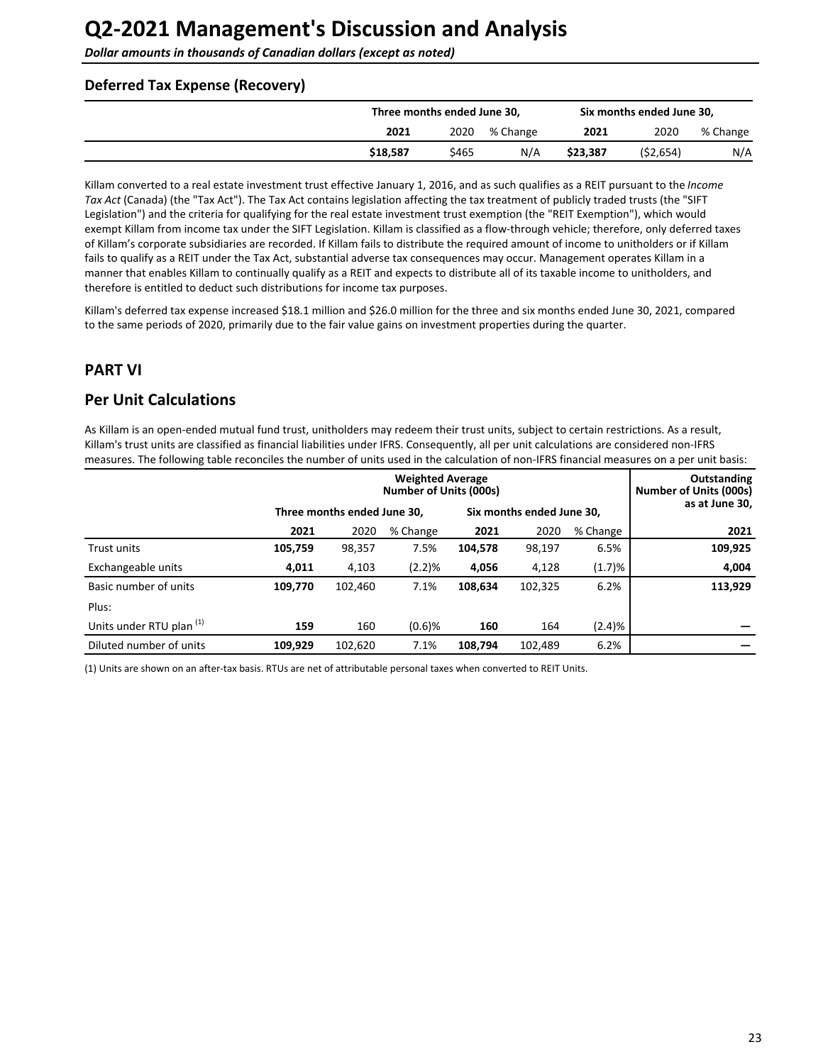# Q2-2021 Management's Discussion and Analysis

***Dollar amounts in thousands of Canadian dollars (except as noted)***

### Deferred Tax Expense (Recovery)

| | Three months ended June 30, | | | Six months ended June 30, | | |
|---|---|---|---|---|---|---|
| | **2021** | 2020 | % Change | **2021** | 2020 | % Change |
| | **$18,587** | $465 | N/A | **$23,387** | ($2,654) | N/A |

Killam converted to a real estate investment trust effective January 1, 2016, and as such qualifies as a REIT pursuant to the *Income Tax Act* (Canada) (the "Tax Act"). The Tax Act contains legislation affecting the tax treatment of publicly traded trusts (the "SIFT Legislation") and the criteria for qualifying for the real estate investment trust exemption (the "REIT Exemption"), which would exempt Killam from income tax under the SIFT Legislation. Killam is classified as a flow-through vehicle; therefore, only deferred taxes of Killam's corporate subsidiaries are recorded. If Killam fails to distribute the required amount of income to unitholders or if Killam fails to qualify as a REIT under the Tax Act, substantial adverse tax consequences may occur. Management operates Killam in a manner that enables Killam to continually qualify as a REIT and expects to distribute all of its taxable income to unitholders, and therefore is entitled to deduct such distributions for income tax purposes.

Killam's deferred tax expense increased $18.1 million and $26.0 million for the three and six months ended June 30, 2021, compared to the same periods of 2020, primarily due to the fair value gains on investment properties during the quarter.

## PART VI

## Per Unit Calculations

As Killam is an open-ended mutual fund trust, unitholders may redeem their trust units, subject to certain restrictions. As a result, Killam's trust units are classified as financial liabilities under IFRS. Consequently, all per unit calculations are considered non-IFRS measures. The following table reconciles the number of units used in the calculation of non-IFRS financial measures on a per unit basis:

| | Weighted Average Number of Units (000s) | | | | | | Outstanding Number of Units (000s) as at June 30, |
|---|---|---|---|---|---|---|---|
| | Three months ended June 30, | | | Six months ended June 30, | | | |
| | **2021** | 2020 | % Change | **2021** | 2020 | % Change | **2021** |
| Trust units | **105,759** | 98,357 | 7.5% | **104,578** | 98,197 | 6.5% | **109,925** |
| Exchangeable units | **4,011** | 4,103 | (2.2)% | **4,056** | 4,128 | (1.7)% | **4,004** |
| Basic number of units | **109,770** | 102,460 | 7.1% | **108,634** | 102,325 | 6.2% | **113,929** |
| Plus: | | | | | | | |
| Units under RTU plan [(1)] | **159** | 160 | (0.6)% | **160** | 164 | (2.4)% | **—** |
| Diluted number of units | **109,929** | 102,620 | 7.1% | **108,794** | 102,489 | 6.2% | **—** |

(1) Units are shown on an after-tax basis. RTUs are net of attributable personal taxes when converted to REIT Units.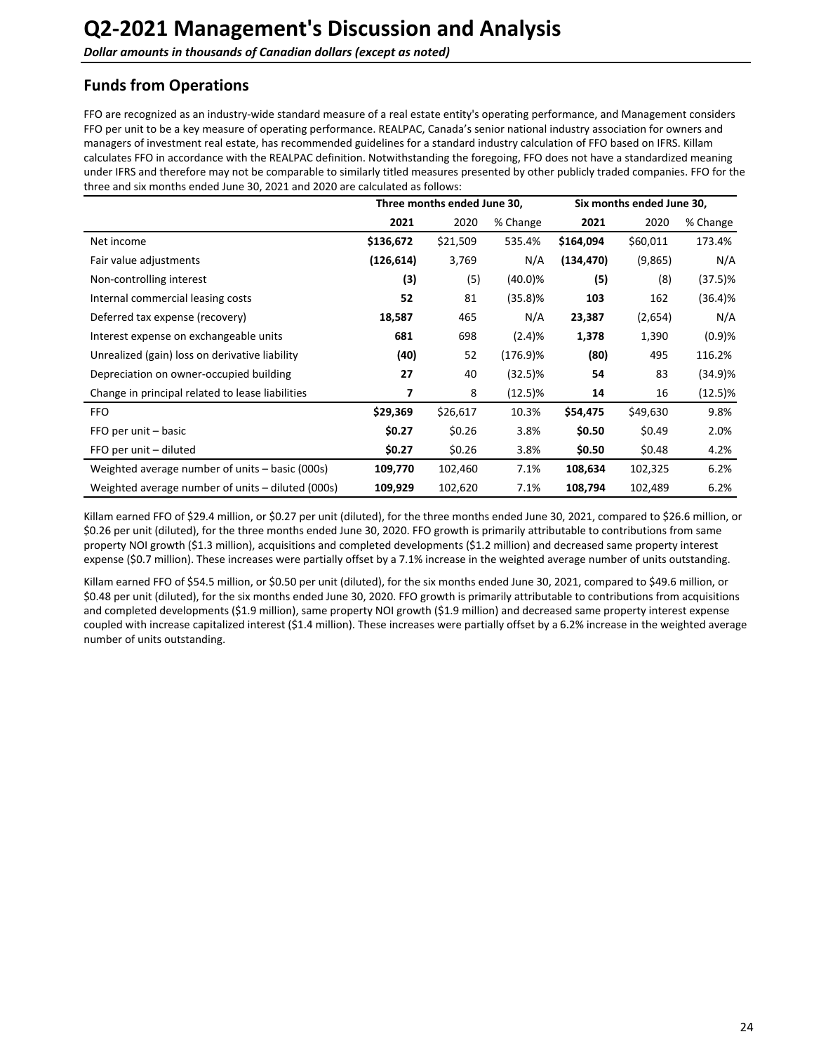# Q2-2021 Management's Discussion and Analysis

***Dollar amounts in thousands of Canadian dollars (except as noted)***

## Funds from Operations

FFO are recognized as an industry-wide standard measure of a real estate entity's operating performance, and Management considers FFO per unit to be a key measure of operating performance. REALPAC, Canada's senior national industry association for owners and managers of investment real estate, has recommended guidelines for a standard industry calculation of FFO based on IFRS. Killam calculates FFO in accordance with the REALPAC definition. Notwithstanding the foregoing, FFO does not have a standardized meaning under IFRS and therefore may not be comparable to similarly titled measures presented by other publicly traded companies. FFO for the three and six months ended June 30, 2021 and 2020 are calculated as follows:

| | Three months ended June 30, | | | Six months ended June 30, | | |
|---|---|---|---|---|---|---|
| | **2021** | 2020 | % Change | **2021** | 2020 | % Change |
| Net income | **$136,672** | $21,509 | 535.4% | **$164,094** | $60,011 | 173.4% |
| Fair value adjustments | **(126,614)** | 3,769 | N/A | **(134,470)** | (9,865) | N/A |
| Non-controlling interest | **(3)** | (5) | (40.0)% | **(5)** | (8) | (37.5)% |
| Internal commercial leasing costs | **52** | 81 | (35.8)% | **103** | 162 | (36.4)% |
| Deferred tax expense (recovery) | **18,587** | 465 | N/A | **23,387** | (2,654) | N/A |
| Interest expense on exchangeable units | **681** | 698 | (2.4)% | **1,378** | 1,390 | (0.9)% |
| Unrealized (gain) loss on derivative liability | **(40)** | 52 | (176.9)% | **(80)** | 495 | 116.2% |
| Depreciation on owner-occupied building | **27** | 40 | (32.5)% | **54** | 83 | (34.9)% |
| Change in principal related to lease liabilities | **7** | 8 | (12.5)% | **14** | 16 | (12.5)% |
| FFO | **$29,369** | $26,617 | 10.3% | **$54,475** | $49,630 | 9.8% |
| FFO per unit – basic | **$0.27** | $0.26 | 3.8% | **$0.50** | $0.49 | 2.0% |
| FFO per unit – diluted | **$0.27** | $0.26 | 3.8% | **$0.50** | $0.48 | 4.2% |
| Weighted average number of units – basic (000s) | **109,770** | 102,460 | 7.1% | **108,634** | 102,325 | 6.2% |
| Weighted average number of units – diluted (000s) | **109,929** | 102,620 | 7.1% | **108,794** | 102,489 | 6.2% |

Killam earned FFO of $29.4 million, or $0.27 per unit (diluted), for the three months ended June 30, 2021, compared to $26.6 million, or $0.26 per unit (diluted), for the three months ended June 30, 2020. FFO growth is primarily attributable to contributions from same property NOI growth ($1.3 million), acquisitions and completed developments ($1.2 million) and decreased same property interest expense ($0.7 million). These increases were partially offset by a 7.1% increase in the weighted average number of units outstanding.

Killam earned FFO of $54.5 million, or $0.50 per unit (diluted), for the six months ended June 30, 2021, compared to $49.6 million, or $0.48 per unit (diluted), for the six months ended June 30, 2020. FFO growth is primarily attributable to contributions from acquisitions and completed developments ($1.9 million), same property NOI growth ($1.9 million) and decreased same property interest expense coupled with increase capitalized interest ($1.4 million). These increases were partially offset by a 6.2% increase in the weighted average number of units outstanding.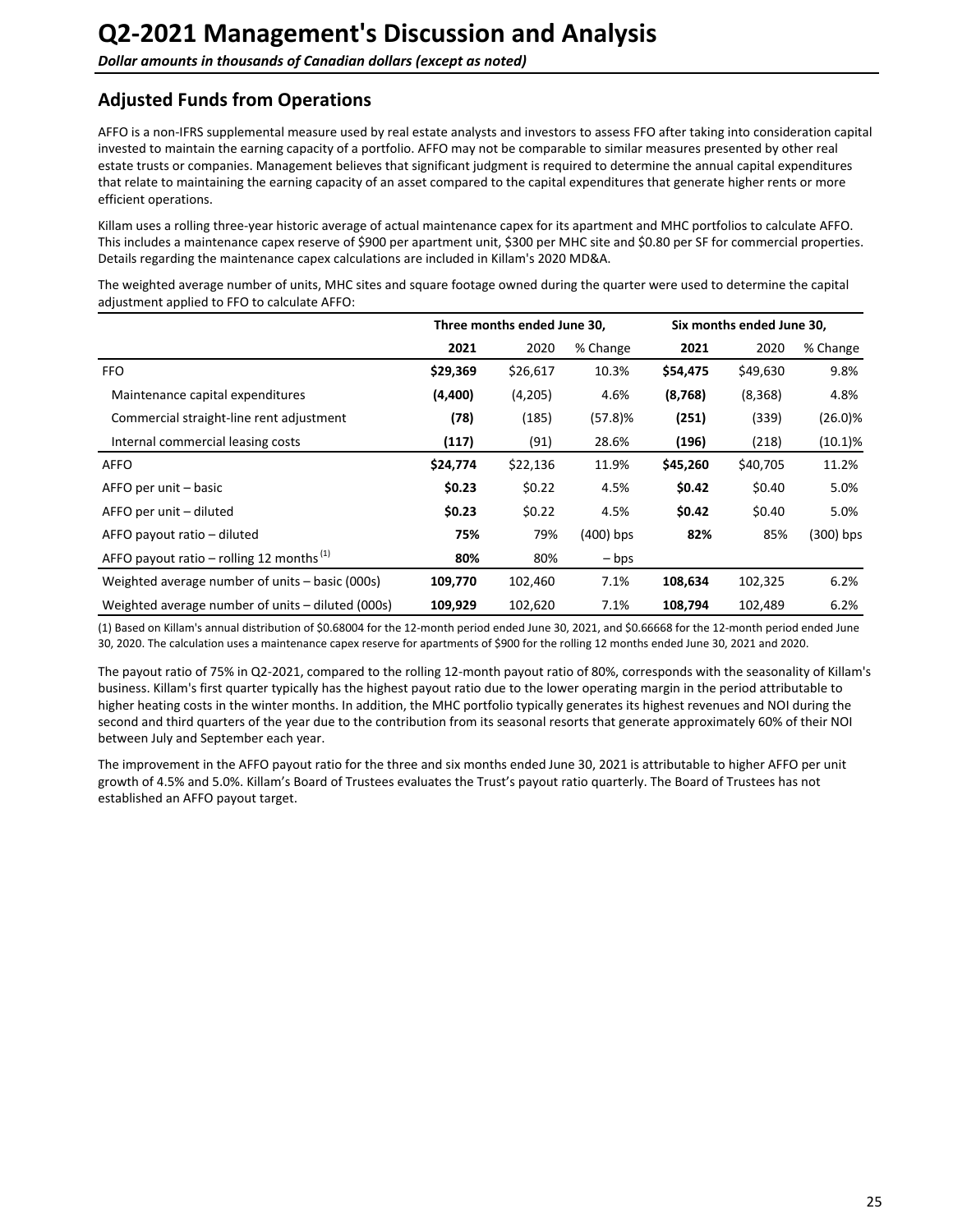# Q2-2021 Management's Discussion and Analysis

***Dollar amounts in thousands of Canadian dollars (except as noted)***

## Adjusted Funds from Operations

AFFO is a non-IFRS supplemental measure used by real estate analysts and investors to assess FFO after taking into consideration capital invested to maintain the earning capacity of a portfolio. AFFO may not be comparable to similar measures presented by other real estate trusts or companies. Management believes that significant judgment is required to determine the annual capital expenditures that relate to maintaining the earning capacity of an asset compared to the capital expenditures that generate higher rents or more efficient operations.

Killam uses a rolling three-year historic average of actual maintenance capex for its apartment and MHC portfolios to calculate AFFO. This includes a maintenance capex reserve of $900 per apartment unit, $300 per MHC site and $0.80 per SF for commercial properties. Details regarding the maintenance capex calculations are included in Killam's 2020 MD&A.

The weighted average number of units, MHC sites and square footage owned during the quarter were used to determine the capital adjustment applied to FFO to calculate AFFO:

| | Three months ended June 30, | | | Six months ended June 30, | | |
|---|---|---|---|---|---|---|
| | **2021** | 2020 | % Change | **2021** | 2020 | % Change |
| FFO | **$29,369** | $26,617 | 10.3% | **$54,475** | $49,630 | 9.8% |
| Maintenance capital expenditures | **(4,400)** | (4,205) | 4.6% | **(8,768)** | (8,368) | 4.8% |
| Commercial straight-line rent adjustment | **(78)** | (185) | (57.8)% | **(251)** | (339) | (26.0)% |
| Internal commercial leasing costs | **(117)** | (91) | 28.6% | **(196)** | (218) | (10.1)% |
| AFFO | **$24,774** | $22,136 | 11.9% | **$45,260** | $40,705 | 11.2% |
| AFFO per unit – basic | **$0.23** | $0.22 | 4.5% | **$0.42** | $0.40 | 5.0% |
| AFFO per unit – diluted | **$0.23** | $0.22 | 4.5% | **$0.42** | $0.40 | 5.0% |
| AFFO payout ratio – diluted | **75%** | 79% | (400) bps | **82%** | 85% | (300) bps |
| AFFO payout ratio – rolling 12 months [(1)] | **80%** | 80% | – bps | | | |
| Weighted average number of units – basic (000s) | **109,770** | 102,460 | 7.1% | **108,634** | 102,325 | 6.2% |
| Weighted average number of units – diluted (000s) | **109,929** | 102,620 | 7.1% | **108,794** | 102,489 | 6.2% |

(1) Based on Killam's annual distribution of $0.68004 for the 12-month period ended June 30, 2021, and $0.66668 for the 12-month period ended June 30, 2020. The calculation uses a maintenance capex reserve for apartments of $900 for the rolling 12 months ended June 30, 2021 and 2020.

The payout ratio of 75% in Q2-2021, compared to the rolling 12-month payout ratio of 80%, corresponds with the seasonality of Killam's business. Killam's first quarter typically has the highest payout ratio due to the lower operating margin in the period attributable to higher heating costs in the winter months. In addition, the MHC portfolio typically generates its highest revenues and NOI during the second and third quarters of the year due to the contribution from its seasonal resorts that generate approximately 60% of their NOI between July and September each year.

The improvement in the AFFO payout ratio for the three and six months ended June 30, 2021 is attributable to higher AFFO per unit growth of 4.5% and 5.0%. Killam's Board of Trustees evaluates the Trust's payout ratio quarterly. The Board of Trustees has not established an AFFO payout target.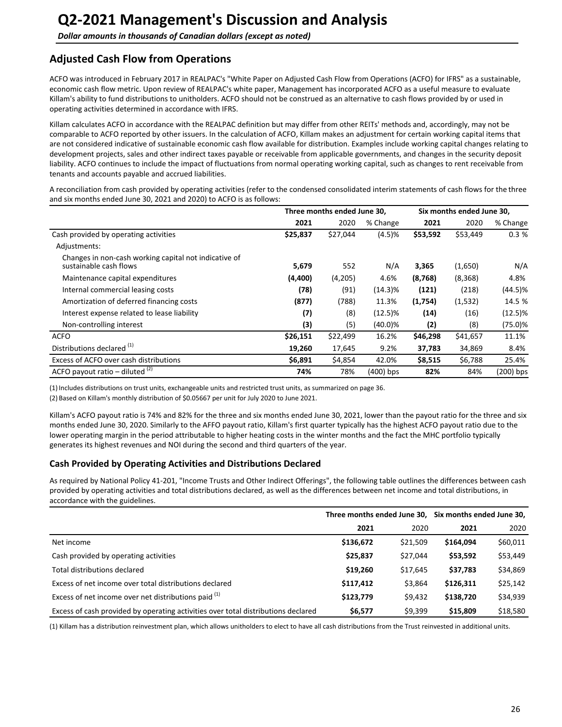# Q2-2021 Management's Discussion and Analysis

*Dollar amounts in thousands of Canadian dollars (except as noted)*

## Adjusted Cash Flow from Operations

ACFO was introduced in February 2017 in REALPAC's "White Paper on Adjusted Cash Flow from Operations (ACFO) for IFRS" as a sustainable, economic cash flow metric. Upon review of REALPAC's white paper, Management has incorporated ACFO as a useful measure to evaluate Killam's ability to fund distributions to unitholders. ACFO should not be construed as an alternative to cash flows provided by or used in operating activities determined in accordance with IFRS.

Killam calculates ACFO in accordance with the REALPAC definition but may differ from other REITs' methods and, accordingly, may not be comparable to ACFO reported by other issuers. In the calculation of ACFO, Killam makes an adjustment for certain working capital items that are not considered indicative of sustainable economic cash flow available for distribution. Examples include working capital changes relating to development projects, sales and other indirect taxes payable or receivable from applicable governments, and changes in the security deposit liability. ACFO continues to include the impact of fluctuations from normal operating working capital, such as changes to rent receivable from tenants and accounts payable and accrued liabilities.

A reconciliation from cash provided by operating activities (refer to the condensed consolidated interim statements of cash flows for the three and six months ended June 30, 2021 and 2020) to ACFO is as follows:

| | Three months ended June 30, | | | Six months ended June 30, | | |
|---|---|---|---|---|---|---|
| | **2021** | 2020 | % Change | **2021** | 2020 | % Change |
| Cash provided by operating activities | **$25,837** | $27,044 | (4.5)% | **$53,592** | $53,449 | 0.3 % |
| Adjustments: | | | | | | |
| Changes in non-cash working capital not indicative of sustainable cash flows | **5,679** | 552 | N/A | **3,365** | (1,650) | N/A |
| Maintenance capital expenditures | **(4,400)** | (4,205) | 4.6% | **(8,768)** | (8,368) | 4.8% |
| Internal commercial leasing costs | **(78)** | (91) | (14.3)% | **(121)** | (218) | (44.5)% |
| Amortization of deferred financing costs | **(877)** | (788) | 11.3% | **(1,754)** | (1,532) | 14.5 % |
| Interest expense related to lease liability | **(7)** | (8) | (12.5)% | **(14)** | (16) | (12.5)% |
| Non-controlling interest | **(3)** | (5) | (40.0)% | **(2)** | (8) | (75.0)% |
| ACFO | **$26,151** | $22,499 | 16.2% | **$46,298** | $41,657 | 11.1% |
| Distributions declared [(1)] | **19,260** | 17,645 | 9.2% | **37,783** | 34,869 | 8.4% |
| Excess of ACFO over cash distributions | **$6,891** | $4,854 | 42.0% | **$8,515** | $6,788 | 25.4% |
| ACFO payout ratio – diluted [(2)] | **74%** | 78% | (400) bps | **82%** | 84% | (200) bps |

(1) Includes distributions on trust units, exchangeable units and restricted trust units, as summarized on page 36.

(2) Based on Killam's monthly distribution of $0.05667 per unit for July 2020 to June 2021.

Killam's ACFO payout ratio is 74% and 82% for the three and six months ended June 30, 2021, lower than the payout ratio for the three and six months ended June 30, 2020. Similarly to the AFFO payout ratio, Killam's first quarter typically has the highest ACFO payout ratio due to the lower operating margin in the period attributable to higher heating costs in the winter months and the fact the MHC portfolio typically generates its highest revenues and NOI during the second and third quarters of the year.

### Cash Provided by Operating Activities and Distributions Declared

As required by National Policy 41-201, "Income Trusts and Other Indirect Offerings", the following table outlines the differences between cash provided by operating activities and total distributions declared, as well as the differences between net income and total distributions, in accordance with the guidelines.

| | Three months ended June 30, | | Six months ended June 30, | |
|---|---|---|---|---|
| | **2021** | 2020 | **2021** | 2020 |
| Net income | **$136,672** | $21,509 | **$164,094** | $60,011 |
| Cash provided by operating activities | **$25,837** | $27,044 | **$53,592** | $53,449 |
| Total distributions declared | **$19,260** | $17,645 | **$37,783** | $34,869 |
| Excess of net income over total distributions declared | **$117,412** | $3,864 | **$126,311** | $25,142 |
| Excess of net income over net distributions paid [(1)] | **$123,779** | $9,432 | **$138,720** | $34,939 |
| Excess of cash provided by operating activities over total distributions declared | **$6,577** | $9,399 | **$15,809** | $18,580 |

(1) Killam has a distribution reinvestment plan, which allows unitholders to elect to have all cash distributions from the Trust reinvested in additional units.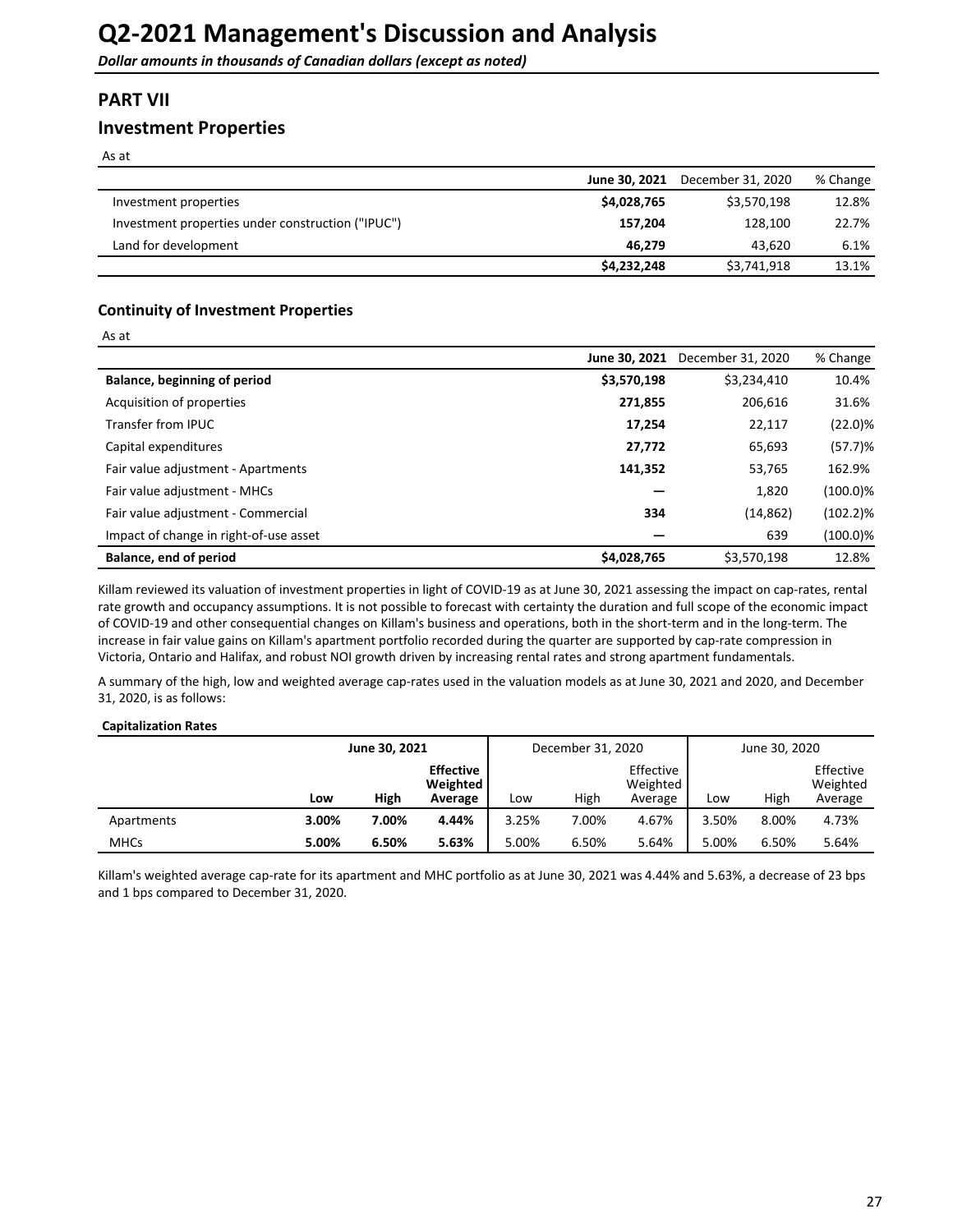# Q2-2021 Management's Discussion and Analysis

***Dollar amounts in thousands of Canadian dollars (except as noted)***

## PART VII

## Investment Properties

As at

| | June 30, 2021 | December 31, 2020 | % Change |
|---|---|---|---|
| Investment properties | **$4,028,765** | $3,570,198 | 12.8% |
| Investment properties under construction ("IPUC") | **157,204** | 128,100 | 22.7% |
| Land for development | **46,279** | 43,620 | 6.1% |
| | **$4,232,248** | $3,741,918 | 13.1% |

### Continuity of Investment Properties

As at

| | June 30, 2021 | December 31, 2020 | % Change |
|---|---|---|---|
| **Balance, beginning of period** | **$3,570,198** | $3,234,410 | 10.4% |
| Acquisition of properties | **271,855** | 206,616 | 31.6% |
| Transfer from IPUC | **17,254** | 22,117 | (22.0)% |
| Capital expenditures | **27,772** | 65,693 | (57.7)% |
| Fair value adjustment - Apartments | **141,352** | 53,765 | 162.9% |
| Fair value adjustment - MHCs | **—** | 1,820 | (100.0)% |
| Fair value adjustment - Commercial | **334** | (14,862) | (102.2)% |
| Impact of change in right-of-use asset | **—** | 639 | (100.0)% |
| **Balance, end of period** | **$4,028,765** | $3,570,198 | 12.8% |

Killam reviewed its valuation of investment properties in light of COVID-19 as at June 30, 2021 assessing the impact on cap-rates, rental rate growth and occupancy assumptions. It is not possible to forecast with certainty the duration and full scope of the economic impact of COVID-19 and other consequential changes on Killam's business and operations, both in the short-term and in the long-term. The increase in fair value gains on Killam's apartment portfolio recorded during the quarter are supported by cap-rate compression in Victoria, Ontario and Halifax, and robust NOI growth driven by increasing rental rates and strong apartment fundamentals.

A summary of the high, low and weighted average cap-rates used in the valuation models as at June 30, 2021 and 2020, and December 31, 2020, is as follows:

**Capitalization Rates**

| | June 30, 2021 | | | December 31, 2020 | | | June 30, 2020 | | |
|---|---|---|---|---|---|---|---|---|---|
| | **Low** | **High** | **Effective Weighted Average** | Low | High | Effective Weighted Average | Low | High | Effective Weighted Average |
| Apartments | **3.00%** | **7.00%** | **4.44%** | 3.25% | 7.00% | 4.67% | 3.50% | 8.00% | 4.73% |
| MHCs | **5.00%** | **6.50%** | **5.63%** | 5.00% | 6.50% | 5.64% | 5.00% | 6.50% | 5.64% |

Killam's weighted average cap-rate for its apartment and MHC portfolio as at June 30, 2021 was 4.44% and 5.63%, a decrease of 23 bps and 1 bps compared to December 31, 2020.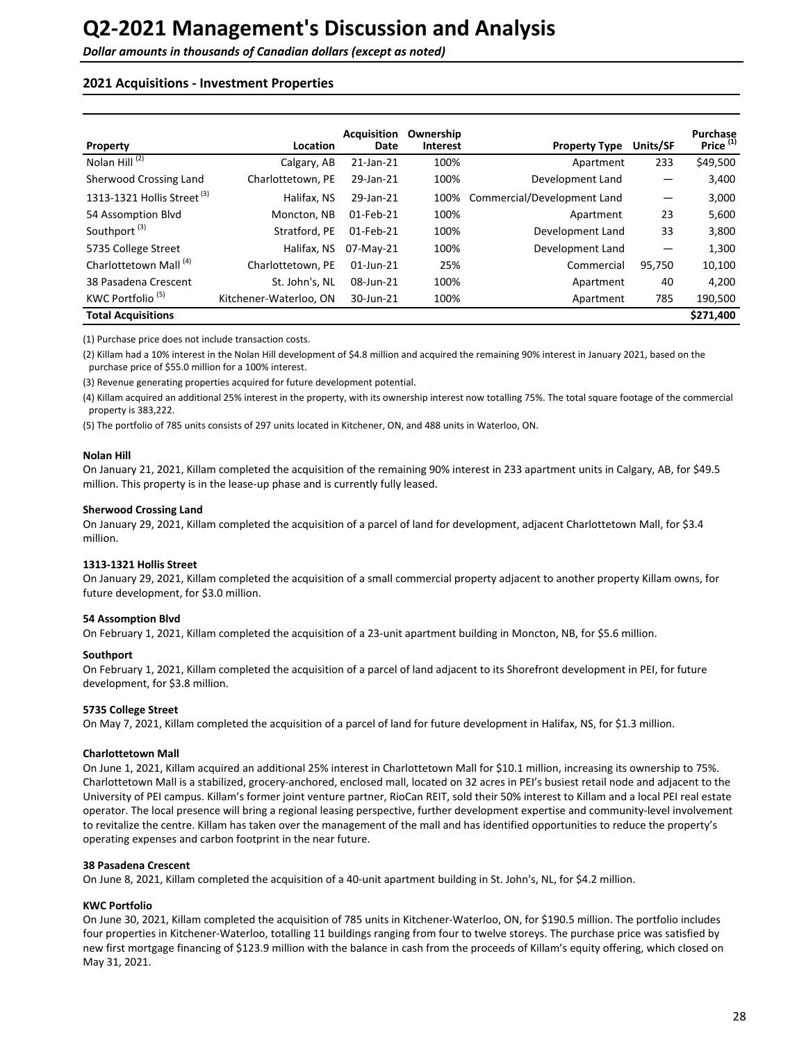# Q2-2021 Management's Discussion and Analysis

*Dollar amounts in thousands of Canadian dollars (except as noted)*

## 2021 Acquisitions - Investment Properties

| Property | Location | Acquisition Date | Ownership Interest | Property Type | Units/SF | Purchase Price [1] |
|---|---|---|---|---|---|---|
| Nolan Hill [2] | Calgary, AB | 21-Jan-21 | 100% | Apartment | 233 | $49,500 |
| Sherwood Crossing Land | Charlottetown, PE | 29-Jan-21 | 100% | Development Land | — | 3,400 |
| 1313-1321 Hollis Street [3] | Halifax, NS | 29-Jan-21 | 100% | Commercial/Development Land | — | 3,000 |
| 54 Assomption Blvd | Moncton, NB | 01-Feb-21 | 100% | Apartment | 23 | 5,600 |
| Southport [3] | Stratford, PE | 01-Feb-21 | 100% | Development Land | 33 | 3,800 |
| 5735 College Street | Halifax, NS | 07-May-21 | 100% | Development Land | — | 1,300 |
| Charlottetown Mall [4] | Charlottetown, PE | 01-Jun-21 | 25% | Commercial | 95,750 | 10,100 |
| 38 Pasadena Crescent | St. John's, NL | 08-Jun-21 | 100% | Apartment | 40 | 4,200 |
| KWC Portfolio [5] | Kitchener-Waterloo, ON | 30-Jun-21 | 100% | Apartment | 785 | 190,500 |
| **Total Acquisitions** | | | | | | **$271,400** |

(1) Purchase price does not include transaction costs.

(2) Killam had a 10% interest in the Nolan Hill development of $4.8 million and acquired the remaining 90% interest in January 2021, based on the purchase price of $55.0 million for a 100% interest.

(3) Revenue generating properties acquired for future development potential.

(4) Killam acquired an additional 25% interest in the property, with its ownership interest now totalling 75%. The total square footage of the commercial property is 383,222.

(5) The portfolio of 785 units consists of 297 units located in Kitchener, ON, and 488 units in Waterloo, ON.

**Nolan Hill**

On January 21, 2021, Killam completed the acquisition of the remaining 90% interest in 233 apartment units in Calgary, AB, for $49.5 million. This property is in the lease-up phase and is currently fully leased.

**Sherwood Crossing Land**

On January 29, 2021, Killam completed the acquisition of a parcel of land for development, adjacent Charlottetown Mall, for $3.4 million.

**1313-1321 Hollis Street**

On January 29, 2021, Killam completed the acquisition of a small commercial property adjacent to another property Killam owns, for future development, for $3.0 million.

**54 Assomption Blvd**

On February 1, 2021, Killam completed the acquisition of a 23-unit apartment building in Moncton, NB, for $5.6 million.

**Southport**

On February 1, 2021, Killam completed the acquisition of a parcel of land adjacent to its Shorefront development in PEI, for future development, for $3.8 million.

**5735 College Street**

On May 7, 2021, Killam completed the acquisition of a parcel of land for future development in Halifax, NS, for $1.3 million.

**Charlottetown Mall**

On June 1, 2021, Killam acquired an additional 25% interest in Charlottetown Mall for $10.1 million, increasing its ownership to 75%. Charlottetown Mall is a stabilized, grocery-anchored, enclosed mall, located on 32 acres in PEI's busiest retail node and adjacent to the University of PEI campus. Killam's former joint venture partner, RioCan REIT, sold their 50% interest to Killam and a local PEI real estate operator. The local presence will bring a regional leasing perspective, further development expertise and community-level involvement to revitalize the centre. Killam has taken over the management of the mall and has identified opportunities to reduce the property's operating expenses and carbon footprint in the near future.

**38 Pasadena Crescent**

On June 8, 2021, Killam completed the acquisition of a 40-unit apartment building in St. John's, NL, for $4.2 million.

**KWC Portfolio**

On June 30, 2021, Killam completed the acquisition of 785 units in Kitchener-Waterloo, ON, for $190.5 million. The portfolio includes four properties in Kitchener-Waterloo, totalling 11 buildings ranging from four to twelve storeys. The purchase price was satisfied by new first mortgage financing of $123.9 million with the balance in cash from the proceeds of Killam's equity offering, which closed on May 31, 2021.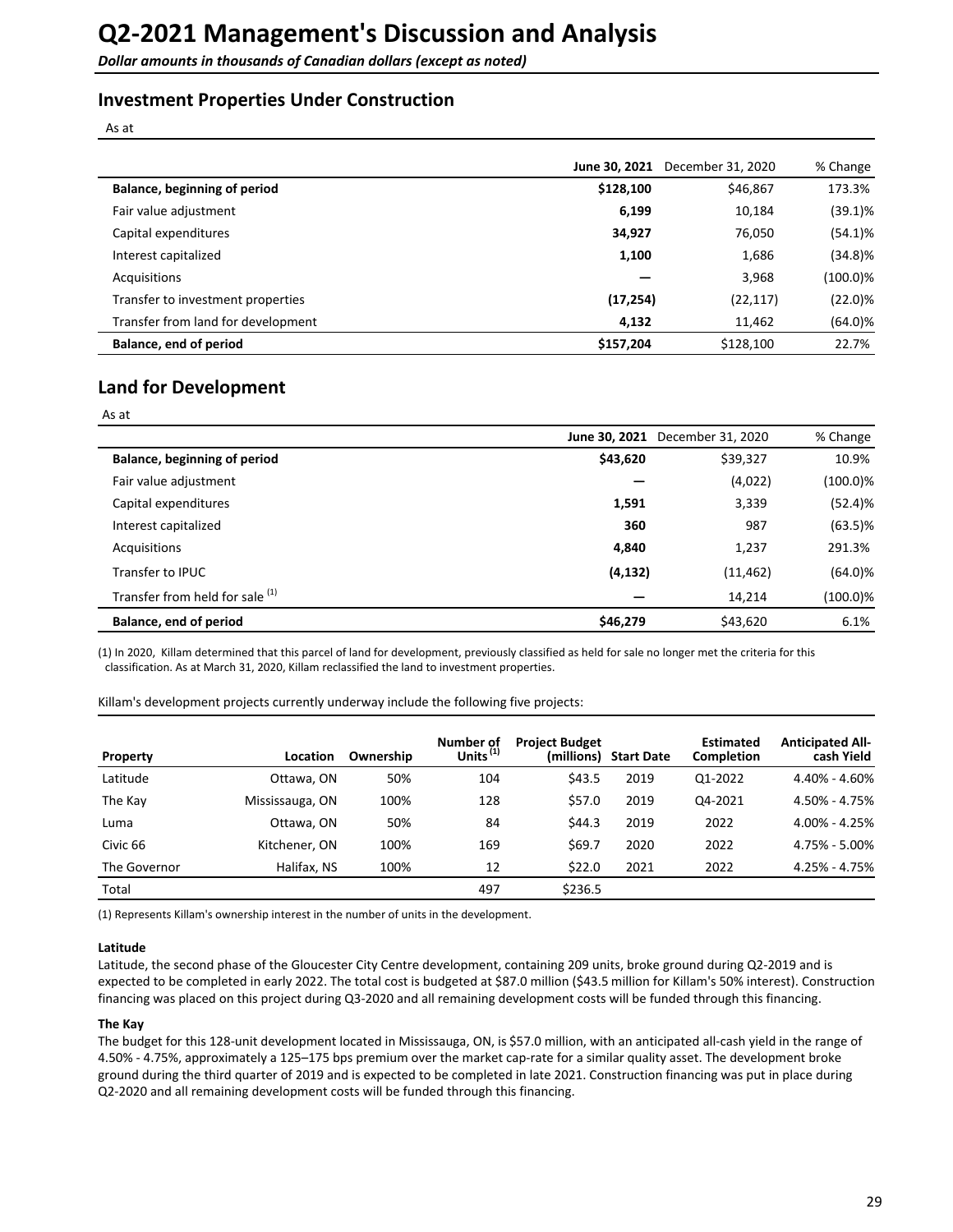# Q2-2021 Management's Discussion and Analysis

***Dollar amounts in thousands of Canadian dollars (except as noted)***

## Investment Properties Under Construction

As at

| | June 30, 2021 | December 31, 2020 | % Change |
|---|---|---|---|
| **Balance, beginning of period** | **$128,100** | $46,867 | 173.3% |
| Fair value adjustment | **6,199** | 10,184 | (39.1)% |
| Capital expenditures | **34,927** | 76,050 | (54.1)% |
| Interest capitalized | **1,100** | 1,686 | (34.8)% |
| Acquisitions | **—** | 3,968 | (100.0)% |
| Transfer to investment properties | **(17,254)** | (22,117) | (22.0)% |
| Transfer from land for development | **4,132** | 11,462 | (64.0)% |
| **Balance, end of period** | **$157,204** | $128,100 | 22.7% |

## Land for Development

As at

| | June 30, 2021 | December 31, 2020 | % Change |
|---|---|---|---|
| **Balance, beginning of period** | **$43,620** | $39,327 | 10.9% |
| Fair value adjustment | **—** | (4,022) | (100.0)% |
| Capital expenditures | **1,591** | 3,339 | (52.4)% |
| Interest capitalized | **360** | 987 | (63.5)% |
| Acquisitions | **4,840** | 1,237 | 291.3% |
| Transfer to IPUC | **(4,132)** | (11,462) | (64.0)% |
| Transfer from held for sale [(1)] | **—** | 14,214 | (100.0)% |
| **Balance, end of period** | **$46,279** | $43,620 | 6.1% |

(1) In 2020, Killam determined that this parcel of land for development, previously classified as held for sale no longer met the criteria for this classification. As at March 31, 2020, Killam reclassified the land to investment properties.

Killam's development projects currently underway include the following five projects:

| Property | Location | Ownership | Number of Units [(1)] | Project Budget (millions) | Start Date | Estimated Completion | Anticipated All-cash Yield |
|---|---|---|---|---|---|---|---|
| Latitude | Ottawa, ON | 50% | 104 | $43.5 | 2019 | Q1-2022 | 4.40% - 4.60% |
| The Kay | Mississauga, ON | 100% | 128 | $57.0 | 2019 | Q4-2021 | 4.50% - 4.75% |
| Luma | Ottawa, ON | 50% | 84 | $44.3 | 2019 | 2022 | 4.00% - 4.25% |
| Civic 66 | Kitchener, ON | 100% | 169 | $69.7 | 2020 | 2022 | 4.75% - 5.00% |
| The Governor | Halifax, NS | 100% | 12 | $22.0 | 2021 | 2022 | 4.25% - 4.75% |
| Total | | | 497 | $236.5 | | | |

(1) Represents Killam's ownership interest in the number of units in the development.

**Latitude**

Latitude, the second phase of the Gloucester City Centre development, containing 209 units, broke ground during Q2-2019 and is expected to be completed in early 2022. The total cost is budgeted at $87.0 million ($43.5 million for Killam's 50% interest). Construction financing was placed on this project during Q3-2020 and all remaining development costs will be funded through this financing.

**The Kay**

The budget for this 128-unit development located in Mississauga, ON, is $57.0 million, with an anticipated all-cash yield in the range of 4.50% - 4.75%, approximately a 125–175 bps premium over the market cap-rate for a similar quality asset. The development broke ground during the third quarter of 2019 and is expected to be completed in late 2021. Construction financing was put in place during Q2-2020 and all remaining development costs will be funded through this financing.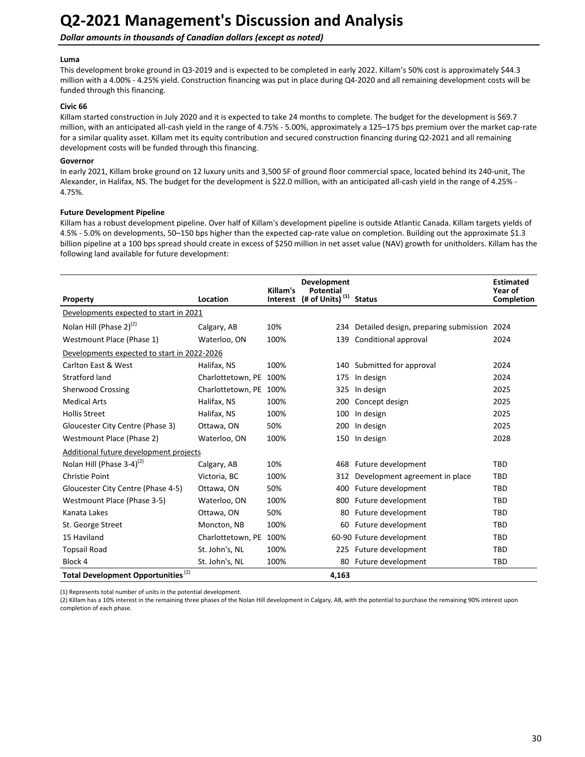# Q2-2021 Management's Discussion and Analysis

*Dollar amounts in thousands of Canadian dollars (except as noted)*

**Luma**

This development broke ground in Q3-2019 and is expected to be completed in early 2022. Killam's 50% cost is approximately $44.3 million with a 4.00% - 4.25% yield. Construction financing was put in place during Q4-2020 and all remaining development costs will be funded through this financing.

**Civic 66**

Killam started construction in July 2020 and it is expected to take 24 months to complete. The budget for the development is $69.7 million, with an anticipated all-cash yield in the range of 4.75% - 5.00%, approximately a 125–175 bps premium over the market cap-rate for a similar quality asset. Killam met its equity contribution and secured construction financing during Q2-2021 and all remaining development costs will be funded through this financing.

**Governor**

In early 2021, Killam broke ground on 12 luxury units and 3,500 SF of ground floor commercial space, located behind its 240-unit, The Alexander, in Halifax, NS. The budget for the development is $22.0 million, with an anticipated all-cash yield in the range of 4.25% - 4.75%.

**Future Development Pipeline**

Killam has a robust development pipeline. Over half of Killam's development pipeline is outside Atlantic Canada. Killam targets yields of 4.5% - 5.0% on developments, 50–150 bps higher than the expected cap-rate value on completion. Building out the approximate $1.3 billion pipeline at a 100 bps spread should create in excess of $250 million in net asset value (NAV) growth for unitholders. Killam has the following land available for future development:

| Property | Location | Killam's Interest | Development Potential (# of Units) [(1)] | Status | Estimated Year of Completion |
|---|---|---|---|---|---|
| Developments expected to start in 2021 | | | | | |
| Nolan Hill (Phase 2)[(2)] | Calgary, AB | 10% | 234 | Detailed design, preparing submission | 2024 |
| Westmount Place (Phase 1) | Waterloo, ON | 100% | 139 | Conditional approval | 2024 |
| Developments expected to start in 2022-2026 | | | | | |
| Carlton East & West | Halifax, NS | 100% | 140 | Submitted for approval | 2024 |
| Stratford land | Charlottetown, PE | 100% | 175 | In design | 2024 |
| Sherwood Crossing | Charlottetown, PE | 100% | 325 | In design | 2025 |
| Medical Arts | Halifax, NS | 100% | 200 | Concept design | 2025 |
| Hollis Street | Halifax, NS | 100% | 100 | In design | 2025 |
| Gloucester City Centre (Phase 3) | Ottawa, ON | 50% | 200 | In design | 2025 |
| Westmount Place (Phase 2) | Waterloo, ON | 100% | 150 | In design | 2028 |
| Additional future development projects | | | | | |
| Nolan Hill (Phase 3-4)[(2)] | Calgary, AB | 10% | 468 | Future development | TBD |
| Christie Point | Victoria, BC | 100% | 312 | Development agreement in place | TBD |
| Gloucester City Centre (Phase 4-5) | Ottawa, ON | 50% | 400 | Future development | TBD |
| Westmount Place (Phase 3-5) | Waterloo, ON | 100% | 800 | Future development | TBD |
| Kanata Lakes | Ottawa, ON | 50% | 80 | Future development | TBD |
| St. George Street | Moncton, NB | 100% | 60 | Future development | TBD |
| 15 Haviland | Charlottetown, PE | 100% | 60-90 | Future development | TBD |
| Topsail Road | St. John's, NL | 100% | 225 | Future development | TBD |
| Block 4 | St. John's, NL | 100% | 80 | Future development | TBD |
| **Total Development Opportunities** [(2)] | | | **4,163** | | |

(1) Represents total number of units in the potential development.
(2) Killam has a 10% interest in the remaining three phases of the Nolan Hill development in Calgary, AB, with the potential to purchase the remaining 90% interest upon completion of each phase.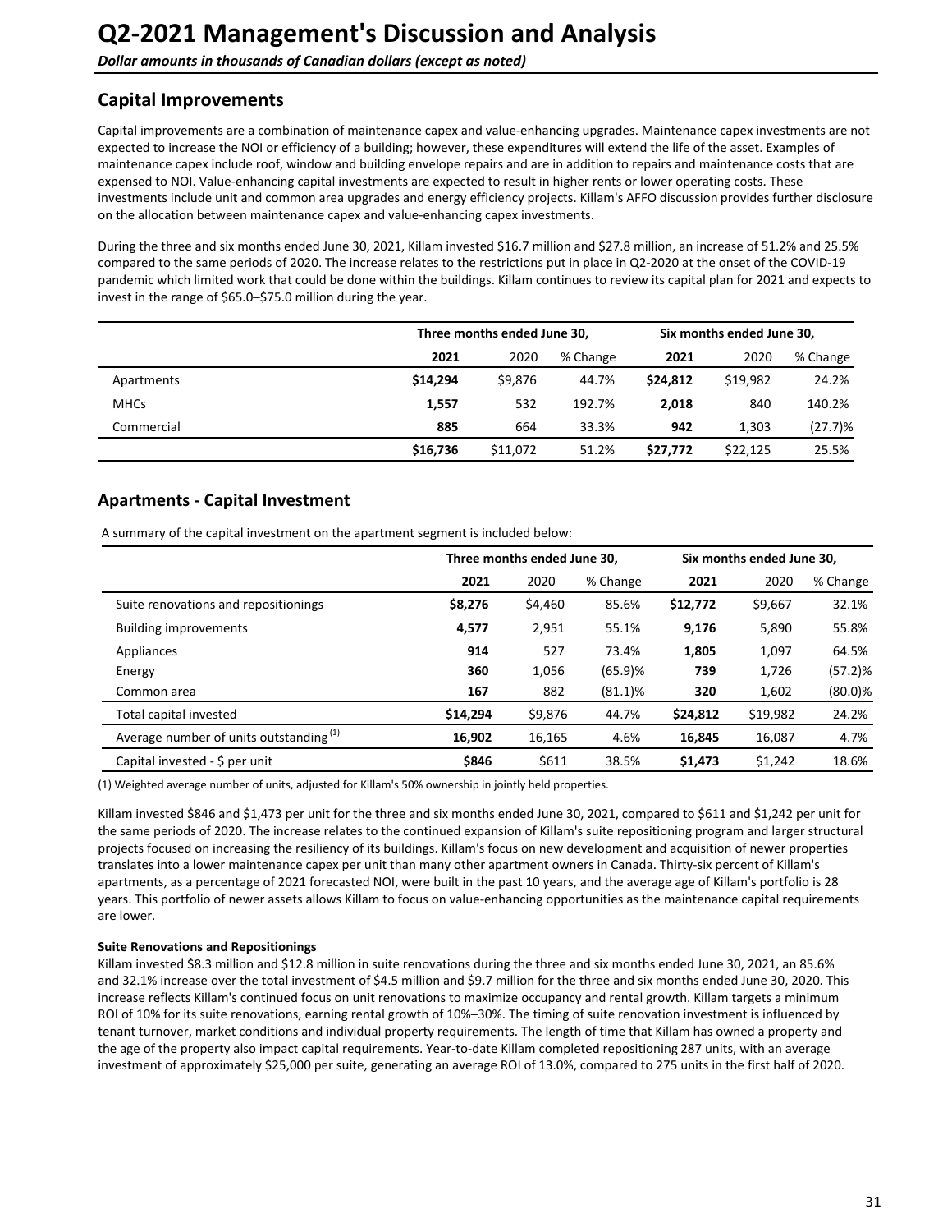# Q2-2021 Management's Discussion and Analysis

*Dollar amounts in thousands of Canadian dollars (except as noted)*

## Capital Improvements

Capital improvements are a combination of maintenance capex and value-enhancing upgrades. Maintenance capex investments are not expected to increase the NOI or efficiency of a building; however, these expenditures will extend the life of the asset. Examples of maintenance capex include roof, window and building envelope repairs and are in addition to repairs and maintenance costs that are expensed to NOI. Value-enhancing capital investments are expected to result in higher rents or lower operating costs. These investments include unit and common area upgrades and energy efficiency projects. Killam's AFFO discussion provides further disclosure on the allocation between maintenance capex and value-enhancing capex investments.

During the three and six months ended June 30, 2021, Killam invested $16.7 million and $27.8 million, an increase of 51.2% and 25.5% compared to the same periods of 2020. The increase relates to the restrictions put in place in Q2-2020 at the onset of the COVID-19 pandemic which limited work that could be done within the buildings. Killam continues to review its capital plan for 2021 and expects to invest in the range of $65.0–$75.0 million during the year.

| | Three months ended June 30, | | | Six months ended June 30, | | |
|---|---|---|---|---|---|---|
| | **2021** | 2020 | % Change | **2021** | 2020 | % Change |
| Apartments | **$14,294** | $9,876 | 44.7% | **$24,812** | $19,982 | 24.2% |
| MHCs | **1,557** | 532 | 192.7% | **2,018** | 840 | 140.2% |
| Commercial | **885** | 664 | 33.3% | **942** | 1,303 | (27.7)% |
| | **$16,736** | $11,072 | 51.2% | **$27,772** | $22,125 | 25.5% |

## Apartments - Capital Investment

A summary of the capital investment on the apartment segment is included below:

| | Three months ended June 30, | | | Six months ended June 30, | | |
|---|---|---|---|---|---|---|
| | **2021** | 2020 | % Change | **2021** | 2020 | % Change |
| Suite renovations and repositionings | **$8,276** | $4,460 | 85.6% | **$12,772** | $9,667 | 32.1% |
| Building improvements | **4,577** | 2,951 | 55.1% | **9,176** | 5,890 | 55.8% |
| Appliances | **914** | 527 | 73.4% | **1,805** | 1,097 | 64.5% |
| Energy | **360** | 1,056 | (65.9)% | **739** | 1,726 | (57.2)% |
| Common area | **167** | 882 | (81.1)% | **320** | 1,602 | (80.0)% |
| Total capital invested | **$14,294** | $9,876 | 44.7% | **$24,812** | $19,982 | 24.2% |
| Average number of units outstanding (1) | **16,902** | 16,165 | 4.6% | **16,845** | 16,087 | 4.7% |
| Capital invested - $ per unit | **$846** | $611 | 38.5% | **$1,473** | $1,242 | 18.6% |

(1) Weighted average number of units, adjusted for Killam's 50% ownership in jointly held properties.

Killam invested $846 and $1,473 per unit for the three and six months ended June 30, 2021, compared to $611 and $1,242 per unit for the same periods of 2020. The increase relates to the continued expansion of Killam's suite repositioning program and larger structural projects focused on increasing the resiliency of its buildings. Killam's focus on new development and acquisition of newer properties translates into a lower maintenance capex per unit than many other apartment owners in Canada. Thirty-six percent of Killam's apartments, as a percentage of 2021 forecasted NOI, were built in the past 10 years, and the average age of Killam's portfolio is 28 years. This portfolio of newer assets allows Killam to focus on value-enhancing opportunities as the maintenance capital requirements are lower.

**Suite Renovations and Repositionings**

Killam invested $8.3 million and $12.8 million in suite renovations during the three and six months ended June 30, 2021, an 85.6% and 32.1% increase over the total investment of $4.5 million and $9.7 million for the three and six months ended June 30, 2020. This increase reflects Killam's continued focus on unit renovations to maximize occupancy and rental growth. Killam targets a minimum ROI of 10% for its suite renovations, earning rental growth of 10%–30%. The timing of suite renovation investment is influenced by tenant turnover, market conditions and individual property requirements. The length of time that Killam has owned a property and the age of the property also impact capital requirements. Year-to-date Killam completed repositioning 287 units, with an average investment of approximately $25,000 per suite, generating an average ROI of 13.0%, compared to 275 units in the first half of 2020.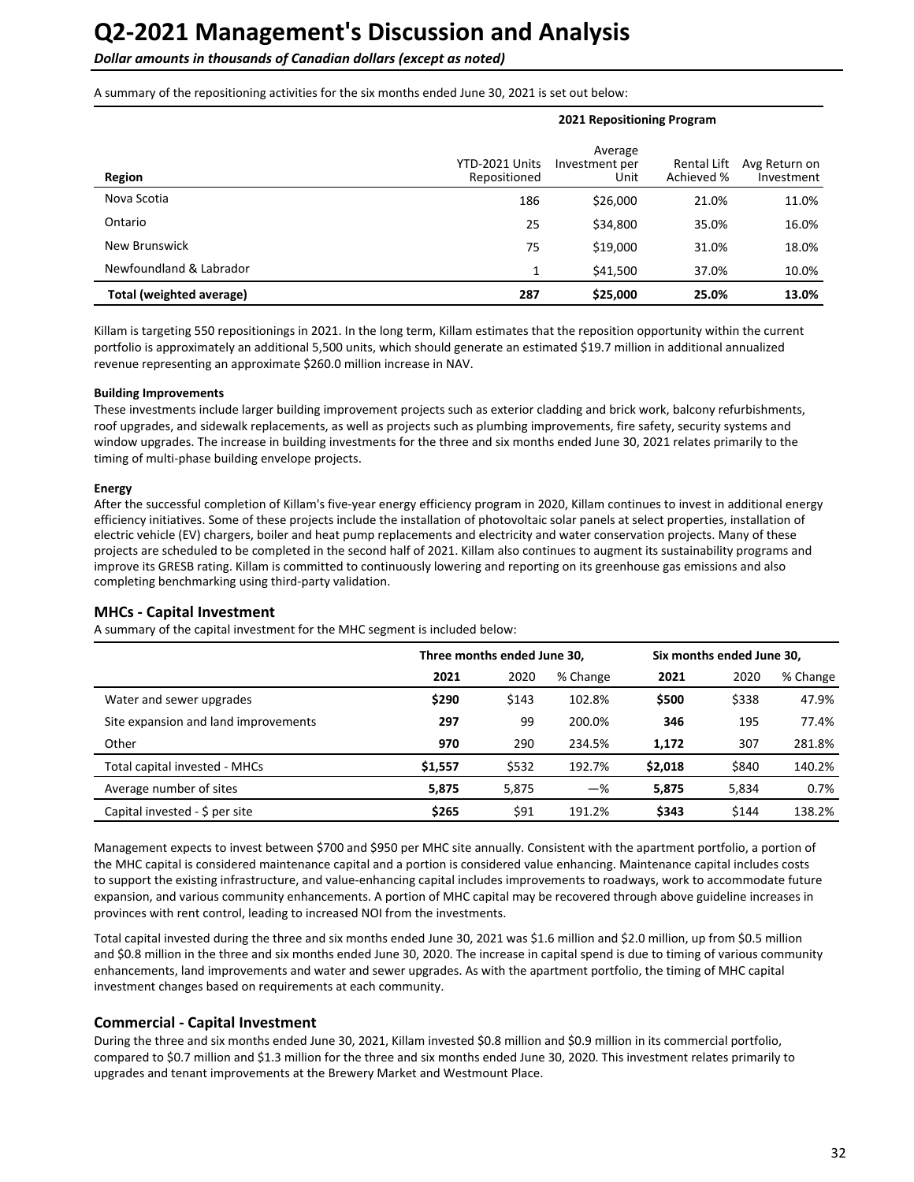# Q2-2021 Management's Discussion and Analysis

***Dollar amounts in thousands of Canadian dollars (except as noted)***

A summary of the repositioning activities for the six months ended June 30, 2021 is set out below:

| | 2021 Repositioning Program | | | |
|---|---|---|---|---|
| **Region** | YTD-2021 Units Repositioned | Average Investment per Unit | Rental Lift Achieved % | Avg Return on Investment |
| Nova Scotia | 186 | $26,000 | 21.0% | 11.0% |
| Ontario | 25 | $34,800 | 35.0% | 16.0% |
| New Brunswick | 75 | $19,000 | 31.0% | 18.0% |
| Newfoundland & Labrador | 1 | $41,500 | 37.0% | 10.0% |
| **Total (weighted average)** | **287** | **$25,000** | **25.0%** | **13.0%** |

Killam is targeting 550 repositionings in 2021. In the long term, Killam estimates that the reposition opportunity within the current portfolio is approximately an additional 5,500 units, which should generate an estimated $19.7 million in additional annualized revenue representing an approximate $260.0 million increase in NAV.

**Building Improvements**

These investments include larger building improvement projects such as exterior cladding and brick work, balcony refurbishments, roof upgrades, and sidewalk replacements, as well as projects such as plumbing improvements, fire safety, security systems and window upgrades. The increase in building investments for the three and six months ended June 30, 2021 relates primarily to the timing of multi-phase building envelope projects.

**Energy**

After the successful completion of Killam's five-year energy efficiency program in 2020, Killam continues to invest in additional energy efficiency initiatives. Some of these projects include the installation of photovoltaic solar panels at select properties, installation of electric vehicle (EV) chargers, boiler and heat pump replacements and electricity and water conservation projects. Many of these projects are scheduled to be completed in the second half of 2021. Killam also continues to augment its sustainability programs and improve its GRESB rating. Killam is committed to continuously lowering and reporting on its greenhouse gas emissions and also completing benchmarking using third-party validation.

## MHCs - Capital Investment

A summary of the capital investment for the MHC segment is included below:

| | Three months ended June 30, | | | Six months ended June 30, | | |
|---|---|---|---|---|---|---|
| | **2021** | 2020 | % Change | **2021** | 2020 | % Change |
| Water and sewer upgrades | **$290** | $143 | 102.8% | **$500** | $338 | 47.9% |
| Site expansion and land improvements | **297** | 99 | 200.0% | **346** | 195 | 77.4% |
| Other | **970** | 290 | 234.5% | **1,172** | 307 | 281.8% |
| Total capital invested - MHCs | **$1,557** | $532 | 192.7% | **$2,018** | $840 | 140.2% |
| Average number of sites | **5,875** | 5,875 | —% | **5,875** | 5,834 | 0.7% |
| Capital invested - $ per site | **$265** | $91 | 191.2% | **$343** | $144 | 138.2% |

Management expects to invest between $700 and $950 per MHC site annually. Consistent with the apartment portfolio, a portion of the MHC capital is considered maintenance capital and a portion is considered value enhancing. Maintenance capital includes costs to support the existing infrastructure, and value-enhancing capital includes improvements to roadways, work to accommodate future expansion, and various community enhancements. A portion of MHC capital may be recovered through above guideline increases in provinces with rent control, leading to increased NOI from the investments.

Total capital invested during the three and six months ended June 30, 2021 was $1.6 million and $2.0 million, up from $0.5 million and $0.8 million in the three and six months ended June 30, 2020. The increase in capital spend is due to timing of various community enhancements, land improvements and water and sewer upgrades. As with the apartment portfolio, the timing of MHC capital investment changes based on requirements at each community.

## Commercial - Capital Investment

During the three and six months ended June 30, 2021, Killam invested $0.8 million and $0.9 million in its commercial portfolio, compared to $0.7 million and $1.3 million for the three and six months ended June 30, 2020. This investment relates primarily to upgrades and tenant improvements at the Brewery Market and Westmount Place.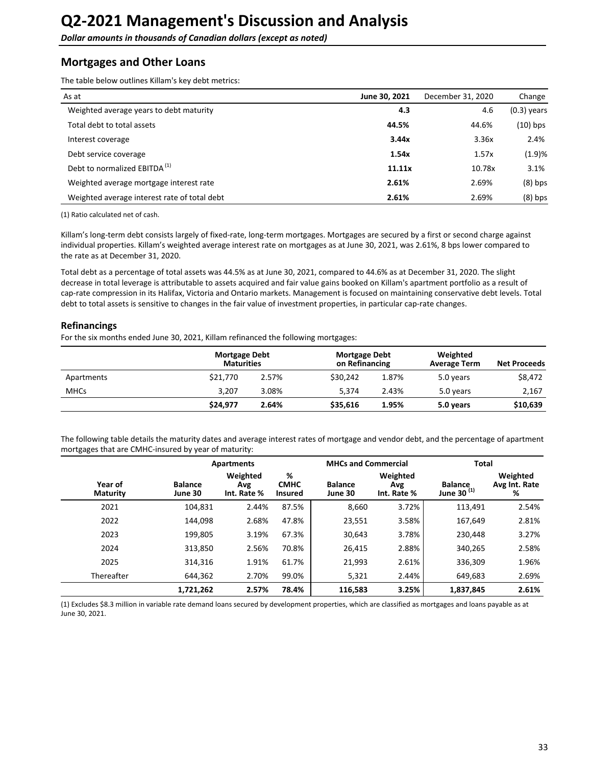# Q2-2021 Management's Discussion and Analysis

*Dollar amounts in thousands of Canadian dollars (except as noted)*

## Mortgages and Other Loans

The table below outlines Killam's key debt metrics:

| As at | June 30, 2021 | December 31, 2020 | Change |
|---|---|---|---|
| Weighted average years to debt maturity | **4.3** | 4.6 | (0.3) years |
| Total debt to total assets | **44.5%** | 44.6% | (10) bps |
| Interest coverage | **3.44x** | 3.36x | 2.4% |
| Debt service coverage | **1.54x** | 1.57x | (1.9)% |
| Debt to normalized EBITDA [(1)] | **11.11x** | 10.78x | 3.1% |
| Weighted average mortgage interest rate | **2.61%** | 2.69% | (8) bps |
| Weighted average interest rate of total debt | **2.61%** | 2.69% | (8) bps |

(1) Ratio calculated net of cash.

Killam's long-term debt consists largely of fixed-rate, long-term mortgages. Mortgages are secured by a first or second charge against individual properties. Killam's weighted average interest rate on mortgages as at June 30, 2021, was 2.61%, 8 bps lower compared to the rate as at December 31, 2020.

Total debt as a percentage of total assets was 44.5% as at June 30, 2021, compared to 44.6% as at December 31, 2020. The slight decrease in total leverage is attributable to assets acquired and fair value gains booked on Killam's apartment portfolio as a result of cap-rate compression in its Halifax, Victoria and Ontario markets. Management is focused on maintaining conservative debt levels. Total debt to total assets is sensitive to changes in the fair value of investment properties, in particular cap-rate changes.

### Refinancings

For the six months ended June 30, 2021, Killam refinanced the following mortgages:

| | Mortgage Debt Maturities | | Mortgage Debt on Refinancing | | Weighted Average Term | Net Proceeds |
|---|---|---|---|---|---|---|
| Apartments | $21,770 | 2.57% | $30,242 | 1.87% | 5.0 years | $8,472 |
| MHCs | 3,207 | 3.08% | 5,374 | 2.43% | 5.0 years | 2,167 |
| | **$24,977** | **2.64%** | **$35,616** | **1.95%** | **5.0 years** | **$10,639** |

The following table details the maturity dates and average interest rates of mortgage and vendor debt, and the percentage of apartment mortgages that are CMHC-insured by year of maturity:

| | Apartments | | | MHCs and Commercial | | Total | |
|---|---|---|---|---|---|---|---|
| Year of Maturity | Balance June 30 | Weighted Avg Int. Rate % | % CMHC Insured | Balance June 30 | Weighted Avg Int. Rate % | Balance June 30 [(1)] | Weighted Avg Int. Rate % |
| 2021 | 104,831 | 2.44% | 87.5% | 8,660 | 3.72% | 113,491 | 2.54% |
| 2022 | 144,098 | 2.68% | 47.8% | 23,551 | 3.58% | 167,649 | 2.81% |
| 2023 | 199,805 | 3.19% | 67.3% | 30,643 | 3.78% | 230,448 | 3.27% |
| 2024 | 313,850 | 2.56% | 70.8% | 26,415 | 2.88% | 340,265 | 2.58% |
| 2025 | 314,316 | 1.91% | 61.7% | 21,993 | 2.61% | 336,309 | 1.96% |
| Thereafter | 644,362 | 2.70% | 99.0% | 5,321 | 2.44% | 649,683 | 2.69% |
| | **1,721,262** | **2.57%** | **78.4%** | **116,583** | **3.25%** | **1,837,845** | **2.61%** |

(1) Excludes $8.3 million in variable rate demand loans secured by development properties, which are classified as mortgages and loans payable as at June 30, 2021.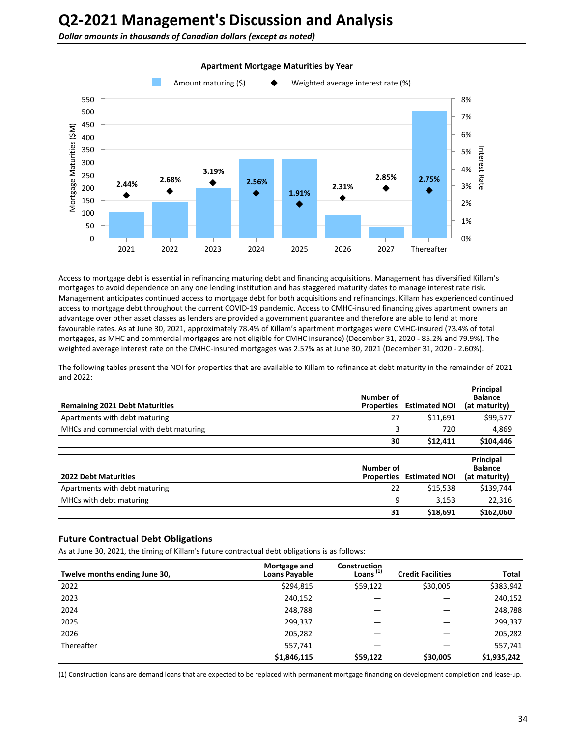# Q2-2021 Management's Discussion and Analysis

*Dollar amounts in thousands of Canadian dollars (except as noted)*

**Apartment Mortgage Maturities by Year**

| Year | Amount maturing ($M) (approx.) | Weighted average interest rate (%) |
|---|---|---|
| 2021 | ~105 | 2.44% |
| 2022 | ~145 | 2.68% |
| 2023 | ~198 | 3.19% |
| 2024 | ~315 | 2.56% |
| 2025 | ~315 | 1.91% |
| 2026 | ~92 | 2.31% |
| 2027 | ~46 | 2.85% |
| Thereafter | ~505 | 2.75% |

Access to mortgage debt is essential in refinancing maturing debt and financing acquisitions. Management has diversified Killam's mortgages to avoid dependence on any one lending institution and has staggered maturity dates to manage interest rate risk. Management anticipates continued access to mortgage debt for both acquisitions and refinancings. Killam has experienced continued access to mortgage debt throughout the current COVID-19 pandemic. Access to CMHC-insured financing gives apartment owners an advantage over other asset classes as lenders are provided a government guarantee and therefore are able to lend at more favourable rates. As at June 30, 2021, approximately 78.4% of Killam's apartment mortgages were CMHC-insured (73.4% of total mortgages, as MHC and commercial mortgages are not eligible for CMHC insurance) (December 31, 2020 - 85.2% and 79.9%). The weighted average interest rate on the CMHC-insured mortgages was 2.57% as at June 30, 2021 (December 31, 2020 - 2.60%).

The following tables present the NOI for properties that are available to Killam to refinance at debt maturity in the remainder of 2021 and 2022:

| Remaining 2021 Debt Maturities | Number of Properties | Estimated NOI | Principal Balance (at maturity) |
|---|---|---|---|
| Apartments with debt maturing | 27 | $11,691 | $99,577 |
| MHCs and commercial with debt maturing | 3 | 720 | 4,869 |
| | **30** | **$12,411** | **$104,446** |

| 2022 Debt Maturities | Number of Properties | Estimated NOI | Principal Balance (at maturity) |
|---|---|---|---|
| Apartments with debt maturing | 22 | $15,538 | $139,744 |
| MHCs with debt maturing | 9 | 3,153 | 22,316 |
| | **31** | **$18,691** | **$162,060** |

## Future Contractual Debt Obligations

As at June 30, 2021, the timing of Killam's future contractual debt obligations is as follows:

| Twelve months ending June 30, | Mortgage and Loans Payable | Construction Loans (1) | Credit Facilities | Total |
|---|---|---|---|---|
| 2022 | $294,815 | $59,122 | $30,005 | $383,942 |
| 2023 | 240,152 | — | — | 240,152 |
| 2024 | 248,788 | — | — | 248,788 |
| 2025 | 299,337 | — | — | 299,337 |
| 2026 | 205,282 | — | — | 205,282 |
| Thereafter | 557,741 | — | — | 557,741 |
| | **$1,846,115** | **$59,122** | **$30,005** | **$1,935,242** |

(1) Construction loans are demand loans that are expected to be replaced with permanent mortgage financing on development completion and lease-up.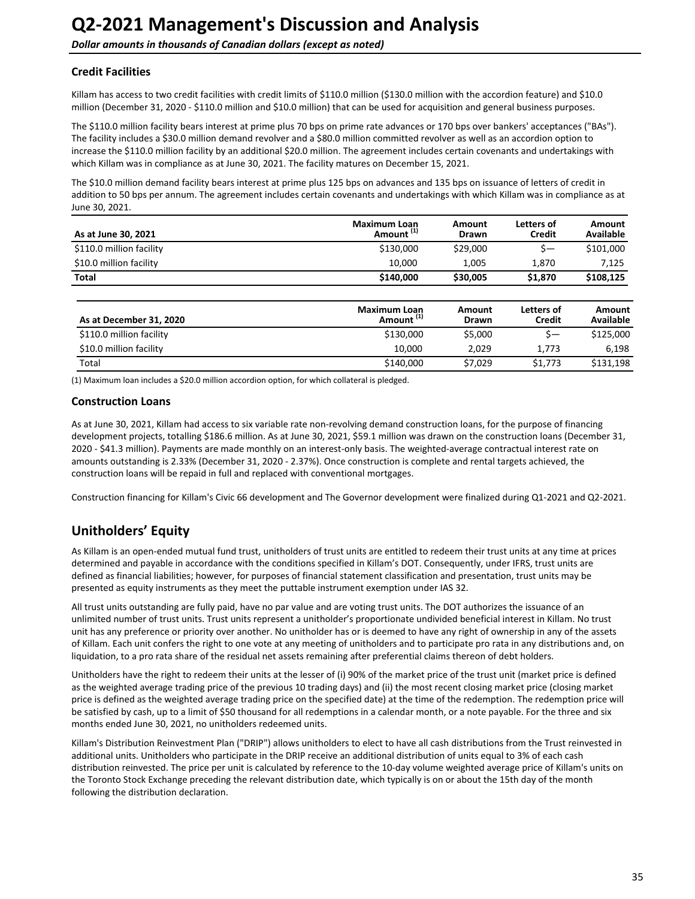# Q2-2021 Management's Discussion and Analysis

***Dollar amounts in thousands of Canadian dollars (except as noted)***

### Credit Facilities

Killam has access to two credit facilities with credit limits of $110.0 million ($130.0 million with the accordion feature) and $10.0 million (December 31, 2020 - $110.0 million and $10.0 million) that can be used for acquisition and general business purposes.

The $110.0 million facility bears interest at prime plus 70 bps on prime rate advances or 170 bps over bankers' acceptances ("BAs"). The facility includes a $30.0 million demand revolver and a $80.0 million committed revolver as well as an accordion option to increase the $110.0 million facility by an additional $20.0 million. The agreement includes certain covenants and undertakings with which Killam was in compliance as at June 30, 2021. The facility matures on December 15, 2021.

The $10.0 million demand facility bears interest at prime plus 125 bps on advances and 135 bps on issuance of letters of credit in addition to 50 bps per annum. The agreement includes certain covenants and undertakings with which Killam was in compliance as at June 30, 2021.

| As at June 30, 2021 | Maximum Loan Amount [1] | Amount Drawn | Letters of Credit | Amount Available |
|---|---|---|---|---|
| $110.0 million facility | $130,000 | $29,000 | $— | $101,000 |
| $10.0 million facility | 10,000 | 1,005 | 1,870 | 7,125 |
| **Total** | **$140,000** | **$30,005** | **$1,870** | **$108,125** |

| As at December 31, 2020 | Maximum Loan Amount [1] | Amount Drawn | Letters of Credit | Amount Available |
|---|---|---|---|---|
| $110.0 million facility | $130,000 | $5,000 | $— | $125,000 |
| $10.0 million facility | 10,000 | 2,029 | 1,773 | 6,198 |
| Total | $140,000 | $7,029 | $1,773 | $131,198 |

(1) Maximum loan includes a $20.0 million accordion option, for which collateral is pledged.

### Construction Loans

As at June 30, 2021, Killam had access to six variable rate non-revolving demand construction loans, for the purpose of financing development projects, totalling $186.6 million. As at June 30, 2021, $59.1 million was drawn on the construction loans (December 31, 2020 - $41.3 million). Payments are made monthly on an interest-only basis. The weighted-average contractual interest rate on amounts outstanding is 2.33% (December 31, 2020 - 2.37%). Once construction is complete and rental targets achieved, the construction loans will be repaid in full and replaced with conventional mortgages.

Construction financing for Killam's Civic 66 development and The Governor development were finalized during Q1-2021 and Q2-2021.

## Unitholders' Equity

As Killam is an open-ended mutual fund trust, unitholders of trust units are entitled to redeem their trust units at any time at prices determined and payable in accordance with the conditions specified in Killam's DOT. Consequently, under IFRS, trust units are defined as financial liabilities; however, for purposes of financial statement classification and presentation, trust units may be presented as equity instruments as they meet the puttable instrument exemption under IAS 32.

All trust units outstanding are fully paid, have no par value and are voting trust units. The DOT authorizes the issuance of an unlimited number of trust units. Trust units represent a unitholder's proportionate undivided beneficial interest in Killam. No trust unit has any preference or priority over another. No unitholder has or is deemed to have any right of ownership in any of the assets of Killam. Each unit confers the right to one vote at any meeting of unitholders and to participate pro rata in any distributions and, on liquidation, to a pro rata share of the residual net assets remaining after preferential claims thereof of debt holders.

Unitholders have the right to redeem their units at the lesser of (i) 90% of the market price of the trust unit (market price is defined as the weighted average trading price of the previous 10 trading days) and (ii) the most recent closing market price (closing market price is defined as the weighted average trading price on the specified date) at the time of the redemption. The redemption price will be satisfied by cash, up to a limit of $50 thousand for all redemptions in a calendar month, or a note payable. For the three and six months ended June 30, 2021, no unitholders redeemed units.

Killam's Distribution Reinvestment Plan ("DRIP") allows unitholders to elect to have all cash distributions from the Trust reinvested in additional units. Unitholders who participate in the DRIP receive an additional distribution of units equal to 3% of each cash distribution reinvested. The price per unit is calculated by reference to the 10-day volume weighted average price of Killam's units on the Toronto Stock Exchange preceding the relevant distribution date, which typically is on or about the 15th day of the month following the distribution declaration.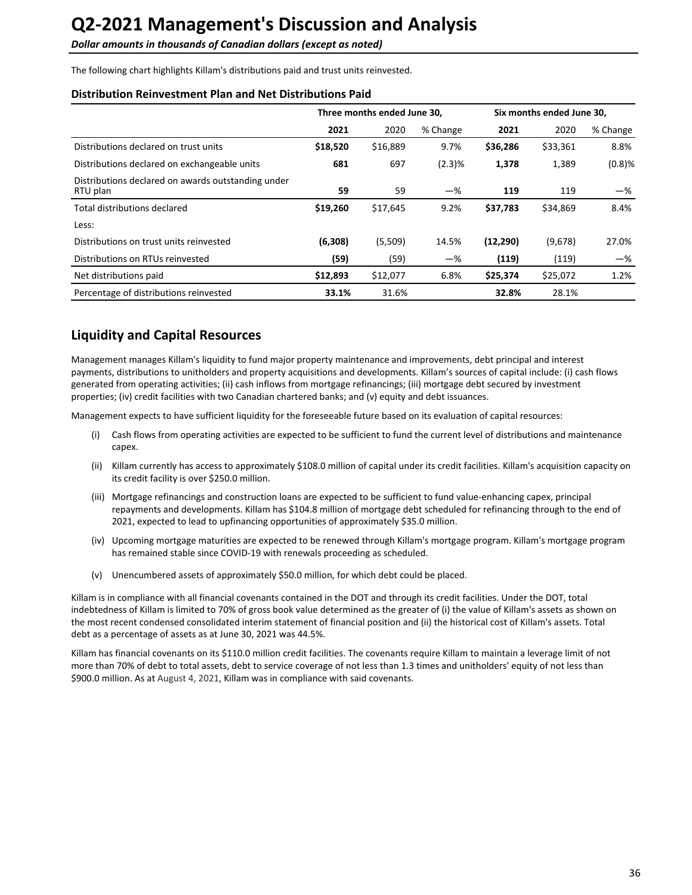# Q2-2021 Management's Discussion and Analysis

***Dollar amounts in thousands of Canadian dollars (except as noted)***

The following chart highlights Killam's distributions paid and trust units reinvested.

### Distribution Reinvestment Plan and Net Distributions Paid

| | Three months ended June 30, | | | Six months ended June 30, | | |
|---|---|---|---|---|---|---|
| | **2021** | 2020 | % Change | **2021** | 2020 | % Change |
| Distributions declared on trust units | **$18,520** | $16,889 | 9.7% | **$36,286** | $33,361 | 8.8% |
| Distributions declared on exchangeable units | **681** | 697 | (2.3)% | **1,378** | 1,389 | (0.8)% |
| Distributions declared on awards outstanding under RTU plan | **59** | 59 | —% | **119** | 119 | —% |
| Total distributions declared | **$19,260** | $17,645 | 9.2% | **$37,783** | $34,869 | 8.4% |
| Less: | | | | | | |
| Distributions on trust units reinvested | **(6,308)** | (5,509) | 14.5% | **(12,290)** | (9,678) | 27.0% |
| Distributions on RTUs reinvested | **(59)** | (59) | —% | **(119)** | (119) | —% |
| Net distributions paid | **$12,893** | $12,077 | 6.8% | **$25,374** | $25,072 | 1.2% |
| Percentage of distributions reinvested | **33.1%** | 31.6% | | **32.8%** | 28.1% | |

## Liquidity and Capital Resources

Management manages Killam's liquidity to fund major property maintenance and improvements, debt principal and interest payments, distributions to unitholders and property acquisitions and developments. Killam's sources of capital include: (i) cash flows generated from operating activities; (ii) cash inflows from mortgage refinancings; (iii) mortgage debt secured by investment properties; (iv) credit facilities with two Canadian chartered banks; and (v) equity and debt issuances.

Management expects to have sufficient liquidity for the foreseeable future based on its evaluation of capital resources:

(i) Cash flows from operating activities are expected to be sufficient to fund the current level of distributions and maintenance capex.

(ii) Killam currently has access to approximately $108.0 million of capital under its credit facilities. Killam's acquisition capacity on its credit facility is over $250.0 million.

(iii) Mortgage refinancings and construction loans are expected to be sufficient to fund value-enhancing capex, principal repayments and developments. Killam has $104.8 million of mortgage debt scheduled for refinancing through to the end of 2021, expected to lead to upfinancing opportunities of approximately $35.0 million.

(iv) Upcoming mortgage maturities are expected to be renewed through Killam's mortgage program. Killam's mortgage program has remained stable since COVID-19 with renewals proceeding as scheduled.

(v) Unencumbered assets of approximately $50.0 million, for which debt could be placed.

Killam is in compliance with all financial covenants contained in the DOT and through its credit facilities. Under the DOT, total indebtedness of Killam is limited to 70% of gross book value determined as the greater of (i) the value of Killam's assets as shown on the most recent condensed consolidated interim statement of financial position and (ii) the historical cost of Killam's assets. Total debt as a percentage of assets as at June 30, 2021 was 44.5%.

Killam has financial covenants on its $110.0 million credit facilities. The covenants require Killam to maintain a leverage limit of not more than 70% of debt to total assets, debt to service coverage of not less than 1.3 times and unitholders' equity of not less than $900.0 million. As at August 4, 2021, Killam was in compliance with said covenants.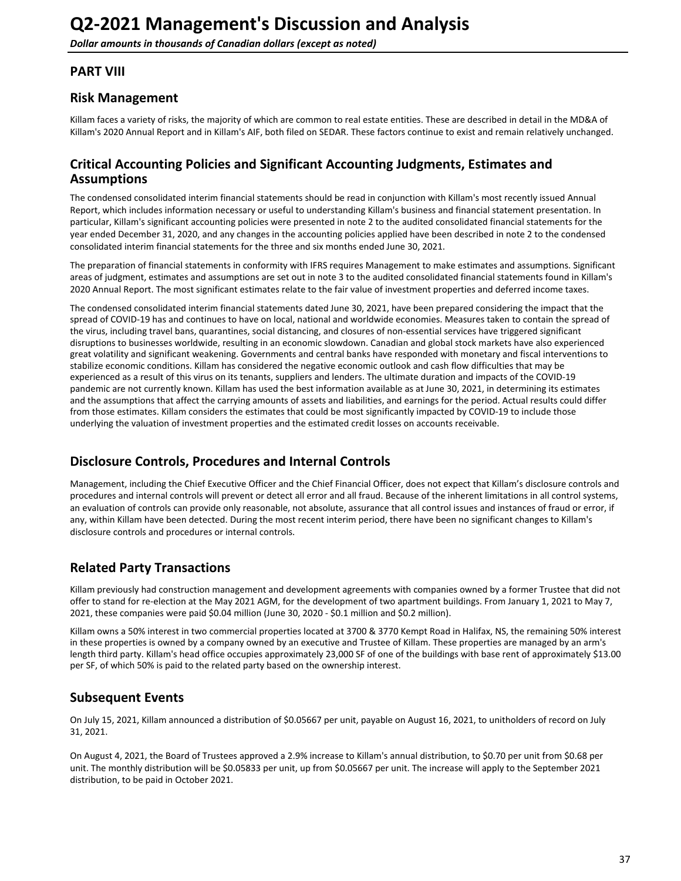# Q2-2021 Management's Discussion and Analysis

*Dollar amounts in thousands of Canadian dollars (except as noted)*

## PART VIII

## Risk Management

Killam faces a variety of risks, the majority of which are common to real estate entities. These are described in detail in the MD&A of Killam's 2020 Annual Report and in Killam's AIF, both filed on SEDAR. These factors continue to exist and remain relatively unchanged.

## Critical Accounting Policies and Significant Accounting Judgments, Estimates and Assumptions

The condensed consolidated interim financial statements should be read in conjunction with Killam's most recently issued Annual Report, which includes information necessary or useful to understanding Killam's business and financial statement presentation. In particular, Killam's significant accounting policies were presented in note 2 to the audited consolidated financial statements for the year ended December 31, 2020, and any changes in the accounting policies applied have been described in note 2 to the condensed consolidated interim financial statements for the three and six months ended June 30, 2021.

The preparation of financial statements in conformity with IFRS requires Management to make estimates and assumptions. Significant areas of judgment, estimates and assumptions are set out in note 3 to the audited consolidated financial statements found in Killam's 2020 Annual Report. The most significant estimates relate to the fair value of investment properties and deferred income taxes.

The condensed consolidated interim financial statements dated June 30, 2021, have been prepared considering the impact that the spread of COVID-19 has and continues to have on local, national and worldwide economies. Measures taken to contain the spread of the virus, including travel bans, quarantines, social distancing, and closures of non-essential services have triggered significant disruptions to businesses worldwide, resulting in an economic slowdown. Canadian and global stock markets have also experienced great volatility and significant weakening. Governments and central banks have responded with monetary and fiscal interventions to stabilize economic conditions. Killam has considered the negative economic outlook and cash flow difficulties that may be experienced as a result of this virus on its tenants, suppliers and lenders. The ultimate duration and impacts of the COVID-19 pandemic are not currently known. Killam has used the best information available as at June 30, 2021, in determining its estimates and the assumptions that affect the carrying amounts of assets and liabilities, and earnings for the period. Actual results could differ from those estimates. Killam considers the estimates that could be most significantly impacted by COVID-19 to include those underlying the valuation of investment properties and the estimated credit losses on accounts receivable.

## Disclosure Controls, Procedures and Internal Controls

Management, including the Chief Executive Officer and the Chief Financial Officer, does not expect that Killam's disclosure controls and procedures and internal controls will prevent or detect all error and all fraud. Because of the inherent limitations in all control systems, an evaluation of controls can provide only reasonable, not absolute, assurance that all control issues and instances of fraud or error, if any, within Killam have been detected. During the most recent interim period, there have been no significant changes to Killam's disclosure controls and procedures or internal controls.

## Related Party Transactions

Killam previously had construction management and development agreements with companies owned by a former Trustee that did not offer to stand for re-election at the May 2021 AGM, for the development of two apartment buildings. From January 1, 2021 to May 7, 2021, these companies were paid $0.04 million (June 30, 2020 - $0.1 million and $0.2 million).

Killam owns a 50% interest in two commercial properties located at 3700 & 3770 Kempt Road in Halifax, NS, the remaining 50% interest in these properties is owned by a company owned by an executive and Trustee of Killam. These properties are managed by an arm's length third party. Killam's head office occupies approximately 23,000 SF of one of the buildings with base rent of approximately $13.00 per SF, of which 50% is paid to the related party based on the ownership interest.

## Subsequent Events

On July 15, 2021, Killam announced a distribution of $0.05667 per unit, payable on August 16, 2021, to unitholders of record on July 31, 2021.

On August 4, 2021, the Board of Trustees approved a 2.9% increase to Killam's annual distribution, to $0.70 per unit from $0.68 per unit. The monthly distribution will be $0.05833 per unit, up from $0.05667 per unit. The increase will apply to the September 2021 distribution, to be paid in October 2021.